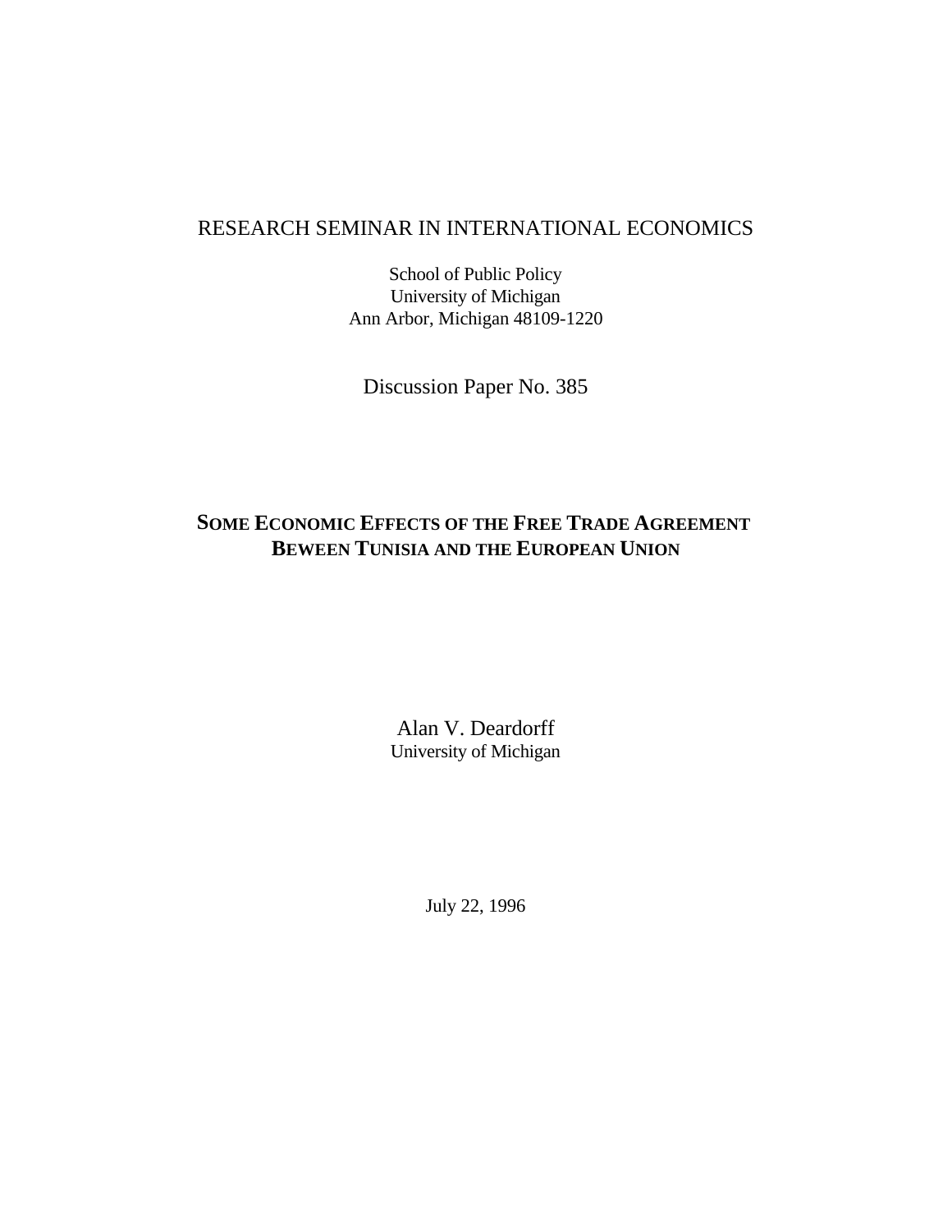RESEARCH SEMINAR IN INTERNATIONAL ECONOMICS

School of Public Policy
University of Michigan
Ann Arbor, Michigan 48109-1220

Discussion Paper No. 385

# SOME ECONOMIC EFFECTS OF THE FREE TRADE AGREEMENT BEWEEN TUNISIA AND THE EUROPEAN UNION

Alan V. Deardorff
University of Michigan

July 22, 1996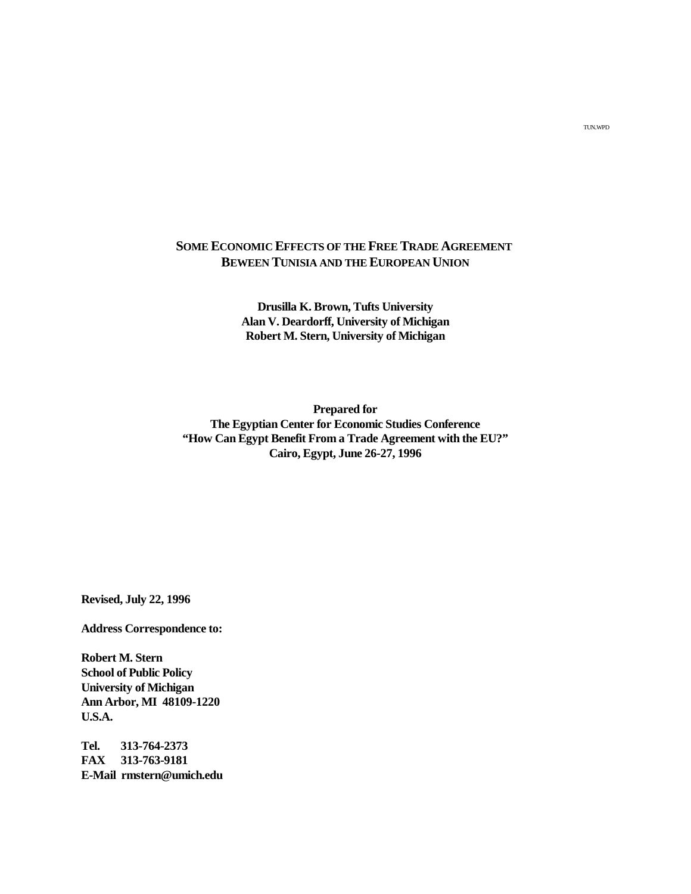TUN.WPD

# SOME ECONOMIC EFFECTS OF THE FREE TRADE AGREEMENT BEWEEN TUNISIA AND THE EUROPEAN UNION

**Drusilla K. Brown, Tufts University**
**Alan V. Deardorff, University of Michigan**
**Robert M. Stern, University of Michigan**

**Prepared for**
**The Egyptian Center for Economic Studies Conference**
**"How Can Egypt Benefit From a Trade Agreement with the EU?"**
**Cairo, Egypt, June 26-27, 1996**

**Revised, July 22, 1996**

**Address Correspondence to:**

**Robert M. Stern**
**School of Public Policy**
**University of Michigan**
**Ann Arbor, MI 48109-1220**
**U.S.A.**

**Tel. 313-764-2373**
**FAX 313-763-9181**
**E-Mail rmstern@umich.edu**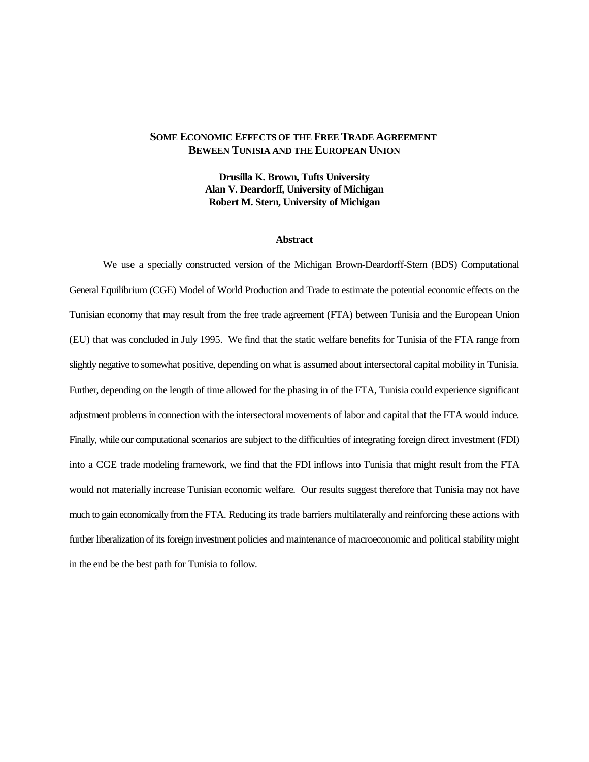# SOME ECONOMIC EFFECTS OF THE FREE TRADE AGREEMENT BEWEEN TUNISIA AND THE EUROPEAN UNION

**Drusilla K. Brown, Tufts University**
**Alan V. Deardorff, University of Michigan**
**Robert M. Stern, University of Michigan**

**Abstract**

We use a specially constructed version of the Michigan Brown-Deardorff-Stern (BDS) Computational General Equilibrium (CGE) Model of World Production and Trade to estimate the potential economic effects on the Tunisian economy that may result from the free trade agreement (FTA) between Tunisia and the European Union (EU) that was concluded in July 1995. We find that the static welfare benefits for Tunisia of the FTA range from slightly negative to somewhat positive, depending on what is assumed about intersectoral capital mobility in Tunisia. Further, depending on the length of time allowed for the phasing in of the FTA, Tunisia could experience significant adjustment problems in connection with the intersectoral movements of labor and capital that the FTA would induce. Finally, while our computational scenarios are subject to the difficulties of integrating foreign direct investment (FDI) into a CGE trade modeling framework, we find that the FDI inflows into Tunisia that might result from the FTA would not materially increase Tunisian economic welfare. Our results suggest therefore that Tunisia may not have much to gain economically from the FTA. Reducing its trade barriers multilaterally and reinforcing these actions with further liberalization of its foreign investment policies and maintenance of macroeconomic and political stability might in the end be the best path for Tunisia to follow.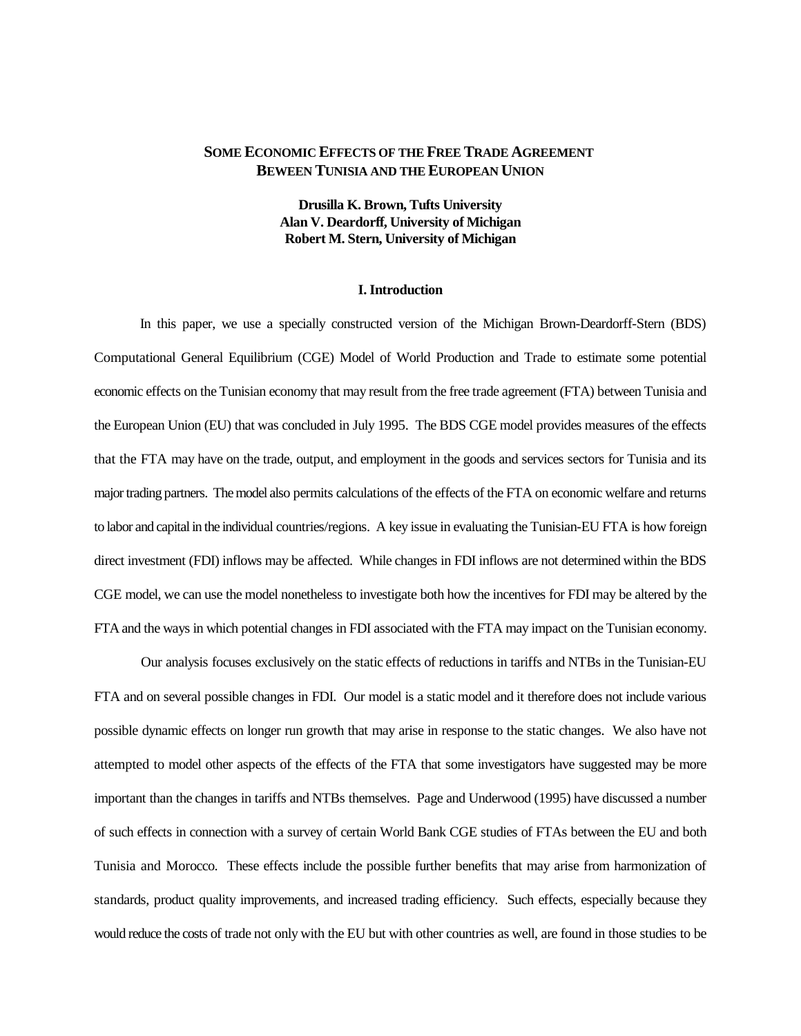# SOME ECONOMIC EFFECTS OF THE FREE TRADE AGREEMENT BEWEEN TUNISIA AND THE EUROPEAN UNION

**Drusilla K. Brown, Tufts University**
**Alan V. Deardorff, University of Michigan**
**Robert M. Stern, University of Michigan**

## I. Introduction

In this paper, we use a specially constructed version of the Michigan Brown-Deardorff-Stern (BDS) Computational General Equilibrium (CGE) Model of World Production and Trade to estimate some potential economic effects on the Tunisian economy that may result from the free trade agreement (FTA) between Tunisia and the European Union (EU) that was concluded in July 1995. The BDS CGE model provides measures of the effects that the FTA may have on the trade, output, and employment in the goods and services sectors for Tunisia and its major trading partners. The model also permits calculations of the effects of the FTA on economic welfare and returns to labor and capital in the individual countries/regions. A key issue in evaluating the Tunisian-EU FTA is how foreign direct investment (FDI) inflows may be affected. While changes in FDI inflows are not determined within the BDS CGE model, we can use the model nonetheless to investigate both how the incentives for FDI may be altered by the FTA and the ways in which potential changes in FDI associated with the FTA may impact on the Tunisian economy.

Our analysis focuses exclusively on the static effects of reductions in tariffs and NTBs in the Tunisian-EU FTA and on several possible changes in FDI. Our model is a static model and it therefore does not include various possible dynamic effects on longer run growth that may arise in response to the static changes. We also have not attempted to model other aspects of the effects of the FTA that some investigators have suggested may be more important than the changes in tariffs and NTBs themselves. Page and Underwood (1995) have discussed a number of such effects in connection with a survey of certain World Bank CGE studies of FTAs between the EU and both Tunisia and Morocco. These effects include the possible further benefits that may arise from harmonization of standards, product quality improvements, and increased trading efficiency. Such effects, especially because they would reduce the costs of trade not only with the EU but with other countries as well, are found in those studies to be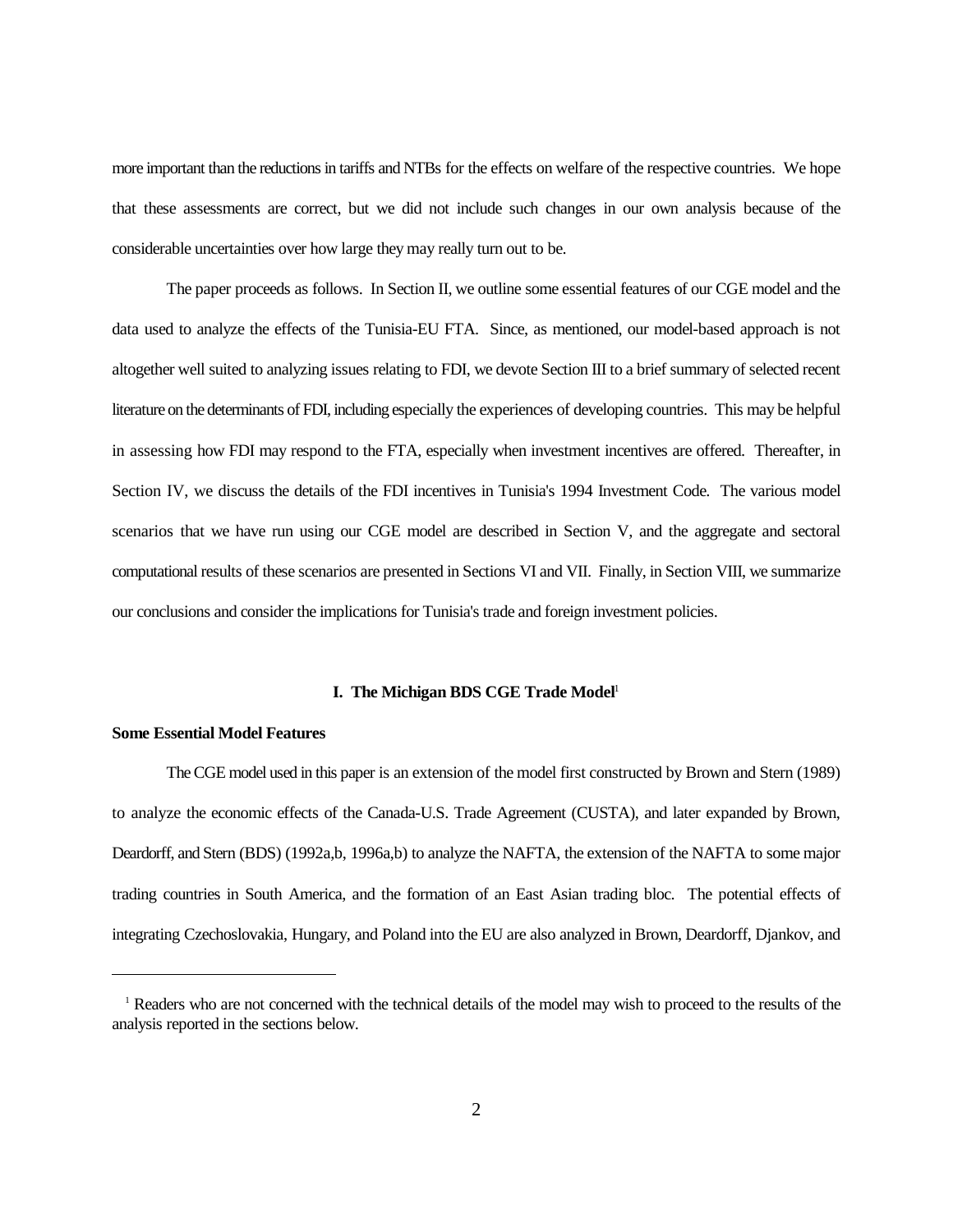more important than the reductions in tariffs and NTBs for the effects on welfare of the respective countries. We hope that these assessments are correct, but we did not include such changes in our own analysis because of the considerable uncertainties over how large they may really turn out to be.

The paper proceeds as follows. In Section II, we outline some essential features of our CGE model and the data used to analyze the effects of the Tunisia-EU FTA. Since, as mentioned, our model-based approach is not altogether well suited to analyzing issues relating to FDI, we devote Section III to a brief summary of selected recent literature on the determinants of FDI, including especially the experiences of developing countries. This may be helpful in assessing how FDI may respond to the FTA, especially when investment incentives are offered. Thereafter, in Section IV, we discuss the details of the FDI incentives in Tunisia's 1994 Investment Code. The various model scenarios that we have run using our CGE model are described in Section V, and the aggregate and sectoral computational results of these scenarios are presented in Sections VI and VII. Finally, in Section VIII, we summarize our conclusions and consider the implications for Tunisia's trade and foreign investment policies.

## I. The Michigan BDS CGE Trade Model[1]

### Some Essential Model Features

The CGE model used in this paper is an extension of the model first constructed by Brown and Stern (1989) to analyze the economic effects of the Canada-U.S. Trade Agreement (CUSTA), and later expanded by Brown, Deardorff, and Stern (BDS) (1992a,b, 1996a,b) to analyze the NAFTA, the extension of the NAFTA to some major trading countries in South America, and the formation of an East Asian trading bloc. The potential effects of integrating Czechoslovakia, Hungary, and Poland into the EU are also analyzed in Brown, Deardorff, Djankov, and

---

[1] Readers who are not concerned with the technical details of the model may wish to proceed to the results of the analysis reported in the sections below.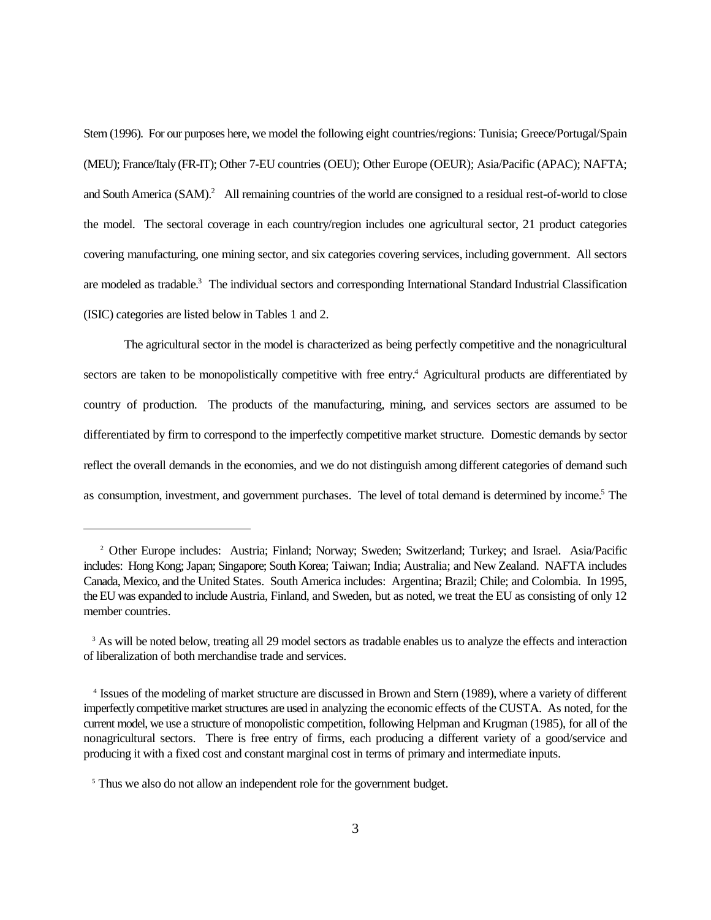Stern (1996). For our purposes here, we model the following eight countries/regions: Tunisia; Greece/Portugal/Spain (MEU); France/Italy (FR-IT); Other 7-EU countries (OEU); Other Europe (OEUR); Asia/Pacific (APAC); NAFTA; and South America (SAM).[2] All remaining countries of the world are consigned to a residual rest-of-world to close the model. The sectoral coverage in each country/region includes one agricultural sector, 21 product categories covering manufacturing, one mining sector, and six categories covering services, including government. All sectors are modeled as tradable.[3] The individual sectors and corresponding International Standard Industrial Classification (ISIC) categories are listed below in Tables 1 and 2.

The agricultural sector in the model is characterized as being perfectly competitive and the nonagricultural sectors are taken to be monopolistically competitive with free entry.[4] Agricultural products are differentiated by country of production. The products of the manufacturing, mining, and services sectors are assumed to be differentiated by firm to correspond to the imperfectly competitive market structure. Domestic demands by sector reflect the overall demands in the economies, and we do not distinguish among different categories of demand such as consumption, investment, and government purchases. The level of total demand is determined by income.[5] The

---

[2] Other Europe includes: Austria; Finland; Norway; Sweden; Switzerland; Turkey; and Israel. Asia/Pacific includes: Hong Kong; Japan; Singapore; South Korea; Taiwan; India; Australia; and New Zealand. NAFTA includes Canada, Mexico, and the United States. South America includes: Argentina; Brazil; Chile; and Colombia. In 1995, the EU was expanded to include Austria, Finland, and Sweden, but as noted, we treat the EU as consisting of only 12 member countries.

[3] As will be noted below, treating all 29 model sectors as tradable enables us to analyze the effects and interaction of liberalization of both merchandise trade and services.

[4] Issues of the modeling of market structure are discussed in Brown and Stern (1989), where a variety of different imperfectly competitive market structures are used in analyzing the economic effects of the CUSTA. As noted, for the current model, we use a structure of monopolistic competition, following Helpman and Krugman (1985), for all of the nonagricultural sectors. There is free entry of firms, each producing a different variety of a good/service and producing it with a fixed cost and constant marginal cost in terms of primary and intermediate inputs.

[5] Thus we also do not allow an independent role for the government budget.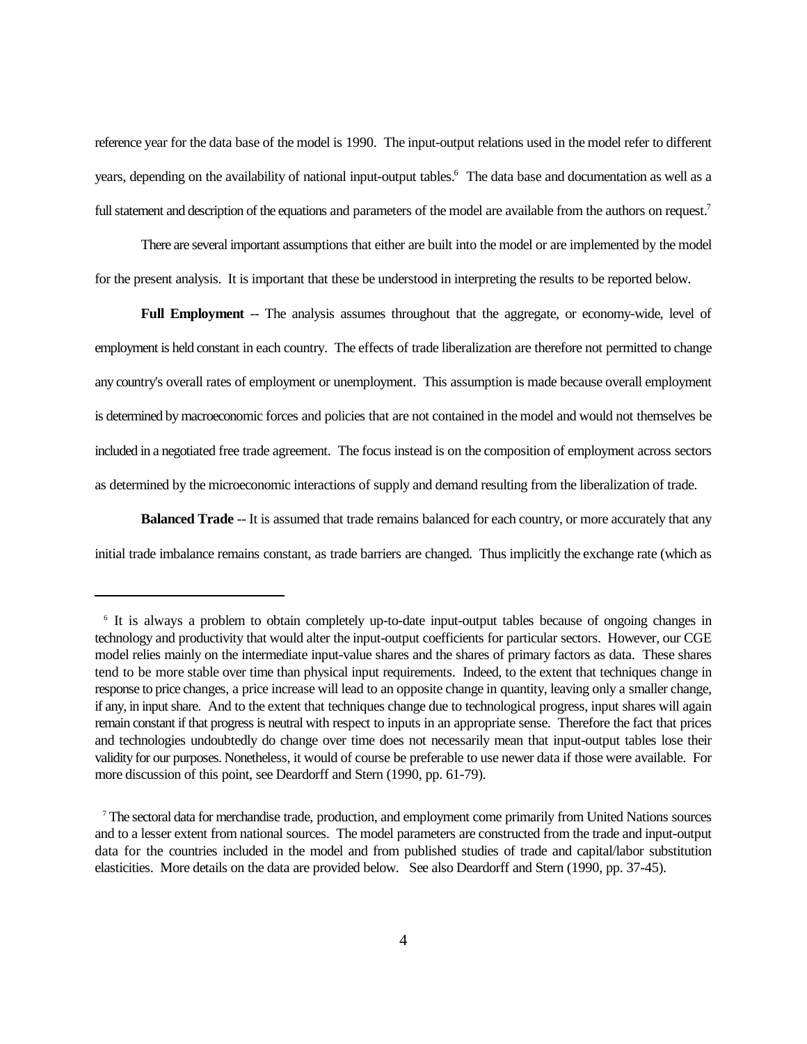reference year for the data base of the model is 1990. The input-output relations used in the model refer to different years, depending on the availability of national input-output tables.[6] The data base and documentation as well as a full statement and description of the equations and parameters of the model are available from the authors on request.[7]

There are several important assumptions that either are built into the model or are implemented by the model for the present analysis. It is important that these be understood in interpreting the results to be reported below.

**Full Employment** -- The analysis assumes throughout that the aggregate, or economy-wide, level of employment is held constant in each country. The effects of trade liberalization are therefore not permitted to change any country's overall rates of employment or unemployment. This assumption is made because overall employment is determined by macroeconomic forces and policies that are not contained in the model and would not themselves be included in a negotiated free trade agreement. The focus instead is on the composition of employment across sectors as determined by the microeconomic interactions of supply and demand resulting from the liberalization of trade.

**Balanced Trade** -- It is assumed that trade remains balanced for each country, or more accurately that any initial trade imbalance remains constant, as trade barriers are changed. Thus implicitly the exchange rate (which as

---

[6] It is always a problem to obtain completely up-to-date input-output tables because of ongoing changes in technology and productivity that would alter the input-output coefficients for particular sectors. However, our CGE model relies mainly on the intermediate input-value shares and the shares of primary factors as data. These shares tend to be more stable over time than physical input requirements. Indeed, to the extent that techniques change in response to price changes, a price increase will lead to an opposite change in quantity, leaving only a smaller change, if any, in input share. And to the extent that techniques change due to technological progress, input shares will again remain constant if that progress is neutral with respect to inputs in an appropriate sense. Therefore the fact that prices and technologies undoubtedly do change over time does not necessarily mean that input-output tables lose their validity for our purposes. Nonetheless, it would of course be preferable to use newer data if those were available. For more discussion of this point, see Deardorff and Stern (1990, pp. 61-79).

[7] The sectoral data for merchandise trade, production, and employment come primarily from United Nations sources and to a lesser extent from national sources. The model parameters are constructed from the trade and input-output data for the countries included in the model and from published studies of trade and capital/labor substitution elasticities. More details on the data are provided below. See also Deardorff and Stern (1990, pp. 37-45).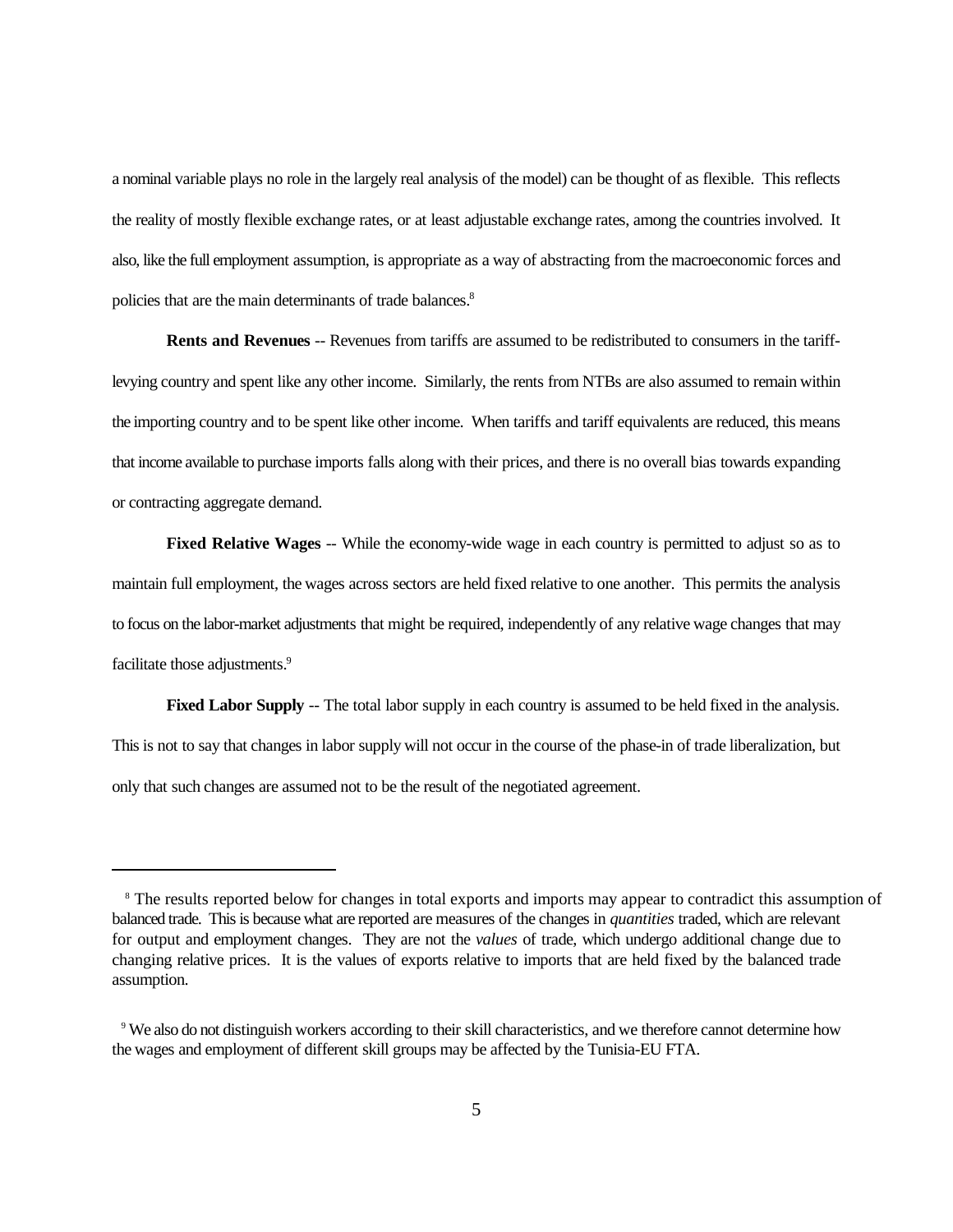a nominal variable plays no role in the largely real analysis of the model) can be thought of as flexible. This reflects the reality of mostly flexible exchange rates, or at least adjustable exchange rates, among the countries involved. It also, like the full employment assumption, is appropriate as a way of abstracting from the macroeconomic forces and policies that are the main determinants of trade balances.[8]

**Rents and Revenues** -- Revenues from tariffs are assumed to be redistributed to consumers in the tariff-levying country and spent like any other income. Similarly, the rents from NTBs are also assumed to remain within the importing country and to be spent like other income. When tariffs and tariff equivalents are reduced, this means that income available to purchase imports falls along with their prices, and there is no overall bias towards expanding or contracting aggregate demand.

**Fixed Relative Wages** -- While the economy-wide wage in each country is permitted to adjust so as to maintain full employment, the wages across sectors are held fixed relative to one another. This permits the analysis to focus on the labor-market adjustments that might be required, independently of any relative wage changes that may facilitate those adjustments.[9]

**Fixed Labor Supply** -- The total labor supply in each country is assumed to be held fixed in the analysis. This is not to say that changes in labor supply will not occur in the course of the phase-in of trade liberalization, but only that such changes are assumed not to be the result of the negotiated agreement.

---

[8] The results reported below for changes in total exports and imports may appear to contradict this assumption of balanced trade. This is because what are reported are measures of the changes in *quantities* traded, which are relevant for output and employment changes. They are not the *values* of trade, which undergo additional change due to changing relative prices. It is the values of exports relative to imports that are held fixed by the balanced trade assumption.

[9] We also do not distinguish workers according to their skill characteristics, and we therefore cannot determine how the wages and employment of different skill groups may be affected by the Tunisia-EU FTA.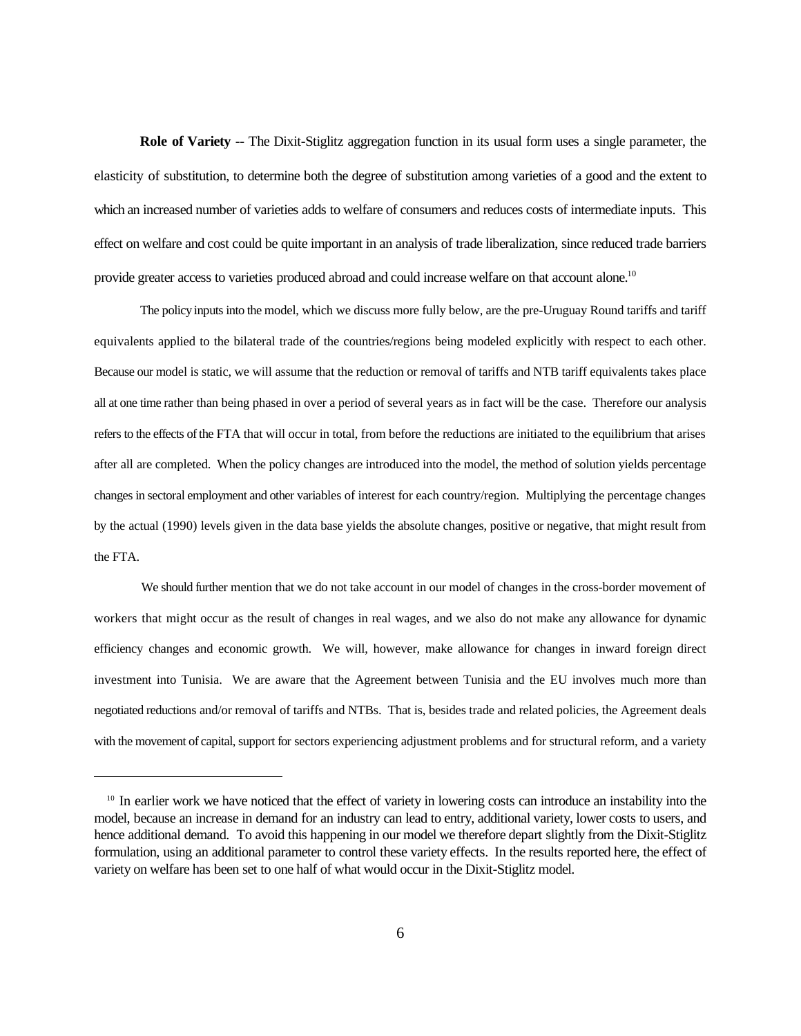**Role of Variety** -- The Dixit-Stiglitz aggregation function in its usual form uses a single parameter, the elasticity of substitution, to determine both the degree of substitution among varieties of a good and the extent to which an increased number of varieties adds to welfare of consumers and reduces costs of intermediate inputs. This effect on welfare and cost could be quite important in an analysis of trade liberalization, since reduced trade barriers provide greater access to varieties produced abroad and could increase welfare on that account alone.[10]

The policy inputs into the model, which we discuss more fully below, are the pre-Uruguay Round tariffs and tariff equivalents applied to the bilateral trade of the countries/regions being modeled explicitly with respect to each other. Because our model is static, we will assume that the reduction or removal of tariffs and NTB tariff equivalents takes place all at one time rather than being phased in over a period of several years as in fact will be the case. Therefore our analysis refers to the effects of the FTA that will occur in total, from before the reductions are initiated to the equilibrium that arises after all are completed. When the policy changes are introduced into the model, the method of solution yields percentage changes in sectoral employment and other variables of interest for each country/region. Multiplying the percentage changes by the actual (1990) levels given in the data base yields the absolute changes, positive or negative, that might result from the FTA.

We should further mention that we do not take account in our model of changes in the cross-border movement of workers that might occur as the result of changes in real wages, and we also do not make any allowance for dynamic efficiency changes and economic growth. We will, however, make allowance for changes in inward foreign direct investment into Tunisia. We are aware that the Agreement between Tunisia and the EU involves much more than negotiated reductions and/or removal of tariffs and NTBs. That is, besides trade and related policies, the Agreement deals with the movement of capital, support for sectors experiencing adjustment problems and for structural reform, and a variety

---

[10] In earlier work we have noticed that the effect of variety in lowering costs can introduce an instability into the model, because an increase in demand for an industry can lead to entry, additional variety, lower costs to users, and hence additional demand. To avoid this happening in our model we therefore depart slightly from the Dixit-Stiglitz formulation, using an additional parameter to control these variety effects. In the results reported here, the effect of variety on welfare has been set to one half of what would occur in the Dixit-Stiglitz model.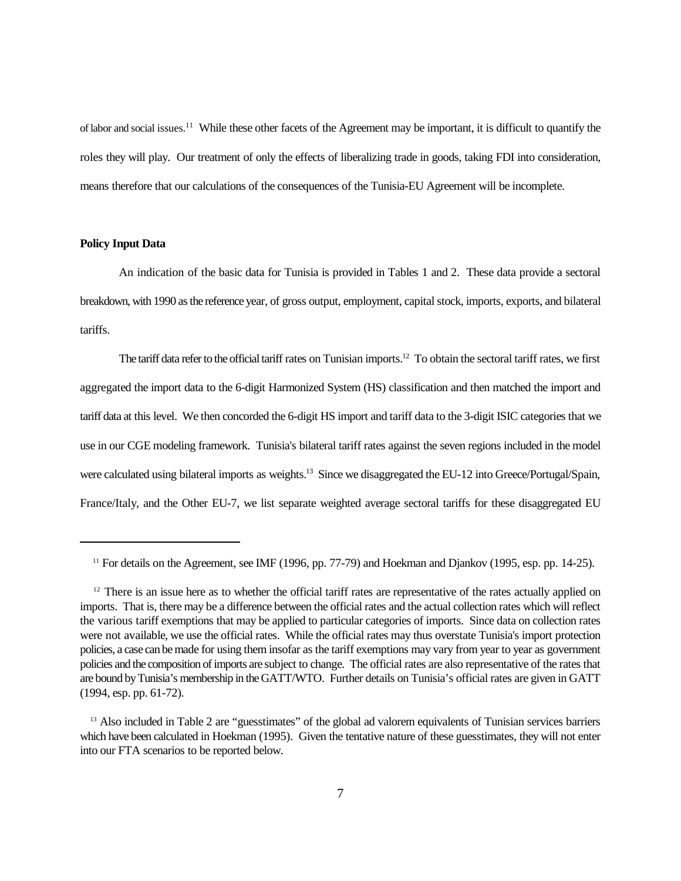of labor and social issues.[11] While these other facets of the Agreement may be important, it is difficult to quantify the roles they will play. Our treatment of only the effects of liberalizing trade in goods, taking FDI into consideration, means therefore that our calculations of the consequences of the Tunisia-EU Agreement will be incomplete.

**Policy Input Data**

An indication of the basic data for Tunisia is provided in Tables 1 and 2. These data provide a sectoral breakdown, with 1990 as the reference year, of gross output, employment, capital stock, imports, exports, and bilateral tariffs.

The tariff data refer to the official tariff rates on Tunisian imports.[12] To obtain the sectoral tariff rates, we first aggregated the import data to the 6-digit Harmonized System (HS) classification and then matched the import and tariff data at this level. We then concorded the 6-digit HS import and tariff data to the 3-digit ISIC categories that we use in our CGE modeling framework. Tunisia's bilateral tariff rates against the seven regions included in the model were calculated using bilateral imports as weights.[13] Since we disaggregated the EU-12 into Greece/Portugal/Spain, France/Italy, and the Other EU-7, we list separate weighted average sectoral tariffs for these disaggregated EU

---

[11] For details on the Agreement, see IMF (1996, pp. 77-79) and Hoekman and Djankov (1995, esp. pp. 14-25).

[12] There is an issue here as to whether the official tariff rates are representative of the rates actually applied on imports. That is, there may be a difference between the official rates and the actual collection rates which will reflect the various tariff exemptions that may be applied to particular categories of imports. Since data on collection rates were not available, we use the official rates. While the official rates may thus overstate Tunisia's import protection policies, a case can be made for using them insofar as the tariff exemptions may vary from year to year as government policies and the composition of imports are subject to change. The official rates are also representative of the rates that are bound by Tunisia's membership in the GATT/WTO. Further details on Tunisia's official rates are given in GATT (1994, esp. pp. 61-72).

[13] Also included in Table 2 are "guesstimates" of the global ad valorem equivalents of Tunisian services barriers which have been calculated in Hoekman (1995). Given the tentative nature of these guesstimates, they will not enter into our FTA scenarios to be reported below.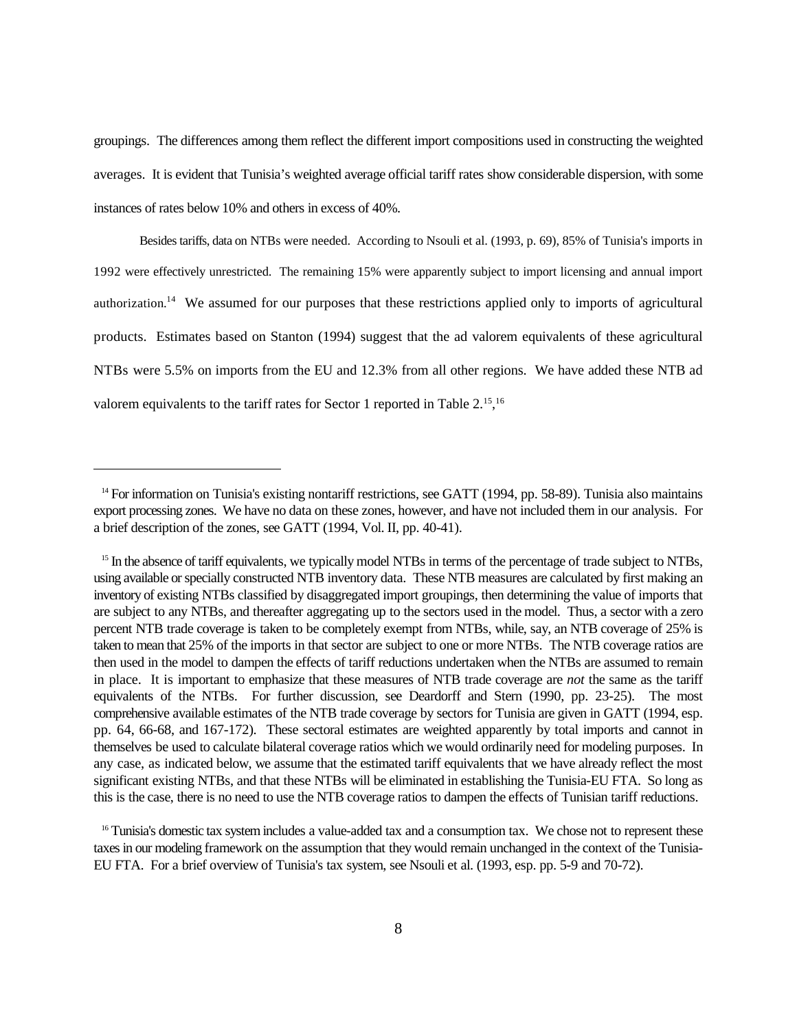groupings. The differences among them reflect the different import compositions used in constructing the weighted averages. It is evident that Tunisia's weighted average official tariff rates show considerable dispersion, with some instances of rates below 10% and others in excess of 40%.

Besides tariffs, data on NTBs were needed. According to Nsouli et al. (1993, p. 69), 85% of Tunisia's imports in 1992 were effectively unrestricted. The remaining 15% were apparently subject to import licensing and annual import authorization.[14] We assumed for our purposes that these restrictions applied only to imports of agricultural products. Estimates based on Stanton (1994) suggest that the ad valorem equivalents of these agricultural NTBs were 5.5% on imports from the EU and 12.3% from all other regions. We have added these NTB ad valorem equivalents to the tariff rates for Sector 1 reported in Table 2.[15],[16]

---

[14] For information on Tunisia's existing nontariff restrictions, see GATT (1994, pp. 58-89). Tunisia also maintains export processing zones. We have no data on these zones, however, and have not included them in our analysis. For a brief description of the zones, see GATT (1994, Vol. II, pp. 40-41).

[15] In the absence of tariff equivalents, we typically model NTBs in terms of the percentage of trade subject to NTBs, using available or specially constructed NTB inventory data. These NTB measures are calculated by first making an inventory of existing NTBs classified by disaggregated import groupings, then determining the value of imports that are subject to any NTBs, and thereafter aggregating up to the sectors used in the model. Thus, a sector with a zero percent NTB trade coverage is taken to be completely exempt from NTBs, while, say, an NTB coverage of 25% is taken to mean that 25% of the imports in that sector are subject to one or more NTBs. The NTB coverage ratios are then used in the model to dampen the effects of tariff reductions undertaken when the NTBs are assumed to remain in place. It is important to emphasize that these measures of NTB trade coverage are *not* the same as the tariff equivalents of the NTBs. For further discussion, see Deardorff and Stern (1990, pp. 23-25). The most comprehensive available estimates of the NTB trade coverage by sectors for Tunisia are given in GATT (1994, esp. pp. 64, 66-68, and 167-172). These sectoral estimates are weighted apparently by total imports and cannot in themselves be used to calculate bilateral coverage ratios which we would ordinarily need for modeling purposes. In any case, as indicated below, we assume that the estimated tariff equivalents that we have already reflect the most significant existing NTBs, and that these NTBs will be eliminated in establishing the Tunisia-EU FTA. So long as this is the case, there is no need to use the NTB coverage ratios to dampen the effects of Tunisian tariff reductions.

[16] Tunisia's domestic tax system includes a value-added tax and a consumption tax. We chose not to represent these taxes in our modeling framework on the assumption that they would remain unchanged in the context of the Tunisia-EU FTA. For a brief overview of Tunisia's tax system, see Nsouli et al. (1993, esp. pp. 5-9 and 70-72).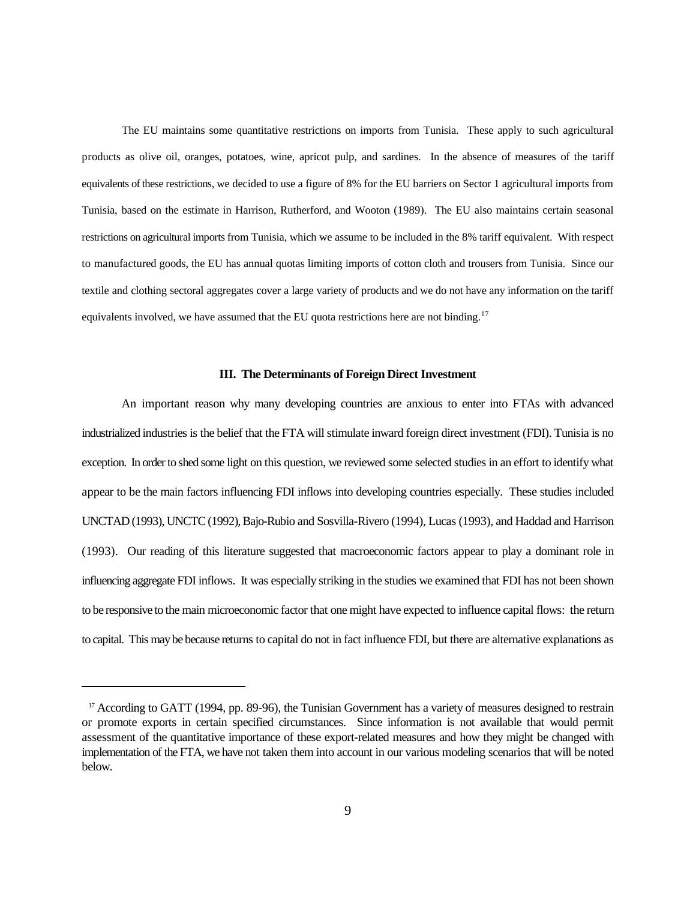The EU maintains some quantitative restrictions on imports from Tunisia. These apply to such agricultural products as olive oil, oranges, potatoes, wine, apricot pulp, and sardines. In the absence of measures of the tariff equivalents of these restrictions, we decided to use a figure of 8% for the EU barriers on Sector 1 agricultural imports from Tunisia, based on the estimate in Harrison, Rutherford, and Wooton (1989). The EU also maintains certain seasonal restrictions on agricultural imports from Tunisia, which we assume to be included in the 8% tariff equivalent. With respect to manufactured goods, the EU has annual quotas limiting imports of cotton cloth and trousers from Tunisia. Since our textile and clothing sectoral aggregates cover a large variety of products and we do not have any information on the tariff equivalents involved, we have assumed that the EU quota restrictions here are not binding.[17]

## III. The Determinants of Foreign Direct Investment

An important reason why many developing countries are anxious to enter into FTAs with advanced industrialized industries is the belief that the FTA will stimulate inward foreign direct investment (FDI). Tunisia is no exception. In order to shed some light on this question, we reviewed some selected studies in an effort to identify what appear to be the main factors influencing FDI inflows into developing countries especially. These studies included UNCTAD (1993), UNCTC (1992), Bajo-Rubio and Sosvilla-Rivero (1994), Lucas (1993), and Haddad and Harrison (1993). Our reading of this literature suggested that macroeconomic factors appear to play a dominant role in influencing aggregate FDI inflows. It was especially striking in the studies we examined that FDI has not been shown to be responsive to the main microeconomic factor that one might have expected to influence capital flows: the return to capital. This may be because returns to capital do not in fact influence FDI, but there are alternative explanations as

---

[17] According to GATT (1994, pp. 89-96), the Tunisian Government has a variety of measures designed to restrain or promote exports in certain specified circumstances. Since information is not available that would permit assessment of the quantitative importance of these export-related measures and how they might be changed with implementation of the FTA, we have not taken them into account in our various modeling scenarios that will be noted below.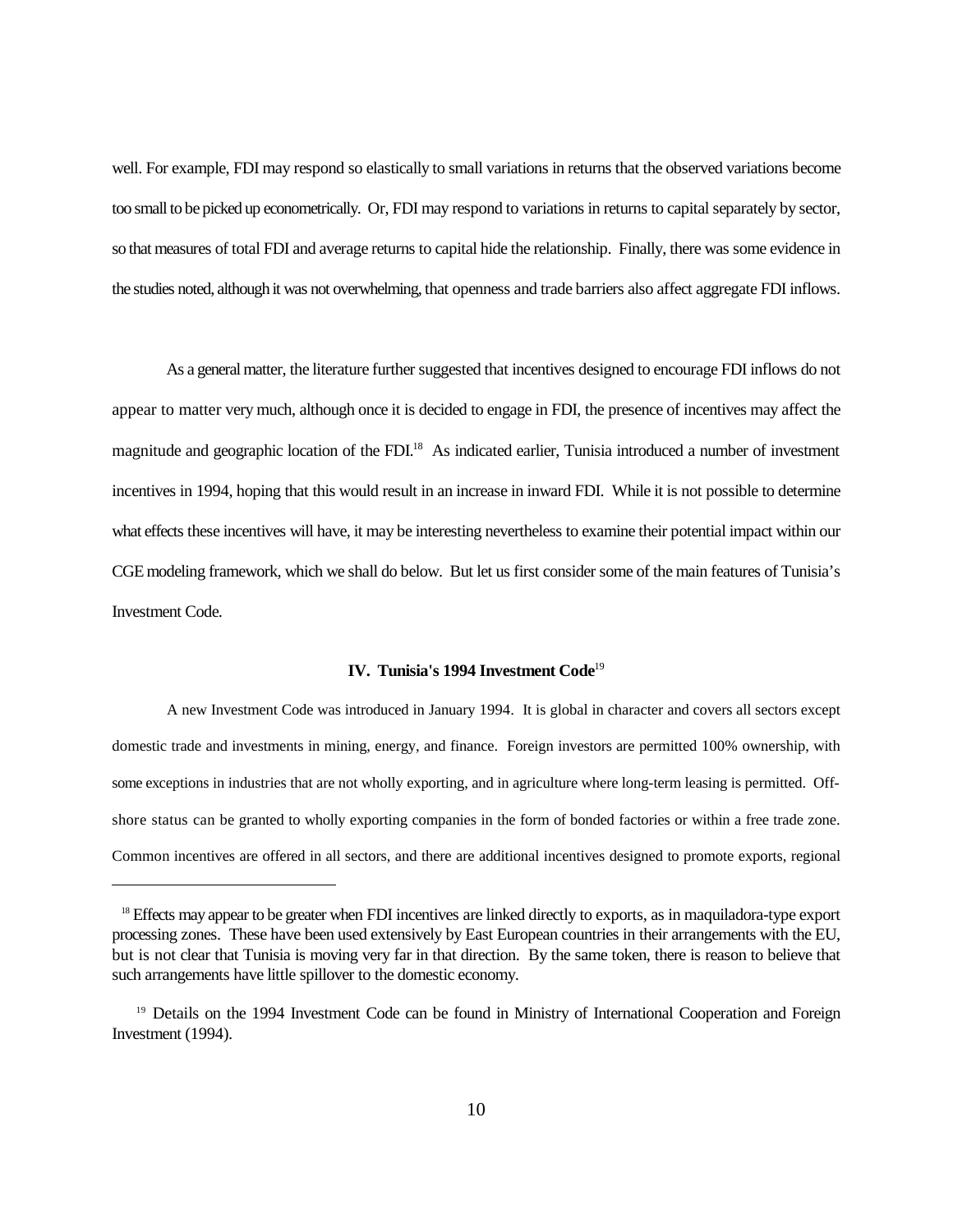well. For example, FDI may respond so elastically to small variations in returns that the observed variations become too small to be picked up econometrically. Or, FDI may respond to variations in returns to capital separately by sector, so that measures of total FDI and average returns to capital hide the relationship. Finally, there was some evidence in the studies noted, although it was not overwhelming, that openness and trade barriers also affect aggregate FDI inflows.

As a general matter, the literature further suggested that incentives designed to encourage FDI inflows do not appear to matter very much, although once it is decided to engage in FDI, the presence of incentives may affect the magnitude and geographic location of the FDI.[18] As indicated earlier, Tunisia introduced a number of investment incentives in 1994, hoping that this would result in an increase in inward FDI. While it is not possible to determine what effects these incentives will have, it may be interesting nevertheless to examine their potential impact within our CGE modeling framework, which we shall do below. But let us first consider some of the main features of Tunisia's Investment Code.

## IV. Tunisia's 1994 Investment Code[19]

A new Investment Code was introduced in January 1994. It is global in character and covers all sectors except domestic trade and investments in mining, energy, and finance. Foreign investors are permitted 100% ownership, with some exceptions in industries that are not wholly exporting, and in agriculture where long-term leasing is permitted. Off-shore status can be granted to wholly exporting companies in the form of bonded factories or within a free trade zone. Common incentives are offered in all sectors, and there are additional incentives designed to promote exports, regional

---

[18] Effects may appear to be greater when FDI incentives are linked directly to exports, as in maquiladora-type export processing zones. These have been used extensively by East European countries in their arrangements with the EU, but is not clear that Tunisia is moving very far in that direction. By the same token, there is reason to believe that such arrangements have little spillover to the domestic economy.

[19] Details on the 1994 Investment Code can be found in Ministry of International Cooperation and Foreign Investment (1994).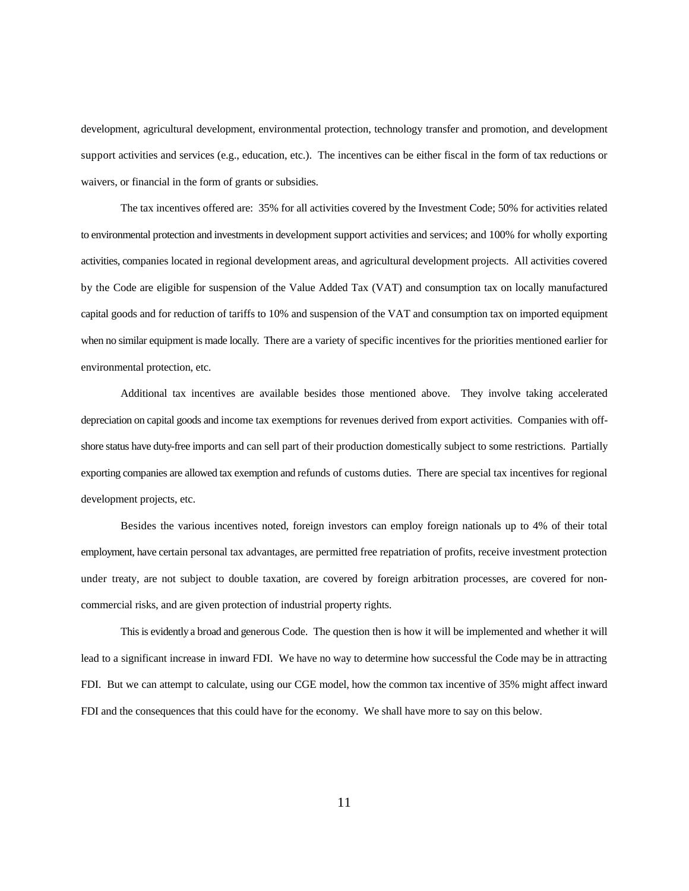development, agricultural development, environmental protection, technology transfer and promotion, and development support activities and services (e.g., education, etc.). The incentives can be either fiscal in the form of tax reductions or waivers, or financial in the form of grants or subsidies.

The tax incentives offered are: 35% for all activities covered by the Investment Code; 50% for activities related to environmental protection and investments in development support activities and services; and 100% for wholly exporting activities, companies located in regional development areas, and agricultural development projects. All activities covered by the Code are eligible for suspension of the Value Added Tax (VAT) and consumption tax on locally manufactured capital goods and for reduction of tariffs to 10% and suspension of the VAT and consumption tax on imported equipment when no similar equipment is made locally. There are a variety of specific incentives for the priorities mentioned earlier for environmental protection, etc.

Additional tax incentives are available besides those mentioned above. They involve taking accelerated depreciation on capital goods and income tax exemptions for revenues derived from export activities. Companies with off-shore status have duty-free imports and can sell part of their production domestically subject to some restrictions. Partially exporting companies are allowed tax exemption and refunds of customs duties. There are special tax incentives for regional development projects, etc.

Besides the various incentives noted, foreign investors can employ foreign nationals up to 4% of their total employment, have certain personal tax advantages, are permitted free repatriation of profits, receive investment protection under treaty, are not subject to double taxation, are covered by foreign arbitration processes, are covered for non-commercial risks, and are given protection of industrial property rights.

This is evidently a broad and generous Code. The question then is how it will be implemented and whether it will lead to a significant increase in inward FDI. We have no way to determine how successful the Code may be in attracting FDI. But we can attempt to calculate, using our CGE model, how the common tax incentive of 35% might affect inward FDI and the consequences that this could have for the economy. We shall have more to say on this below.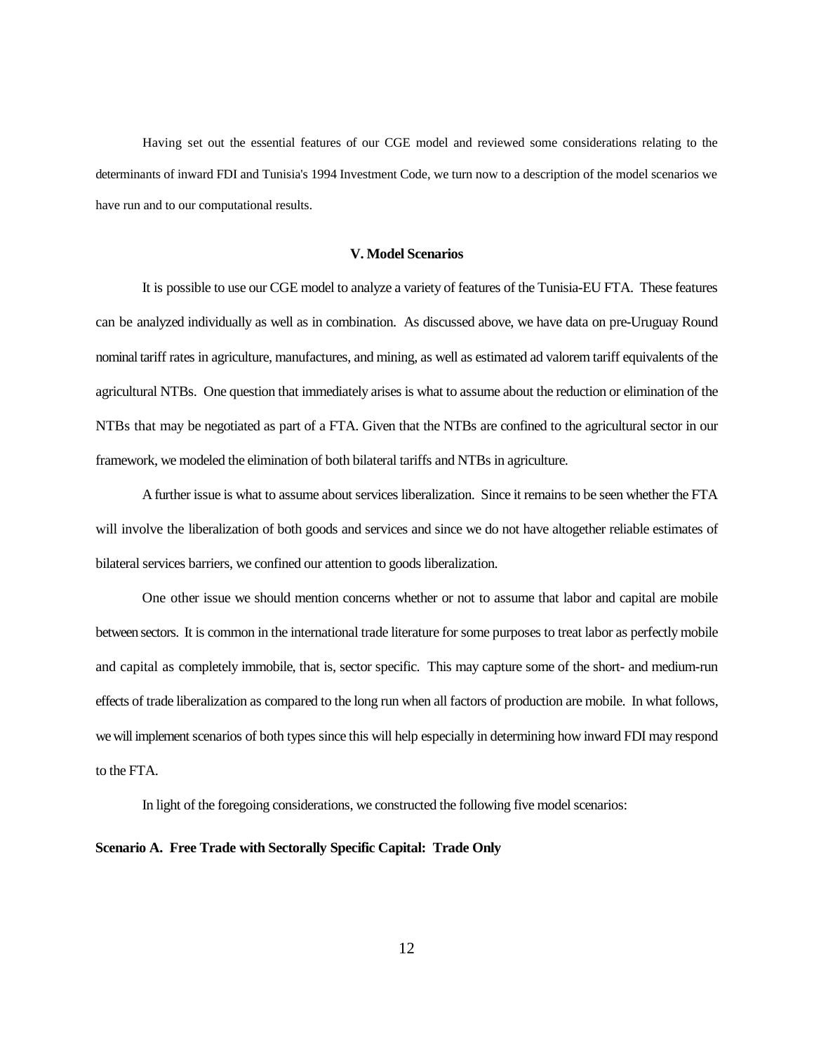Having set out the essential features of our CGE model and reviewed some considerations relating to the determinants of inward FDI and Tunisia's 1994 Investment Code, we turn now to a description of the model scenarios we have run and to our computational results.

## V. Model Scenarios

It is possible to use our CGE model to analyze a variety of features of the Tunisia-EU FTA. These features can be analyzed individually as well as in combination. As discussed above, we have data on pre-Uruguay Round nominal tariff rates in agriculture, manufactures, and mining, as well as estimated ad valorem tariff equivalents of the agricultural NTBs. One question that immediately arises is what to assume about the reduction or elimination of the NTBs that may be negotiated as part of a FTA. Given that the NTBs are confined to the agricultural sector in our framework, we modeled the elimination of both bilateral tariffs and NTBs in agriculture.

A further issue is what to assume about services liberalization. Since it remains to be seen whether the FTA will involve the liberalization of both goods and services and since we do not have altogether reliable estimates of bilateral services barriers, we confined our attention to goods liberalization.

One other issue we should mention concerns whether or not to assume that labor and capital are mobile between sectors. It is common in the international trade literature for some purposes to treat labor as perfectly mobile and capital as completely immobile, that is, sector specific. This may capture some of the short- and medium-run effects of trade liberalization as compared to the long run when all factors of production are mobile. In what follows, we will implement scenarios of both types since this will help especially in determining how inward FDI may respond to the FTA.

In light of the foregoing considerations, we constructed the following five model scenarios:

**Scenario A. Free Trade with Sectorally Specific Capital: Trade Only**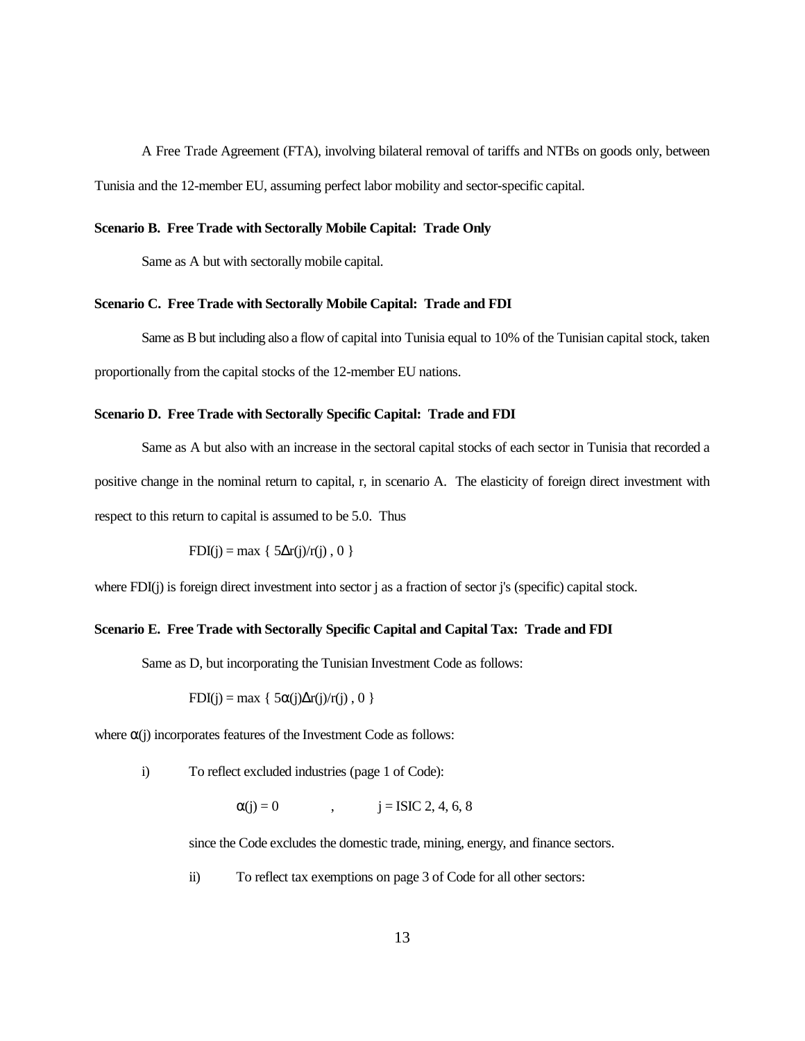A Free Trade Agreement (FTA), involving bilateral removal of tariffs and NTBs on goods only, between Tunisia and the 12-member EU, assuming perfect labor mobility and sector-specific capital.

**Scenario B. Free Trade with Sectorally Mobile Capital: Trade Only**

Same as A but with sectorally mobile capital.

**Scenario C. Free Trade with Sectorally Mobile Capital: Trade and FDI**

Same as B but including also a flow of capital into Tunisia equal to 10% of the Tunisian capital stock, taken proportionally from the capital stocks of the 12-member EU nations.

**Scenario D. Free Trade with Sectorally Specific Capital: Trade and FDI**

Same as A but also with an increase in the sectoral capital stocks of each sector in Tunisia that recorded a positive change in the nominal return to capital, r, in scenario A. The elasticity of foreign direct investment with respect to this return to capital is assumed to be 5.0. Thus

$$FDI(j) = \max \{ 5\Delta r(j)/r(j) , 0 \}$$

where FDI(j) is foreign direct investment into sector j as a fraction of sector j's (specific) capital stock.

**Scenario E. Free Trade with Sectorally Specific Capital and Capital Tax: Trade and FDI**

Same as D, but incorporating the Tunisian Investment Code as follows:

$$FDI(j) = \max \{ 5\alpha(j)\Delta r(j)/r(j) , 0 \}$$

where $\alpha(j)$ incorporates features of the Investment Code as follows:

i) To reflect excluded industries (page 1 of Code):

$$\alpha(j) = 0 \quad , \quad j = \text{ISIC } 2, 4, 6, 8$$

since the Code excludes the domestic trade, mining, energy, and finance sectors.

ii) To reflect tax exemptions on page 3 of Code for all other sectors: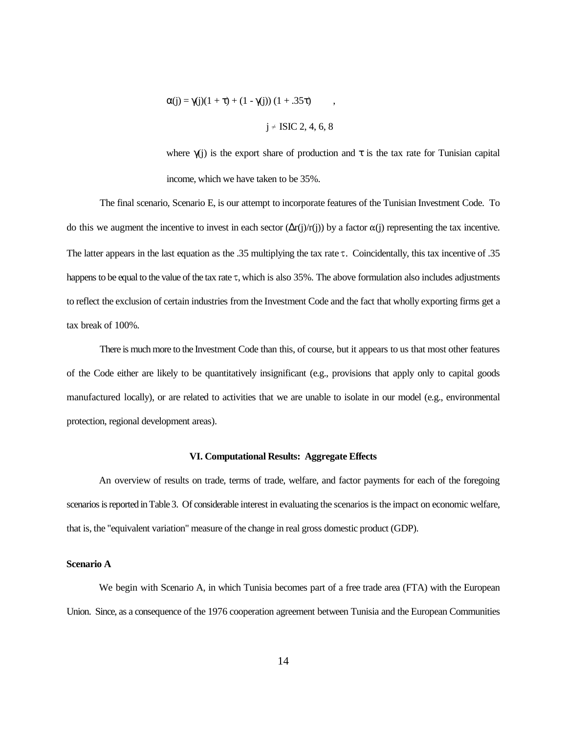$$\alpha(j) = \gamma(j)(1 + \tau) + (1 - \gamma(j))\,(1 + .35\tau) \qquad ,$$

$$j \neq \text{ISIC } 2, 4, 6, 8$$

where $\gamma(j)$ is the export share of production and $\tau$ is the tax rate for Tunisian capital income, which we have taken to be 35%.

The final scenario, Scenario E, is our attempt to incorporate features of the Tunisian Investment Code. To do this we augment the incentive to invest in each sector ($\Delta r(j)/r(j)$) by a factor $\alpha(j)$ representing the tax incentive. The latter appears in the last equation as the .35 multiplying the tax rate $\tau$. Coincidentally, this tax incentive of .35 happens to be equal to the value of the tax rate $\tau$, which is also 35%. The above formulation also includes adjustments to reflect the exclusion of certain industries from the Investment Code and the fact that wholly exporting firms get a tax break of 100%.

There is much more to the Investment Code than this, of course, but it appears to us that most other features of the Code either are likely to be quantitatively insignificant (e.g., provisions that apply only to capital goods manufactured locally), or are related to activities that we are unable to isolate in our model (e.g., environmental protection, regional development areas).

## VI. Computational Results: Aggregate Effects

An overview of results on trade, terms of trade, welfare, and factor payments for each of the foregoing scenarios is reported in Table 3. Of considerable interest in evaluating the scenarios is the impact on economic welfare, that is, the "equivalent variation" measure of the change in real gross domestic product (GDP).

### Scenario A

We begin with Scenario A, in which Tunisia becomes part of a free trade area (FTA) with the European Union. Since, as a consequence of the 1976 cooperation agreement between Tunisia and the European Communities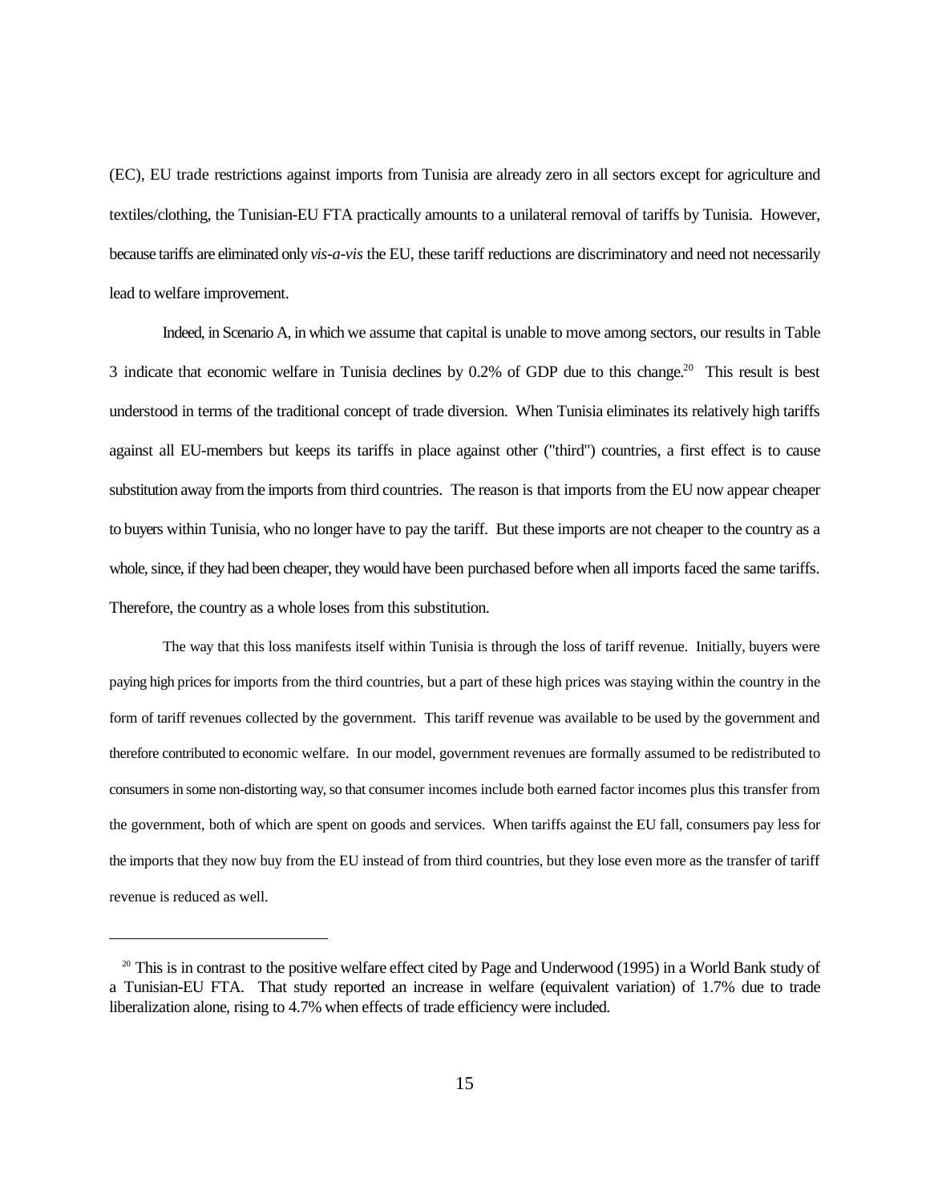(EC), EU trade restrictions against imports from Tunisia are already zero in all sectors except for agriculture and textiles/clothing, the Tunisian-EU FTA practically amounts to a unilateral removal of tariffs by Tunisia. However, because tariffs are eliminated only *vis-a-vis* the EU, these tariff reductions are discriminatory and need not necessarily lead to welfare improvement.

Indeed, in Scenario A, in which we assume that capital is unable to move among sectors, our results in Table 3 indicate that economic welfare in Tunisia declines by 0.2% of GDP due to this change.[20] This result is best understood in terms of the traditional concept of trade diversion. When Tunisia eliminates its relatively high tariffs against all EU-members but keeps its tariffs in place against other ("third") countries, a first effect is to cause substitution away from the imports from third countries. The reason is that imports from the EU now appear cheaper to buyers within Tunisia, who no longer have to pay the tariff. But these imports are not cheaper to the country as a whole, since, if they had been cheaper, they would have been purchased before when all imports faced the same tariffs. Therefore, the country as a whole loses from this substitution.

The way that this loss manifests itself within Tunisia is through the loss of tariff revenue. Initially, buyers were paying high prices for imports from the third countries, but a part of these high prices was staying within the country in the form of tariff revenues collected by the government. This tariff revenue was available to be used by the government and therefore contributed to economic welfare. In our model, government revenues are formally assumed to be redistributed to consumers in some non-distorting way, so that consumer incomes include both earned factor incomes plus this transfer from the government, both of which are spent on goods and services. When tariffs against the EU fall, consumers pay less for the imports that they now buy from the EU instead of from third countries, but they lose even more as the transfer of tariff revenue is reduced as well.

---

[20] This is in contrast to the positive welfare effect cited by Page and Underwood (1995) in a World Bank study of a Tunisian-EU FTA. That study reported an increase in welfare (equivalent variation) of 1.7% due to trade liberalization alone, rising to 4.7% when effects of trade efficiency were included.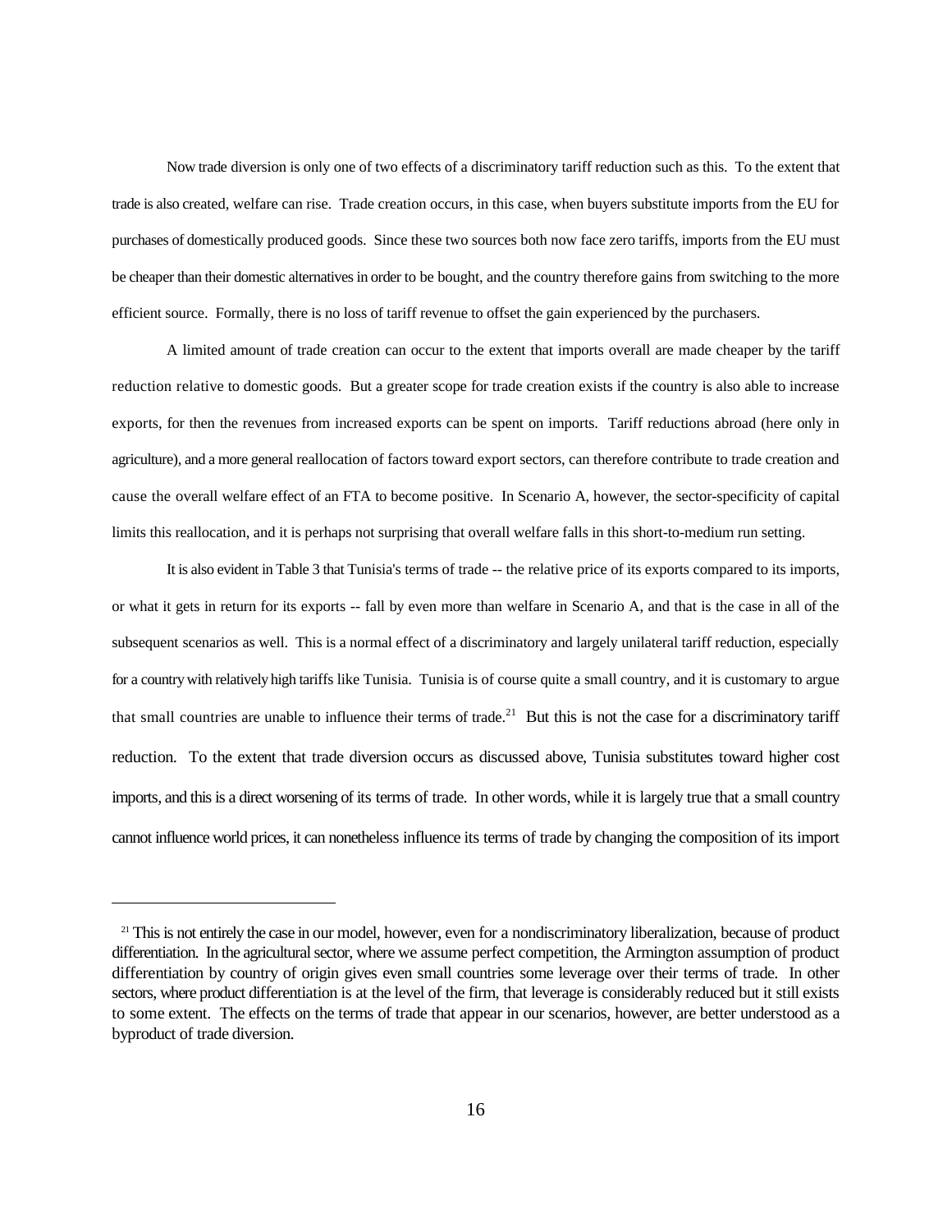Now trade diversion is only one of two effects of a discriminatory tariff reduction such as this. To the extent that trade is also created, welfare can rise. Trade creation occurs, in this case, when buyers substitute imports from the EU for purchases of domestically produced goods. Since these two sources both now face zero tariffs, imports from the EU must be cheaper than their domestic alternatives in order to be bought, and the country therefore gains from switching to the more efficient source. Formally, there is no loss of tariff revenue to offset the gain experienced by the purchasers.

A limited amount of trade creation can occur to the extent that imports overall are made cheaper by the tariff reduction relative to domestic goods. But a greater scope for trade creation exists if the country is also able to increase exports, for then the revenues from increased exports can be spent on imports. Tariff reductions abroad (here only in agriculture), and a more general reallocation of factors toward export sectors, can therefore contribute to trade creation and cause the overall welfare effect of an FTA to become positive. In Scenario A, however, the sector-specificity of capital limits this reallocation, and it is perhaps not surprising that overall welfare falls in this short-to-medium run setting.

It is also evident in Table 3 that Tunisia's terms of trade -- the relative price of its exports compared to its imports, or what it gets in return for its exports -- fall by even more than welfare in Scenario A, and that is the case in all of the subsequent scenarios as well. This is a normal effect of a discriminatory and largely unilateral tariff reduction, especially for a country with relatively high tariffs like Tunisia. Tunisia is of course quite a small country, and it is customary to argue that small countries are unable to influence their terms of trade.[21] But this is not the case for a discriminatory tariff reduction. To the extent that trade diversion occurs as discussed above, Tunisia substitutes toward higher cost imports, and this is a direct worsening of its terms of trade. In other words, while it is largely true that a small country cannot influence world prices, it can nonetheless influence its terms of trade by changing the composition of its import

[21] This is not entirely the case in our model, however, even for a nondiscriminatory liberalization, because of product differentiation. In the agricultural sector, where we assume perfect competition, the Armington assumption of product differentiation by country of origin gives even small countries some leverage over their terms of trade. In other sectors, where product differentiation is at the level of the firm, that leverage is considerably reduced but it still exists to some extent. The effects on the terms of trade that appear in our scenarios, however, are better understood as a byproduct of trade diversion.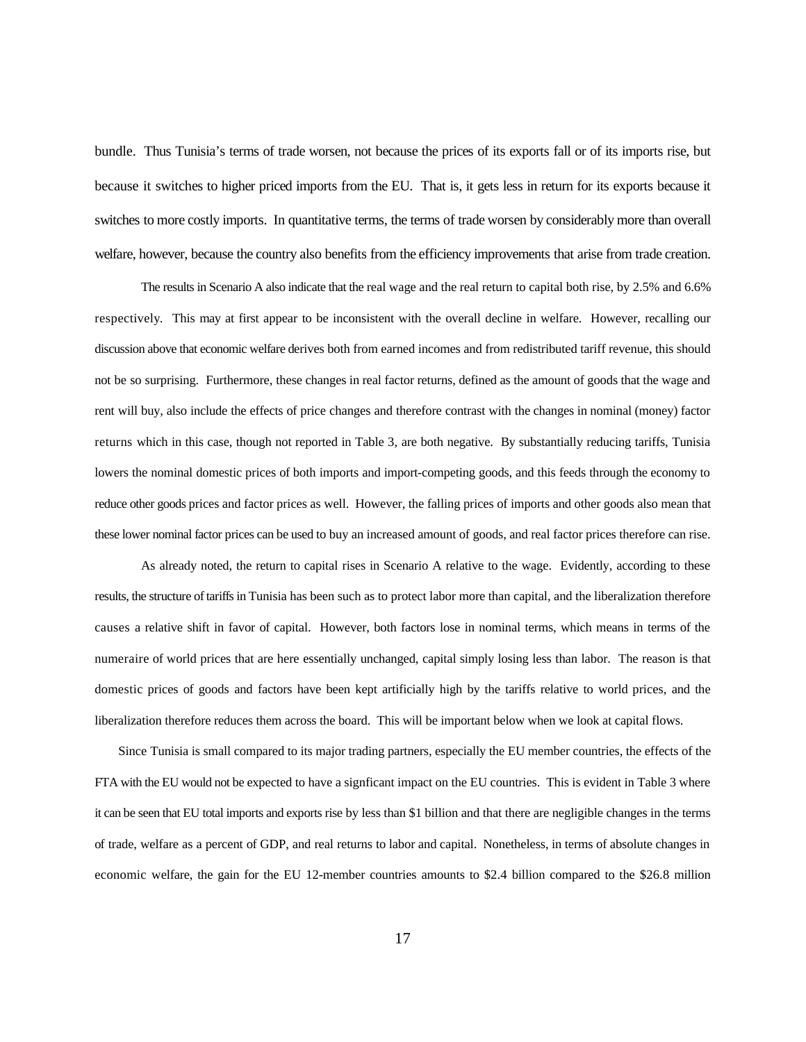bundle. Thus Tunisia's terms of trade worsen, not because the prices of its exports fall or of its imports rise, but because it switches to higher priced imports from the EU. That is, it gets less in return for its exports because it switches to more costly imports. In quantitative terms, the terms of trade worsen by considerably more than overall welfare, however, because the country also benefits from the efficiency improvements that arise from trade creation.

The results in Scenario A also indicate that the real wage and the real return to capital both rise, by 2.5% and 6.6% respectively. This may at first appear to be inconsistent with the overall decline in welfare. However, recalling our discussion above that economic welfare derives both from earned incomes and from redistributed tariff revenue, this should not be so surprising. Furthermore, these changes in real factor returns, defined as the amount of goods that the wage and rent will buy, also include the effects of price changes and therefore contrast with the changes in nominal (money) factor returns which in this case, though not reported in Table 3, are both negative. By substantially reducing tariffs, Tunisia lowers the nominal domestic prices of both imports and import-competing goods, and this feeds through the economy to reduce other goods prices and factor prices as well. However, the falling prices of imports and other goods also mean that these lower nominal factor prices can be used to buy an increased amount of goods, and real factor prices therefore can rise.

As already noted, the return to capital rises in Scenario A relative to the wage. Evidently, according to these results, the structure of tariffs in Tunisia has been such as to protect labor more than capital, and the liberalization therefore causes a relative shift in favor of capital. However, both factors lose in nominal terms, which means in terms of the numeraire of world prices that are here essentially unchanged, capital simply losing less than labor. The reason is that domestic prices of goods and factors have been kept artificially high by the tariffs relative to world prices, and the liberalization therefore reduces them across the board. This will be important below when we look at capital flows.

Since Tunisia is small compared to its major trading partners, especially the EU member countries, the effects of the FTA with the EU would not be expected to have a signficant impact on the EU countries. This is evident in Table 3 where it can be seen that EU total imports and exports rise by less than $1 billion and that there are negligible changes in the terms of trade, welfare as a percent of GDP, and real returns to labor and capital. Nonetheless, in terms of absolute changes in economic welfare, the gain for the EU 12-member countries amounts to $2.4 billion compared to the $26.8 million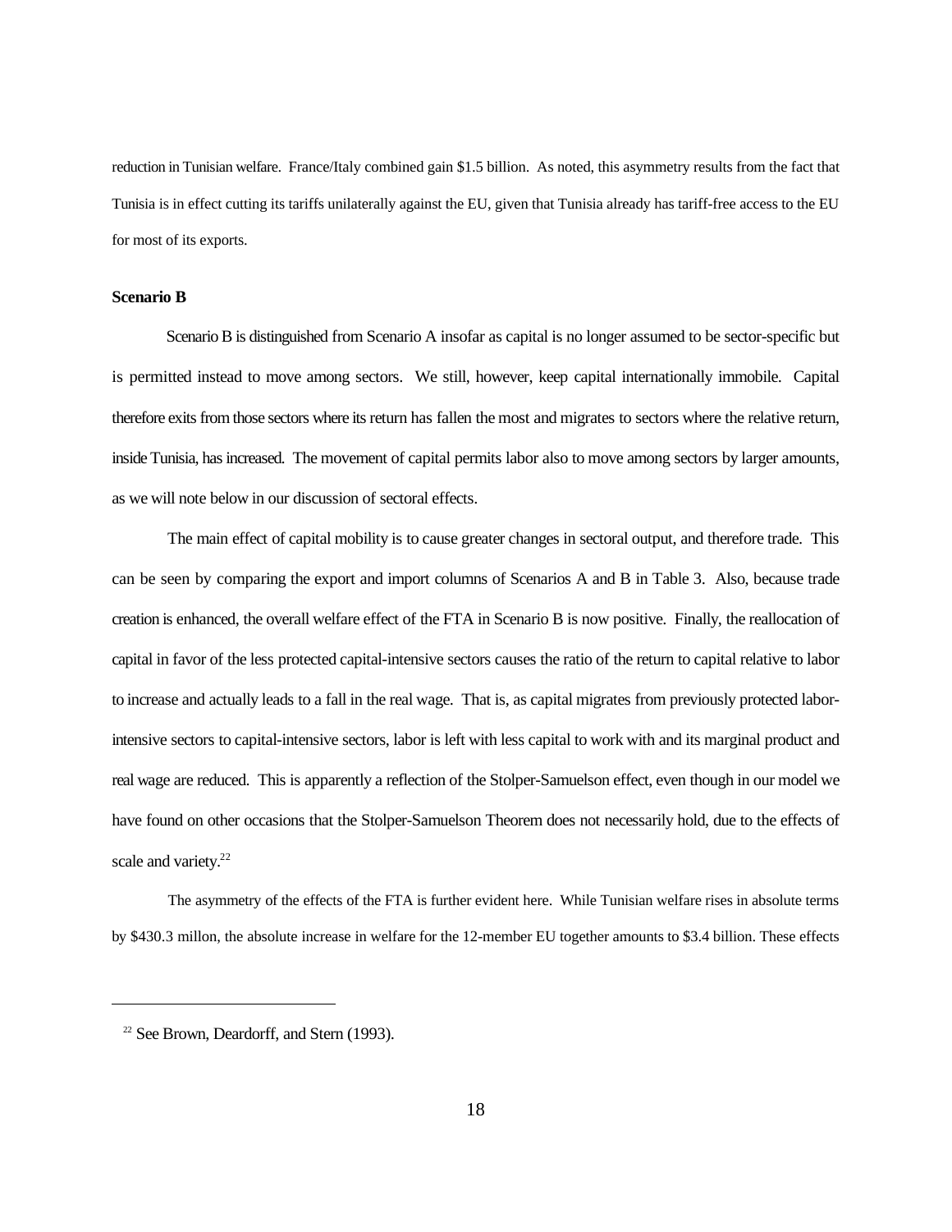reduction in Tunisian welfare. France/Italy combined gain $1.5 billion. As noted, this asymmetry results from the fact that Tunisia is in effect cutting its tariffs unilaterally against the EU, given that Tunisia already has tariff-free access to the EU for most of its exports.

**Scenario B**

Scenario B is distinguished from Scenario A insofar as capital is no longer assumed to be sector-specific but is permitted instead to move among sectors. We still, however, keep capital internationally immobile. Capital therefore exits from those sectors where its return has fallen the most and migrates to sectors where the relative return, inside Tunisia, has increased. The movement of capital permits labor also to move among sectors by larger amounts, as we will note below in our discussion of sectoral effects.

The main effect of capital mobility is to cause greater changes in sectoral output, and therefore trade. This can be seen by comparing the export and import columns of Scenarios A and B in Table 3. Also, because trade creation is enhanced, the overall welfare effect of the FTA in Scenario B is now positive. Finally, the reallocation of capital in favor of the less protected capital-intensive sectors causes the ratio of the return to capital relative to labor to increase and actually leads to a fall in the real wage. That is, as capital migrates from previously protected labor-intensive sectors to capital-intensive sectors, labor is left with less capital to work with and its marginal product and real wage are reduced. This is apparently a reflection of the Stolper-Samuelson effect, even though in our model we have found on other occasions that the Stolper-Samuelson Theorem does not necessarily hold, due to the effects of scale and variety.[22]

The asymmetry of the effects of the FTA is further evident here. While Tunisian welfare rises in absolute terms by $430.3 millon, the absolute increase in welfare for the 12-member EU together amounts to $3.4 billion. These effects

[22] See Brown, Deardorff, and Stern (1993).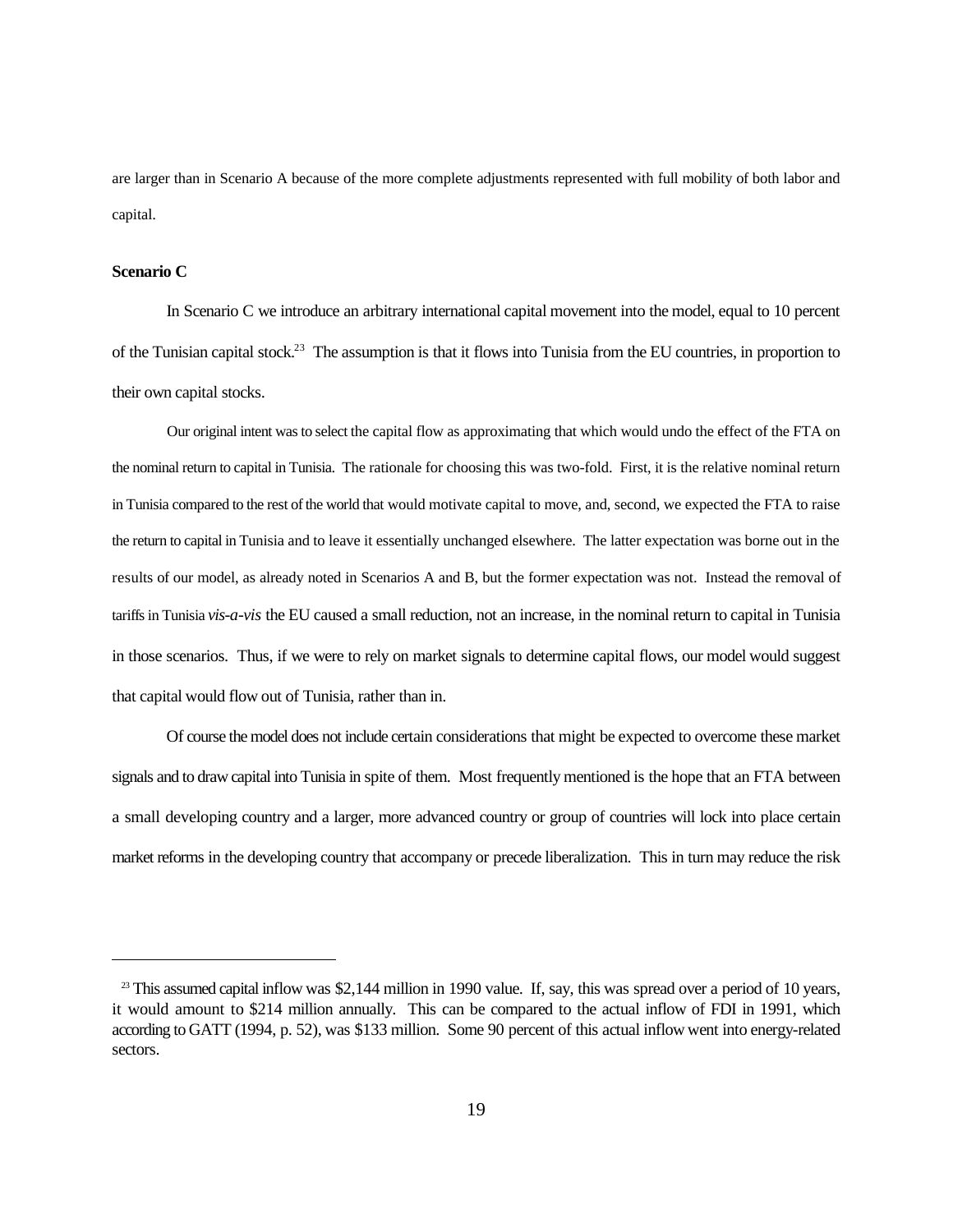are larger than in Scenario A because of the more complete adjustments represented with full mobility of both labor and capital.

**Scenario C**

In Scenario C we introduce an arbitrary international capital movement into the model, equal to 10 percent of the Tunisian capital stock.[23] The assumption is that it flows into Tunisia from the EU countries, in proportion to their own capital stocks.

Our original intent was to select the capital flow as approximating that which would undo the effect of the FTA on the nominal return to capital in Tunisia. The rationale for choosing this was two-fold. First, it is the relative nominal return in Tunisia compared to the rest of the world that would motivate capital to move, and, second, we expected the FTA to raise the return to capital in Tunisia and to leave it essentially unchanged elsewhere. The latter expectation was borne out in the results of our model, as already noted in Scenarios A and B, but the former expectation was not. Instead the removal of tariffs in Tunisia *vis-a-vis* the EU caused a small reduction, not an increase, in the nominal return to capital in Tunisia in those scenarios. Thus, if we were to rely on market signals to determine capital flows, our model would suggest that capital would flow out of Tunisia, rather than in.

Of course the model does not include certain considerations that might be expected to overcome these market signals and to draw capital into Tunisia in spite of them. Most frequently mentioned is the hope that an FTA between a small developing country and a larger, more advanced country or group of countries will lock into place certain market reforms in the developing country that accompany or precede liberalization. This in turn may reduce the risk

---

[23] This assumed capital inflow was $2,144 million in 1990 value. If, say, this was spread over a period of 10 years, it would amount to $214 million annually. This can be compared to the actual inflow of FDI in 1991, which according to GATT (1994, p. 52), was $133 million. Some 90 percent of this actual inflow went into energy-related sectors.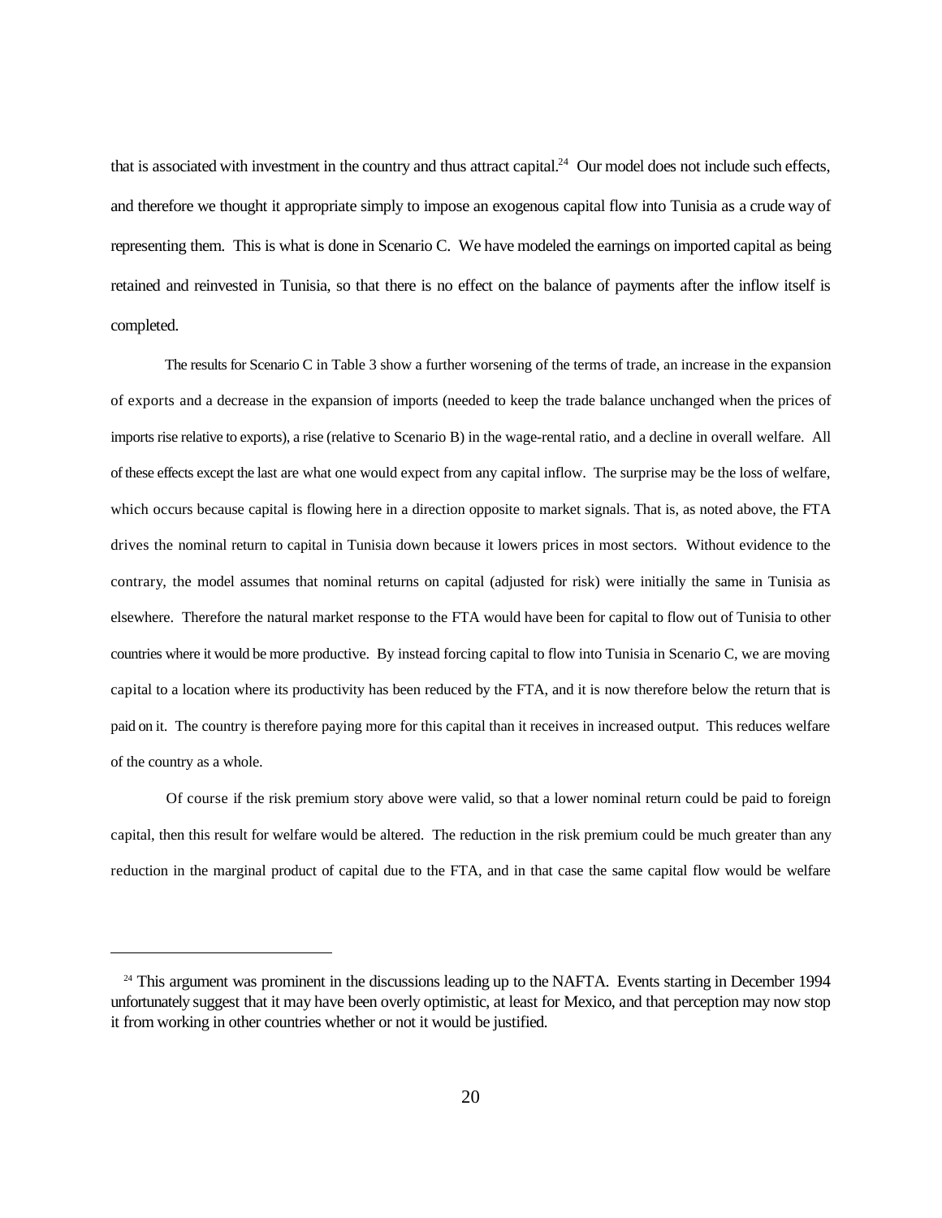that is associated with investment in the country and thus attract capital.[24] Our model does not include such effects, and therefore we thought it appropriate simply to impose an exogenous capital flow into Tunisia as a crude way of representing them. This is what is done in Scenario C. We have modeled the earnings on imported capital as being retained and reinvested in Tunisia, so that there is no effect on the balance of payments after the inflow itself is completed.

The results for Scenario C in Table 3 show a further worsening of the terms of trade, an increase in the expansion of exports and a decrease in the expansion of imports (needed to keep the trade balance unchanged when the prices of imports rise relative to exports), a rise (relative to Scenario B) in the wage-rental ratio, and a decline in overall welfare. All of these effects except the last are what one would expect from any capital inflow. The surprise may be the loss of welfare, which occurs because capital is flowing here in a direction opposite to market signals. That is, as noted above, the FTA drives the nominal return to capital in Tunisia down because it lowers prices in most sectors. Without evidence to the contrary, the model assumes that nominal returns on capital (adjusted for risk) were initially the same in Tunisia as elsewhere. Therefore the natural market response to the FTA would have been for capital to flow out of Tunisia to other countries where it would be more productive. By instead forcing capital to flow into Tunisia in Scenario C, we are moving capital to a location where its productivity has been reduced by the FTA, and it is now therefore below the return that is paid on it. The country is therefore paying more for this capital than it receives in increased output. This reduces welfare of the country as a whole.

Of course if the risk premium story above were valid, so that a lower nominal return could be paid to foreign capital, then this result for welfare would be altered. The reduction in the risk premium could be much greater than any reduction in the marginal product of capital due to the FTA, and in that case the same capital flow would be welfare

---

[24] This argument was prominent in the discussions leading up to the NAFTA. Events starting in December 1994 unfortunately suggest that it may have been overly optimistic, at least for Mexico, and that perception may now stop it from working in other countries whether or not it would be justified.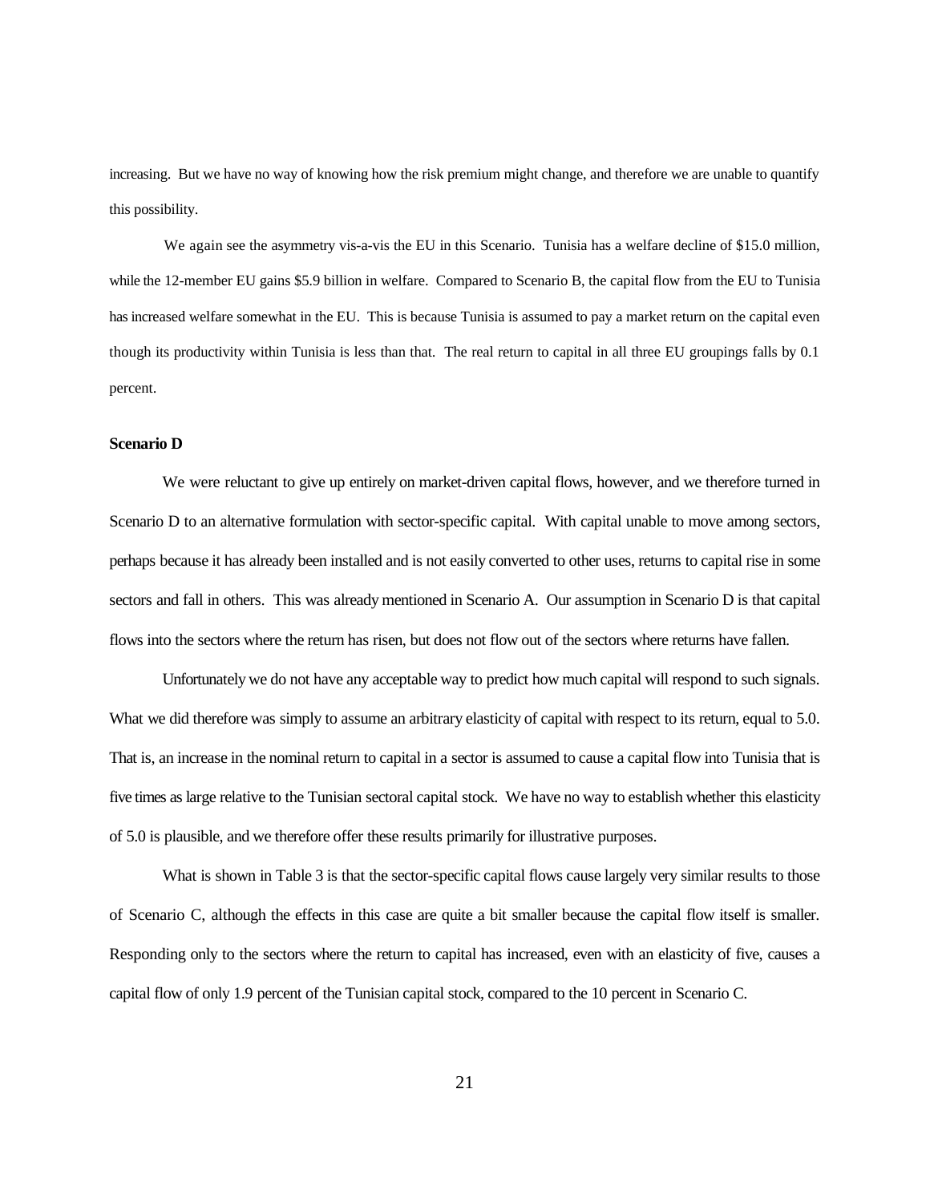increasing. But we have no way of knowing how the risk premium might change, and therefore we are unable to quantify this possibility.

We again see the asymmetry vis-a-vis the EU in this Scenario. Tunisia has a welfare decline of $15.0 million, while the 12-member EU gains $5.9 billion in welfare. Compared to Scenario B, the capital flow from the EU to Tunisia has increased welfare somewhat in the EU. This is because Tunisia is assumed to pay a market return on the capital even though its productivity within Tunisia is less than that. The real return to capital in all three EU groupings falls by 0.1 percent.

**Scenario D**

We were reluctant to give up entirely on market-driven capital flows, however, and we therefore turned in Scenario D to an alternative formulation with sector-specific capital. With capital unable to move among sectors, perhaps because it has already been installed and is not easily converted to other uses, returns to capital rise in some sectors and fall in others. This was already mentioned in Scenario A. Our assumption in Scenario D is that capital flows into the sectors where the return has risen, but does not flow out of the sectors where returns have fallen.

Unfortunately we do not have any acceptable way to predict how much capital will respond to such signals. What we did therefore was simply to assume an arbitrary elasticity of capital with respect to its return, equal to 5.0. That is, an increase in the nominal return to capital in a sector is assumed to cause a capital flow into Tunisia that is five times as large relative to the Tunisian sectoral capital stock. We have no way to establish whether this elasticity of 5.0 is plausible, and we therefore offer these results primarily for illustrative purposes.

What is shown in Table 3 is that the sector-specific capital flows cause largely very similar results to those of Scenario C, although the effects in this case are quite a bit smaller because the capital flow itself is smaller. Responding only to the sectors where the return to capital has increased, even with an elasticity of five, causes a capital flow of only 1.9 percent of the Tunisian capital stock, compared to the 10 percent in Scenario C.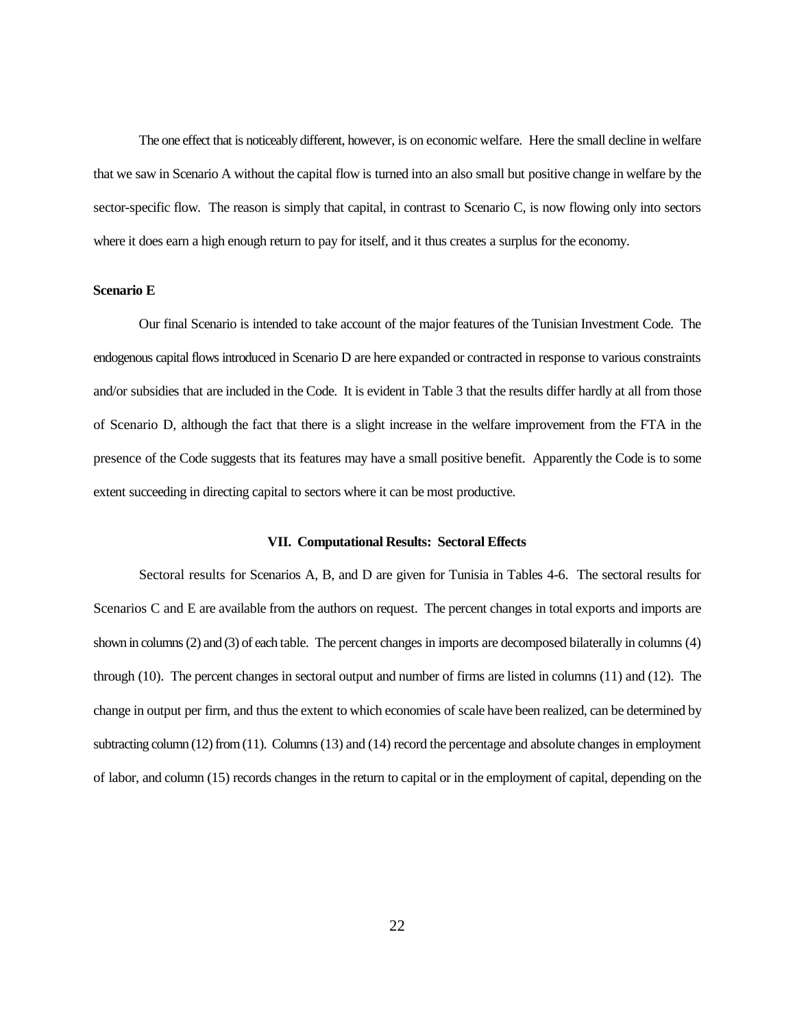The one effect that is noticeably different, however, is on economic welfare. Here the small decline in welfare that we saw in Scenario A without the capital flow is turned into an also small but positive change in welfare by the sector-specific flow. The reason is simply that capital, in contrast to Scenario C, is now flowing only into sectors where it does earn a high enough return to pay for itself, and it thus creates a surplus for the economy.

**Scenario E**

Our final Scenario is intended to take account of the major features of the Tunisian Investment Code. The endogenous capital flows introduced in Scenario D are here expanded or contracted in response to various constraints and/or subsidies that are included in the Code. It is evident in Table 3 that the results differ hardly at all from those of Scenario D, although the fact that there is a slight increase in the welfare improvement from the FTA in the presence of the Code suggests that its features may have a small positive benefit. Apparently the Code is to some extent succeeding in directing capital to sectors where it can be most productive.

## VII. Computational Results: Sectoral Effects

Sectoral results for Scenarios A, B, and D are given for Tunisia in Tables 4-6. The sectoral results for Scenarios C and E are available from the authors on request. The percent changes in total exports and imports are shown in columns (2) and (3) of each table. The percent changes in imports are decomposed bilaterally in columns (4) through (10). The percent changes in sectoral output and number of firms are listed in columns (11) and (12). The change in output per firm, and thus the extent to which economies of scale have been realized, can be determined by subtracting column (12) from (11). Columns (13) and (14) record the percentage and absolute changes in employment of labor, and column (15) records changes in the return to capital or in the employment of capital, depending on the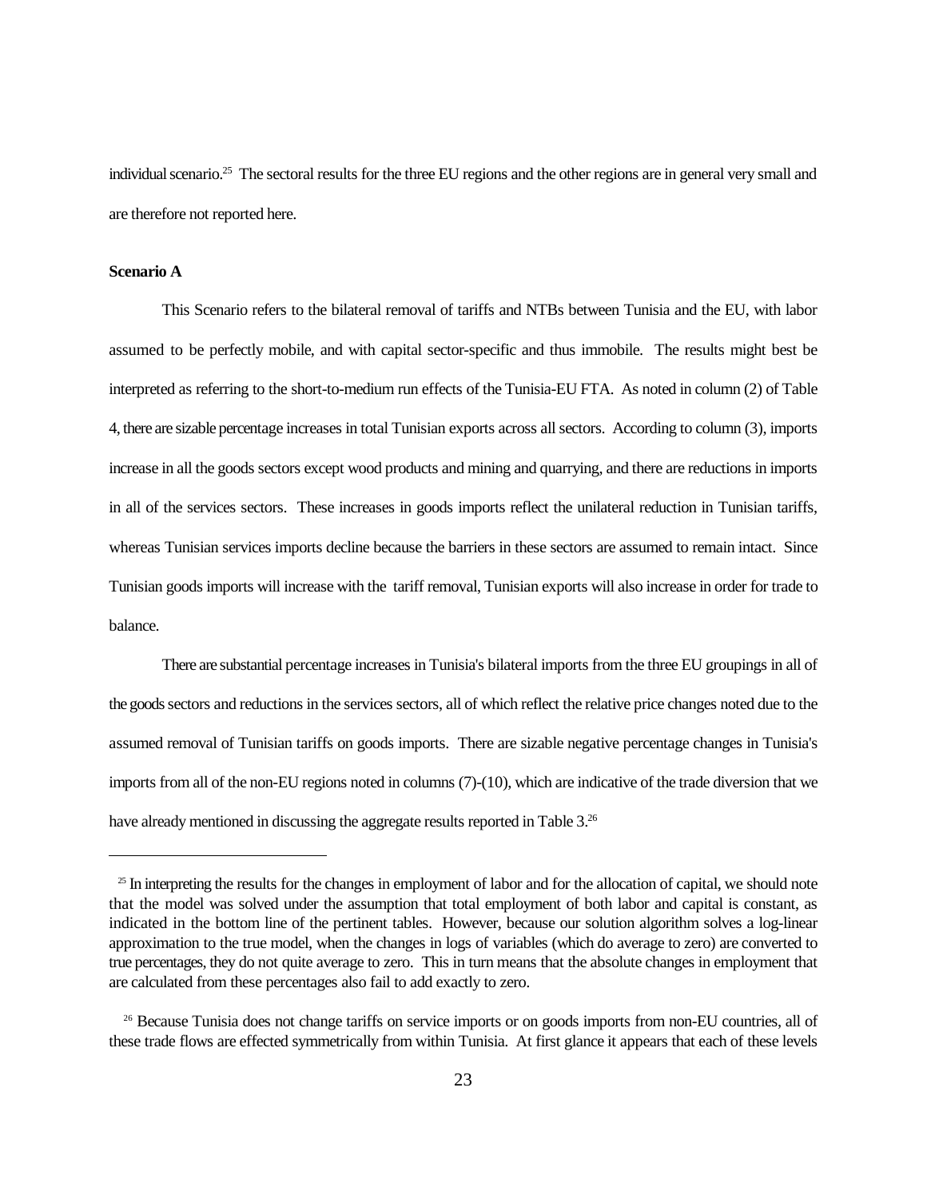individual scenario.[25] The sectoral results for the three EU regions and the other regions are in general very small and are therefore not reported here.

**Scenario A**

This Scenario refers to the bilateral removal of tariffs and NTBs between Tunisia and the EU, with labor assumed to be perfectly mobile, and with capital sector-specific and thus immobile. The results might best be interpreted as referring to the short-to-medium run effects of the Tunisia-EU FTA. As noted in column (2) of Table 4, there are sizable percentage increases in total Tunisian exports across all sectors. According to column (3), imports increase in all the goods sectors except wood products and mining and quarrying, and there are reductions in imports in all of the services sectors. These increases in goods imports reflect the unilateral reduction in Tunisian tariffs, whereas Tunisian services imports decline because the barriers in these sectors are assumed to remain intact. Since Tunisian goods imports will increase with the tariff removal, Tunisian exports will also increase in order for trade to balance.

There are substantial percentage increases in Tunisia's bilateral imports from the three EU groupings in all of the goods sectors and reductions in the services sectors, all of which reflect the relative price changes noted due to the assumed removal of Tunisian tariffs on goods imports. There are sizable negative percentage changes in Tunisia's imports from all of the non-EU regions noted in columns (7)-(10), which are indicative of the trade diversion that we have already mentioned in discussing the aggregate results reported in Table 3.[26]

---

[25] In interpreting the results for the changes in employment of labor and for the allocation of capital, we should note that the model was solved under the assumption that total employment of both labor and capital is constant, as indicated in the bottom line of the pertinent tables. However, because our solution algorithm solves a log-linear approximation to the true model, when the changes in logs of variables (which do average to zero) are converted to true percentages, they do not quite average to zero. This in turn means that the absolute changes in employment that are calculated from these percentages also fail to add exactly to zero.

[26] Because Tunisia does not change tariffs on service imports or on goods imports from non-EU countries, all of these trade flows are effected symmetrically from within Tunisia. At first glance it appears that each of these levels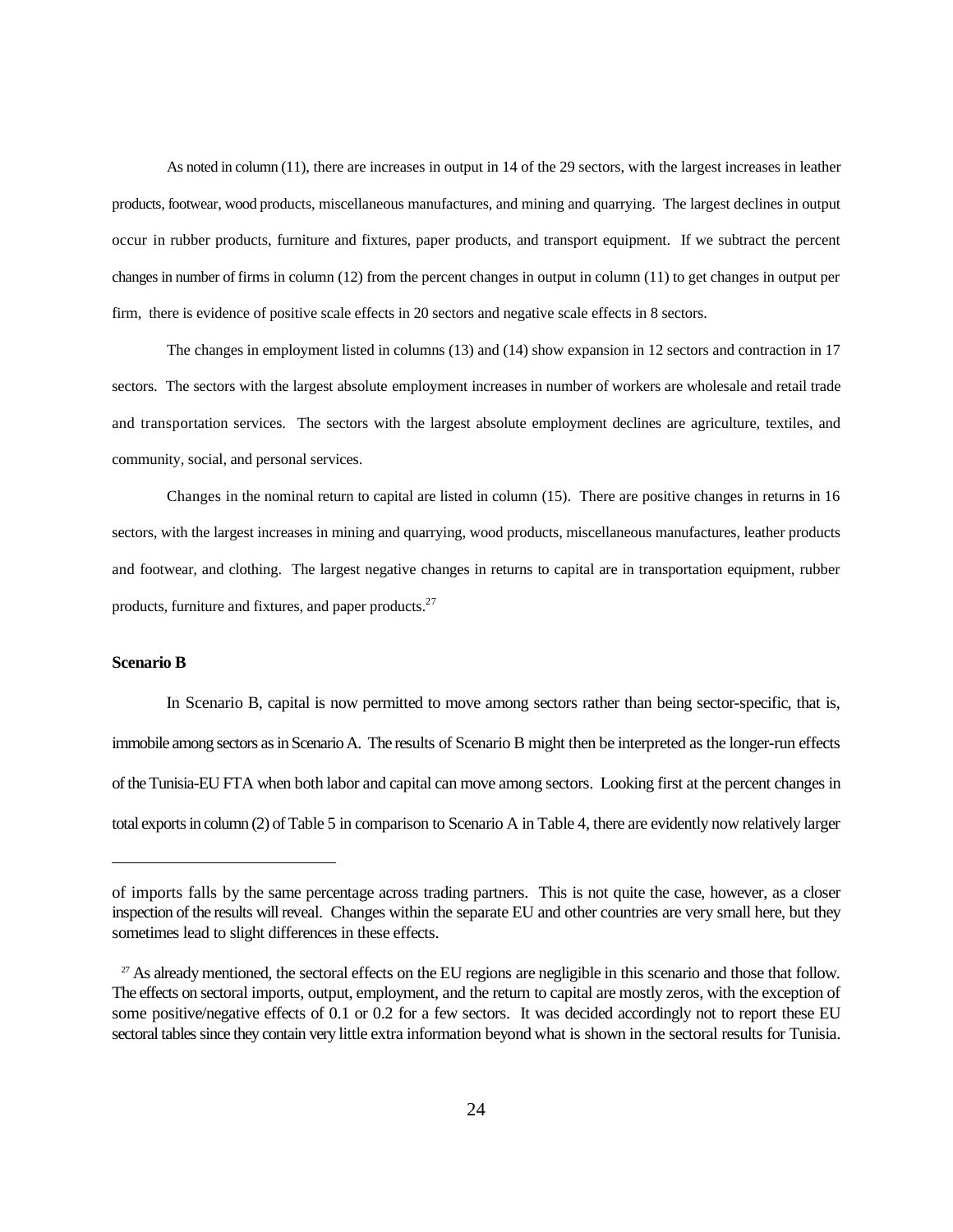As noted in column (11), there are increases in output in 14 of the 29 sectors, with the largest increases in leather products, footwear, wood products, miscellaneous manufactures, and mining and quarrying. The largest declines in output occur in rubber products, furniture and fixtures, paper products, and transport equipment. If we subtract the percent changes in number of firms in column (12) from the percent changes in output in column (11) to get changes in output per firm, there is evidence of positive scale effects in 20 sectors and negative scale effects in 8 sectors.

The changes in employment listed in columns (13) and (14) show expansion in 12 sectors and contraction in 17 sectors. The sectors with the largest absolute employment increases in number of workers are wholesale and retail trade and transportation services. The sectors with the largest absolute employment declines are agriculture, textiles, and community, social, and personal services.

Changes in the nominal return to capital are listed in column (15). There are positive changes in returns in 16 sectors, with the largest increases in mining and quarrying, wood products, miscellaneous manufactures, leather products and footwear, and clothing. The largest negative changes in returns to capital are in transportation equipment, rubber products, furniture and fixtures, and paper products.[27]

**Scenario B**

In Scenario B, capital is now permitted to move among sectors rather than being sector-specific, that is, immobile among sectors as in Scenario A. The results of Scenario B might then be interpreted as the longer-run effects of the Tunisia-EU FTA when both labor and capital can move among sectors. Looking first at the percent changes in total exports in column (2) of Table 5 in comparison to Scenario A in Table 4, there are evidently now relatively larger

---

of imports falls by the same percentage across trading partners. This is not quite the case, however, as a closer inspection of the results will reveal. Changes within the separate EU and other countries are very small here, but they sometimes lead to slight differences in these effects.

[27] As already mentioned, the sectoral effects on the EU regions are negligible in this scenario and those that follow. The effects on sectoral imports, output, employment, and the return to capital are mostly zeros, with the exception of some positive/negative effects of 0.1 or 0.2 for a few sectors. It was decided accordingly not to report these EU sectoral tables since they contain very little extra information beyond what is shown in the sectoral results for Tunisia.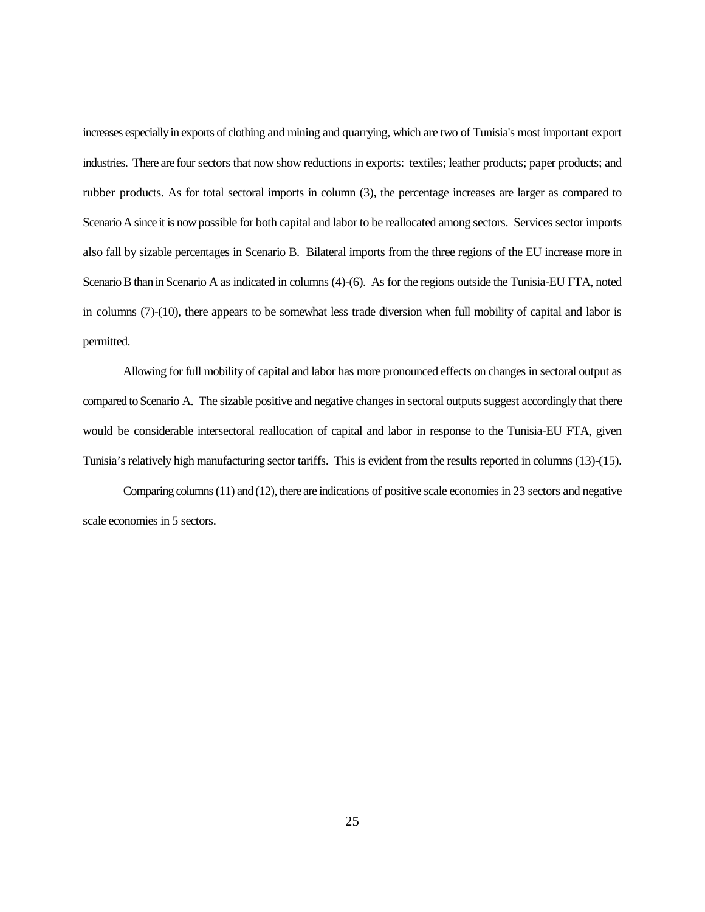increases especially in exports of clothing and mining and quarrying, which are two of Tunisia's most important export industries. There are four sectors that now show reductions in exports: textiles; leather products; paper products; and rubber products. As for total sectoral imports in column (3), the percentage increases are larger as compared to Scenario A since it is now possible for both capital and labor to be reallocated among sectors. Services sector imports also fall by sizable percentages in Scenario B. Bilateral imports from the three regions of the EU increase more in Scenario B than in Scenario A as indicated in columns (4)-(6). As for the regions outside the Tunisia-EU FTA, noted in columns (7)-(10), there appears to be somewhat less trade diversion when full mobility of capital and labor is permitted.

Allowing for full mobility of capital and labor has more pronounced effects on changes in sectoral output as compared to Scenario A. The sizable positive and negative changes in sectoral outputs suggest accordingly that there would be considerable intersectoral reallocation of capital and labor in response to the Tunisia-EU FTA, given Tunisia's relatively high manufacturing sector tariffs. This is evident from the results reported in columns (13)-(15).

Comparing columns (11) and (12), there are indications of positive scale economies in 23 sectors and negative scale economies in 5 sectors.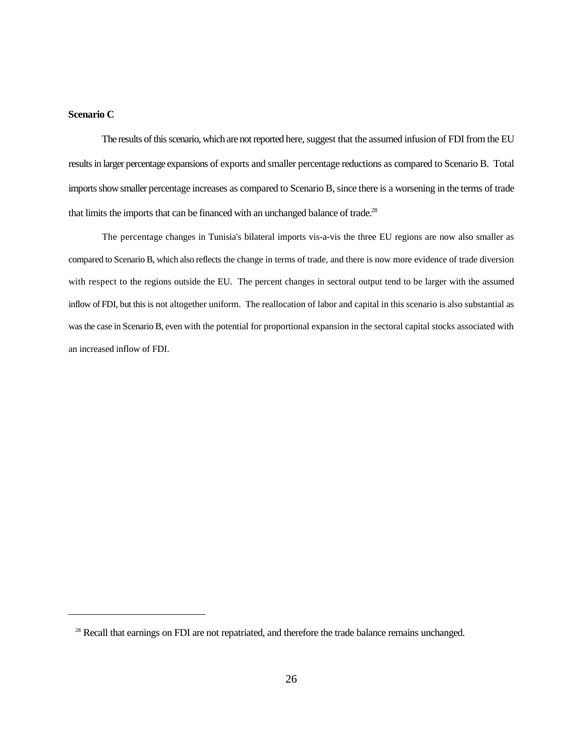**Scenario C**

The results of this scenario, which are not reported here, suggest that the assumed infusion of FDI from the EU results in larger percentage expansions of exports and smaller percentage reductions as compared to Scenario B. Total imports show smaller percentage increases as compared to Scenario B, since there is a worsening in the terms of trade that limits the imports that can be financed with an unchanged balance of trade.[28]

The percentage changes in Tunisia's bilateral imports vis-a-vis the three EU regions are now also smaller as compared to Scenario B, which also reflects the change in terms of trade, and there is now more evidence of trade diversion with respect to the regions outside the EU. The percent changes in sectoral output tend to be larger with the assumed inflow of FDI, but this is not altogether uniform. The reallocation of labor and capital in this scenario is also substantial as was the case in Scenario B, even with the potential for proportional expansion in the sectoral capital stocks associated with an increased inflow of FDI.

[28] Recall that earnings on FDI are not repatriated, and therefore the trade balance remains unchanged.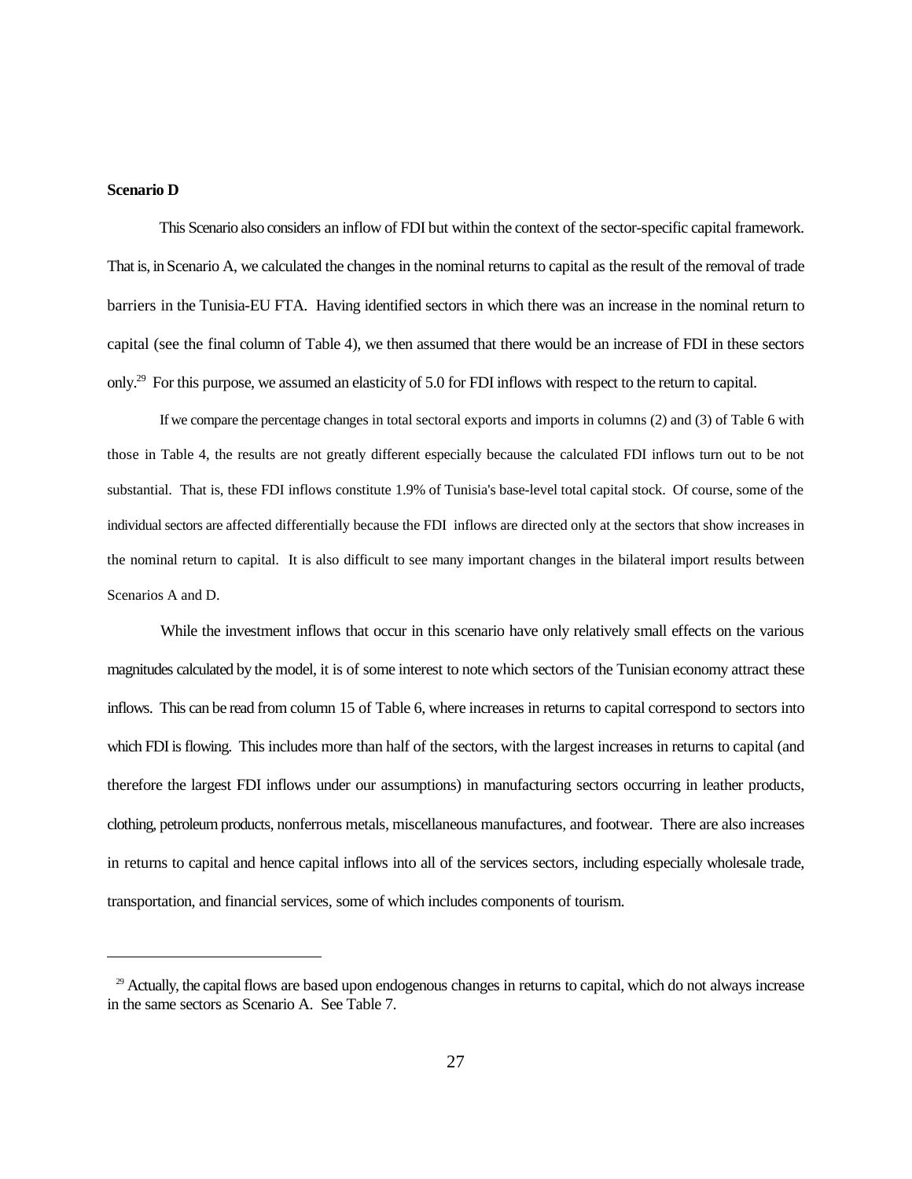**Scenario D**

This Scenario also considers an inflow of FDI but within the context of the sector-specific capital framework. That is, in Scenario A, we calculated the changes in the nominal returns to capital as the result of the removal of trade barriers in the Tunisia-EU FTA. Having identified sectors in which there was an increase in the nominal return to capital (see the final column of Table 4), we then assumed that there would be an increase of FDI in these sectors only.[29] For this purpose, we assumed an elasticity of 5.0 for FDI inflows with respect to the return to capital.

If we compare the percentage changes in total sectoral exports and imports in columns (2) and (3) of Table 6 with those in Table 4, the results are not greatly different especially because the calculated FDI inflows turn out to be not substantial. That is, these FDI inflows constitute 1.9% of Tunisia's base-level total capital stock. Of course, some of the individual sectors are affected differentially because the FDI inflows are directed only at the sectors that show increases in the nominal return to capital. It is also difficult to see many important changes in the bilateral import results between Scenarios A and D.

While the investment inflows that occur in this scenario have only relatively small effects on the various magnitudes calculated by the model, it is of some interest to note which sectors of the Tunisian economy attract these inflows. This can be read from column 15 of Table 6, where increases in returns to capital correspond to sectors into which FDI is flowing. This includes more than half of the sectors, with the largest increases in returns to capital (and therefore the largest FDI inflows under our assumptions) in manufacturing sectors occurring in leather products, clothing, petroleum products, nonferrous metals, miscellaneous manufactures, and footwear. There are also increases in returns to capital and hence capital inflows into all of the services sectors, including especially wholesale trade, transportation, and financial services, some of which includes components of tourism.

---

[29] Actually, the capital flows are based upon endogenous changes in returns to capital, which do not always increase in the same sectors as Scenario A. See Table 7.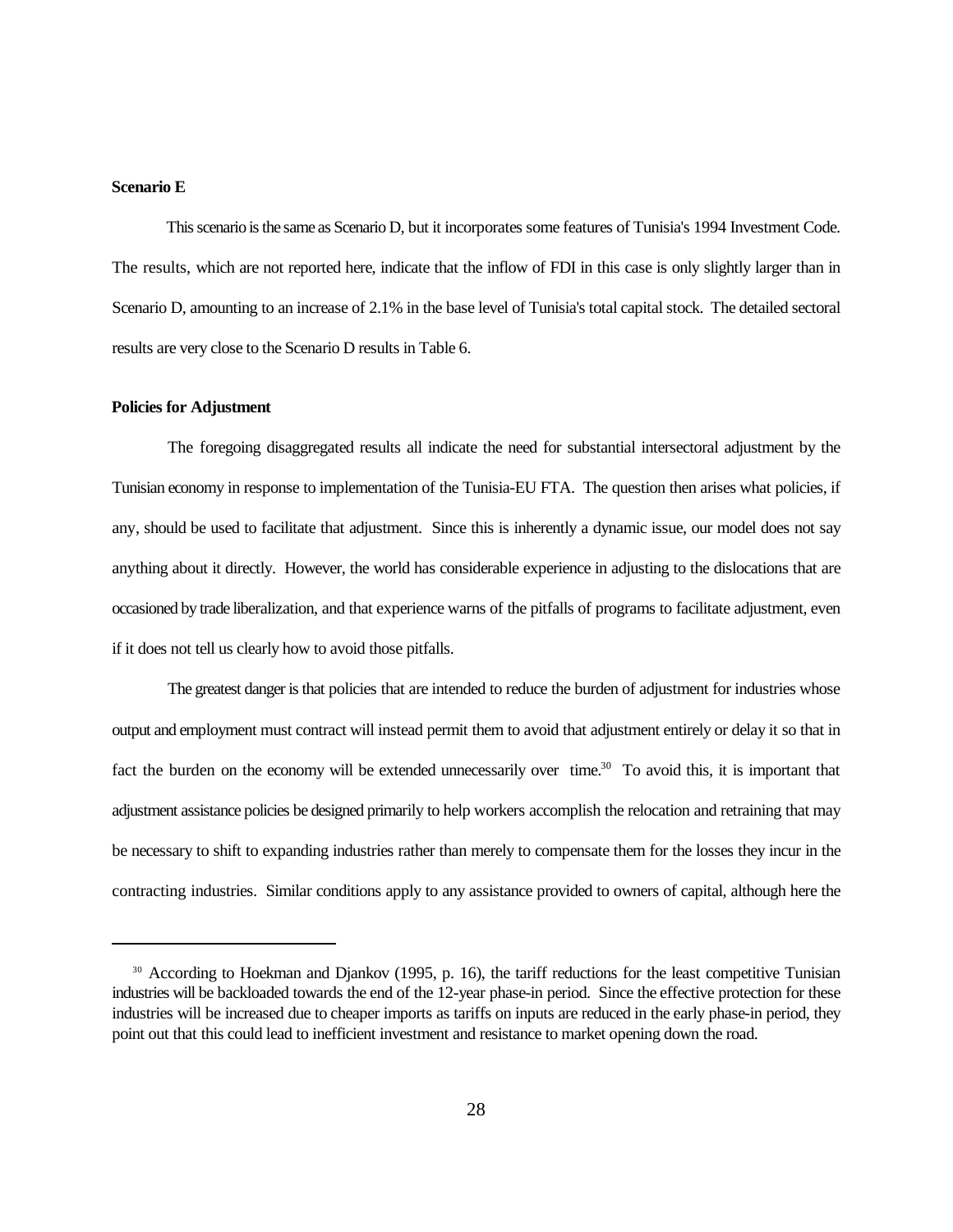**Scenario E**

This scenario is the same as Scenario D, but it incorporates some features of Tunisia's 1994 Investment Code. The results, which are not reported here, indicate that the inflow of FDI in this case is only slightly larger than in Scenario D, amounting to an increase of 2.1% in the base level of Tunisia's total capital stock. The detailed sectoral results are very close to the Scenario D results in Table 6.

**Policies for Adjustment**

The foregoing disaggregated results all indicate the need for substantial intersectoral adjustment by the Tunisian economy in response to implementation of the Tunisia-EU FTA. The question then arises what policies, if any, should be used to facilitate that adjustment. Since this is inherently a dynamic issue, our model does not say anything about it directly. However, the world has considerable experience in adjusting to the dislocations that are occasioned by trade liberalization, and that experience warns of the pitfalls of programs to facilitate adjustment, even if it does not tell us clearly how to avoid those pitfalls.

The greatest danger is that policies that are intended to reduce the burden of adjustment for industries whose output and employment must contract will instead permit them to avoid that adjustment entirely or delay it so that in fact the burden on the economy will be extended unnecessarily over time.[30] To avoid this, it is important that adjustment assistance policies be designed primarily to help workers accomplish the relocation and retraining that may be necessary to shift to expanding industries rather than merely to compensate them for the losses they incur in the contracting industries. Similar conditions apply to any assistance provided to owners of capital, although here the

---

[30] According to Hoekman and Djankov (1995, p. 16), the tariff reductions for the least competitive Tunisian industries will be backloaded towards the end of the 12-year phase-in period. Since the effective protection for these industries will be increased due to cheaper imports as tariffs on inputs are reduced in the early phase-in period, they point out that this could lead to inefficient investment and resistance to market opening down the road.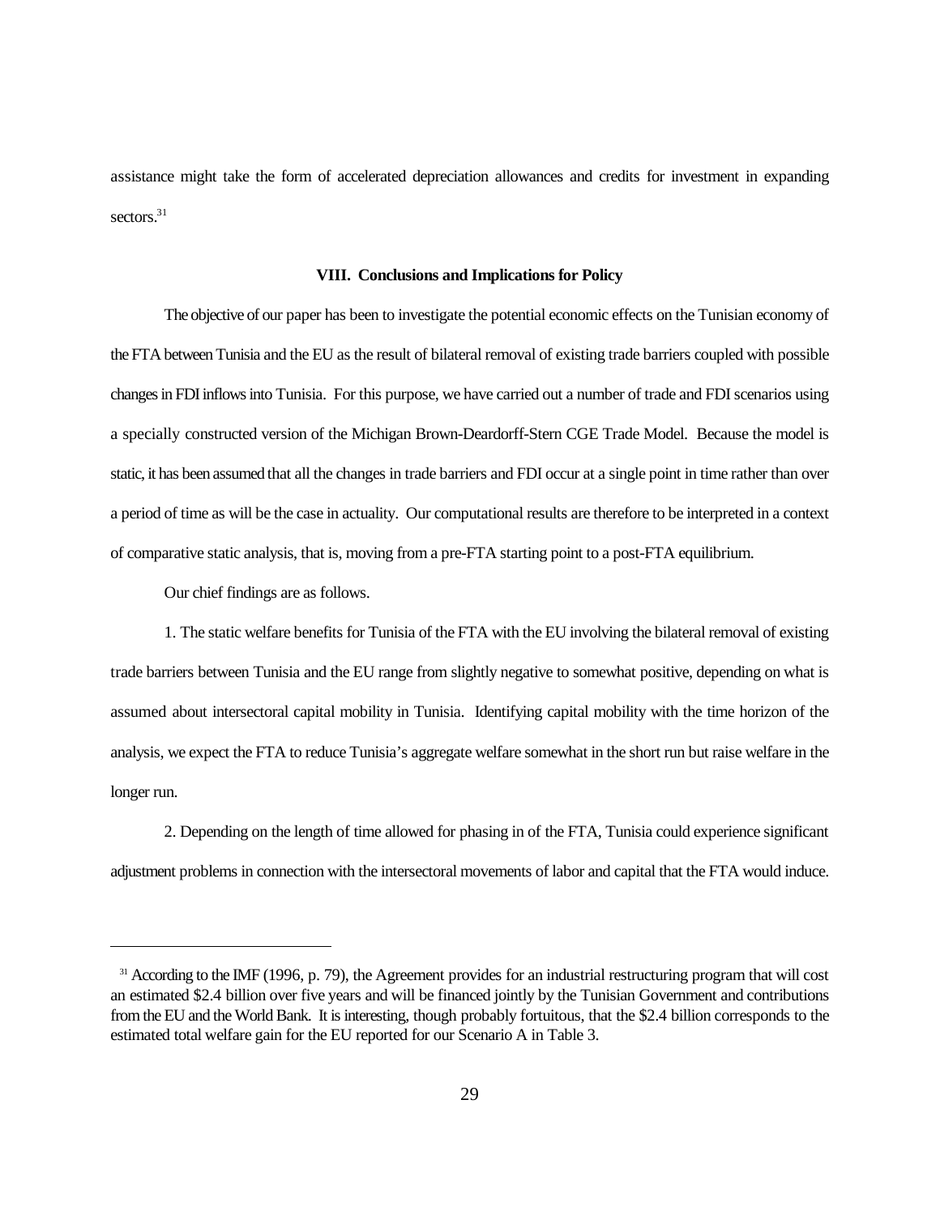assistance might take the form of accelerated depreciation allowances and credits for investment in expanding sectors.[31]

### VIII. Conclusions and Implications for Policy

The objective of our paper has been to investigate the potential economic effects on the Tunisian economy of the FTA between Tunisia and the EU as the result of bilateral removal of existing trade barriers coupled with possible changes in FDI inflows into Tunisia. For this purpose, we have carried out a number of trade and FDI scenarios using a specially constructed version of the Michigan Brown-Deardorff-Stern CGE Trade Model. Because the model is static, it has been assumed that all the changes in trade barriers and FDI occur at a single point in time rather than over a period of time as will be the case in actuality. Our computational results are therefore to be interpreted in a context of comparative static analysis, that is, moving from a pre-FTA starting point to a post-FTA equilibrium.

Our chief findings are as follows.

1. The static welfare benefits for Tunisia of the FTA with the EU involving the bilateral removal of existing trade barriers between Tunisia and the EU range from slightly negative to somewhat positive, depending on what is assumed about intersectoral capital mobility in Tunisia. Identifying capital mobility with the time horizon of the analysis, we expect the FTA to reduce Tunisia's aggregate welfare somewhat in the short run but raise welfare in the longer run.

2. Depending on the length of time allowed for phasing in of the FTA, Tunisia could experience significant adjustment problems in connection with the intersectoral movements of labor and capital that the FTA would induce.

---

[31] According to the IMF (1996, p. 79), the Agreement provides for an industrial restructuring program that will cost an estimated $2.4 billion over five years and will be financed jointly by the Tunisian Government and contributions from the EU and the World Bank. It is interesting, though probably fortuitous, that the $2.4 billion corresponds to the estimated total welfare gain for the EU reported for our Scenario A in Table 3.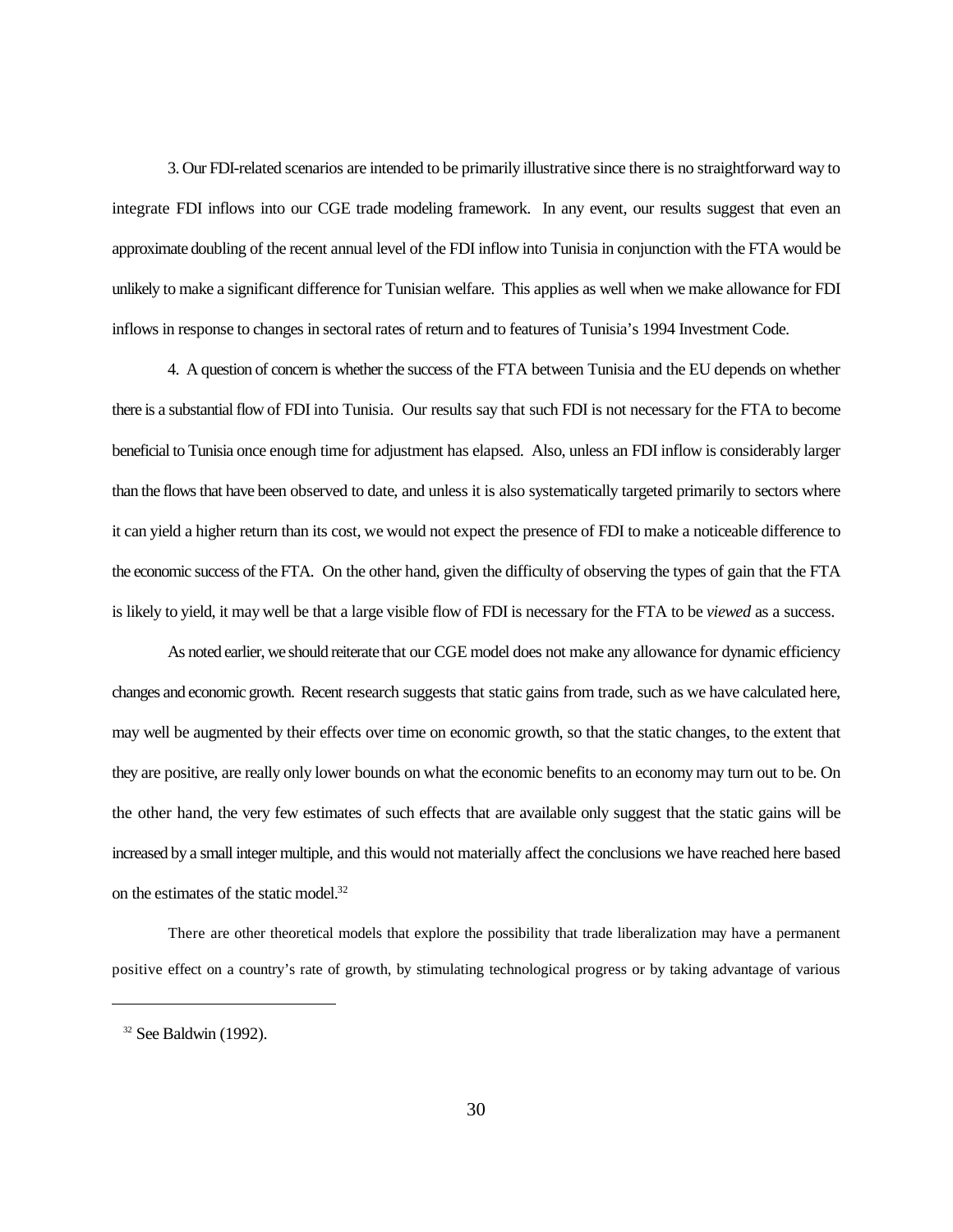3. Our FDI-related scenarios are intended to be primarily illustrative since there is no straightforward way to integrate FDI inflows into our CGE trade modeling framework. In any event, our results suggest that even an approximate doubling of the recent annual level of the FDI inflow into Tunisia in conjunction with the FTA would be unlikely to make a significant difference for Tunisian welfare. This applies as well when we make allowance for FDI inflows in response to changes in sectoral rates of return and to features of Tunisia's 1994 Investment Code.

4. A question of concern is whether the success of the FTA between Tunisia and the EU depends on whether there is a substantial flow of FDI into Tunisia. Our results say that such FDI is not necessary for the FTA to become beneficial to Tunisia once enough time for adjustment has elapsed. Also, unless an FDI inflow is considerably larger than the flows that have been observed to date, and unless it is also systematically targeted primarily to sectors where it can yield a higher return than its cost, we would not expect the presence of FDI to make a noticeable difference to the economic success of the FTA. On the other hand, given the difficulty of observing the types of gain that the FTA is likely to yield, it may well be that a large visible flow of FDI is necessary for the FTA to be *viewed* as a success.

As noted earlier, we should reiterate that our CGE model does not make any allowance for dynamic efficiency changes and economic growth. Recent research suggests that static gains from trade, such as we have calculated here, may well be augmented by their effects over time on economic growth, so that the static changes, to the extent that they are positive, are really only lower bounds on what the economic benefits to an economy may turn out to be. On the other hand, the very few estimates of such effects that are available only suggest that the static gains will be increased by a small integer multiple, and this would not materially affect the conclusions we have reached here based on the estimates of the static model.[32]

There are other theoretical models that explore the possibility that trade liberalization may have a permanent positive effect on a country's rate of growth, by stimulating technological progress or by taking advantage of various

[32] See Baldwin (1992).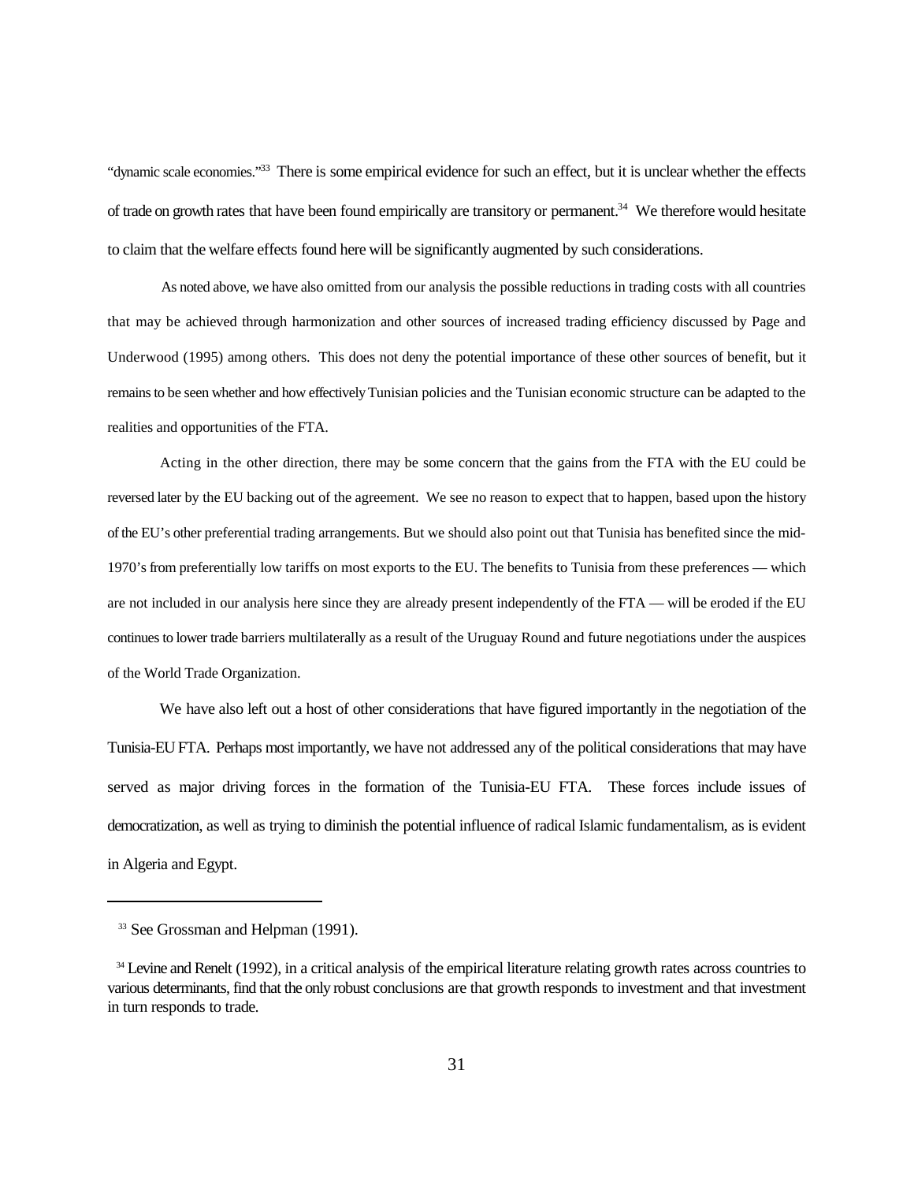"dynamic scale economies."[33] There is some empirical evidence for such an effect, but it is unclear whether the effects of trade on growth rates that have been found empirically are transitory or permanent.[34] We therefore would hesitate to claim that the welfare effects found here will be significantly augmented by such considerations.

As noted above, we have also omitted from our analysis the possible reductions in trading costs with all countries that may be achieved through harmonization and other sources of increased trading efficiency discussed by Page and Underwood (1995) among others. This does not deny the potential importance of these other sources of benefit, but it remains to be seen whether and how effectively Tunisian policies and the Tunisian economic structure can be adapted to the realities and opportunities of the FTA.

Acting in the other direction, there may be some concern that the gains from the FTA with the EU could be reversed later by the EU backing out of the agreement. We see no reason to expect that to happen, based upon the history of the EU's other preferential trading arrangements. But we should also point out that Tunisia has benefited since the mid-1970's from preferentially low tariffs on most exports to the EU. The benefits to Tunisia from these preferences — which are not included in our analysis here since they are already present independently of the FTA — will be eroded if the EU continues to lower trade barriers multilaterally as a result of the Uruguay Round and future negotiations under the auspices of the World Trade Organization.

We have also left out a host of other considerations that have figured importantly in the negotiation of the Tunisia-EU FTA. Perhaps most importantly, we have not addressed any of the political considerations that may have served as major driving forces in the formation of the Tunisia-EU FTA. These forces include issues of democratization, as well as trying to diminish the potential influence of radical Islamic fundamentalism, as is evident in Algeria and Egypt.

---

[33] See Grossman and Helpman (1991).

[34] Levine and Renelt (1992), in a critical analysis of the empirical literature relating growth rates across countries to various determinants, find that the only robust conclusions are that growth responds to investment and that investment in turn responds to trade.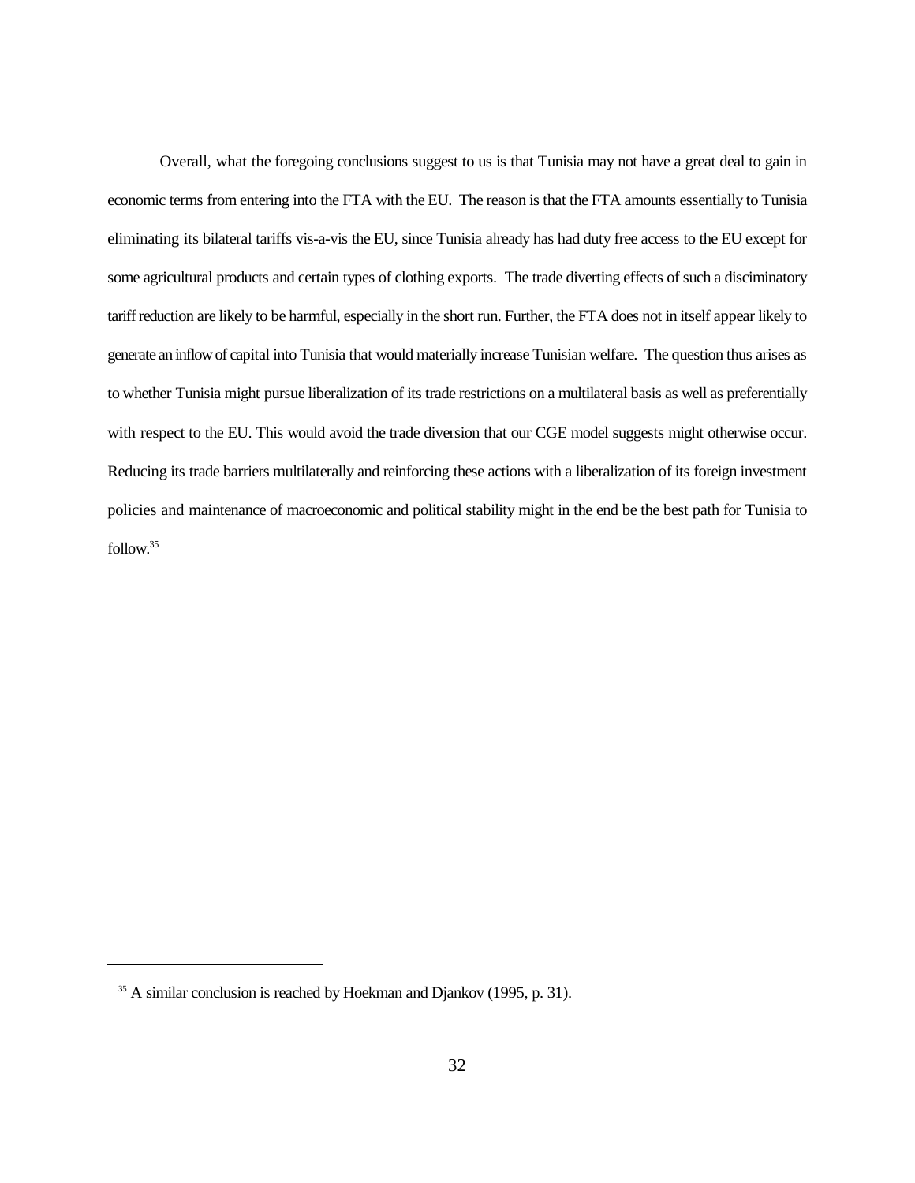Overall, what the foregoing conclusions suggest to us is that Tunisia may not have a great deal to gain in economic terms from entering into the FTA with the EU. The reason is that the FTA amounts essentially to Tunisia eliminating its bilateral tariffs vis-a-vis the EU, since Tunisia already has had duty free access to the EU except for some agricultural products and certain types of clothing exports. The trade diverting effects of such a disciminatory tariff reduction are likely to be harmful, especially in the short run. Further, the FTA does not in itself appear likely to generate an inflow of capital into Tunisia that would materially increase Tunisian welfare. The question thus arises as to whether Tunisia might pursue liberalization of its trade restrictions on a multilateral basis as well as preferentially with respect to the EU. This would avoid the trade diversion that our CGE model suggests might otherwise occur. Reducing its trade barriers multilaterally and reinforcing these actions with a liberalization of its foreign investment policies and maintenance of macroeconomic and political stability might in the end be the best path for Tunisia to follow.[35]

---

[35] A similar conclusion is reached by Hoekman and Djankov (1995, p. 31).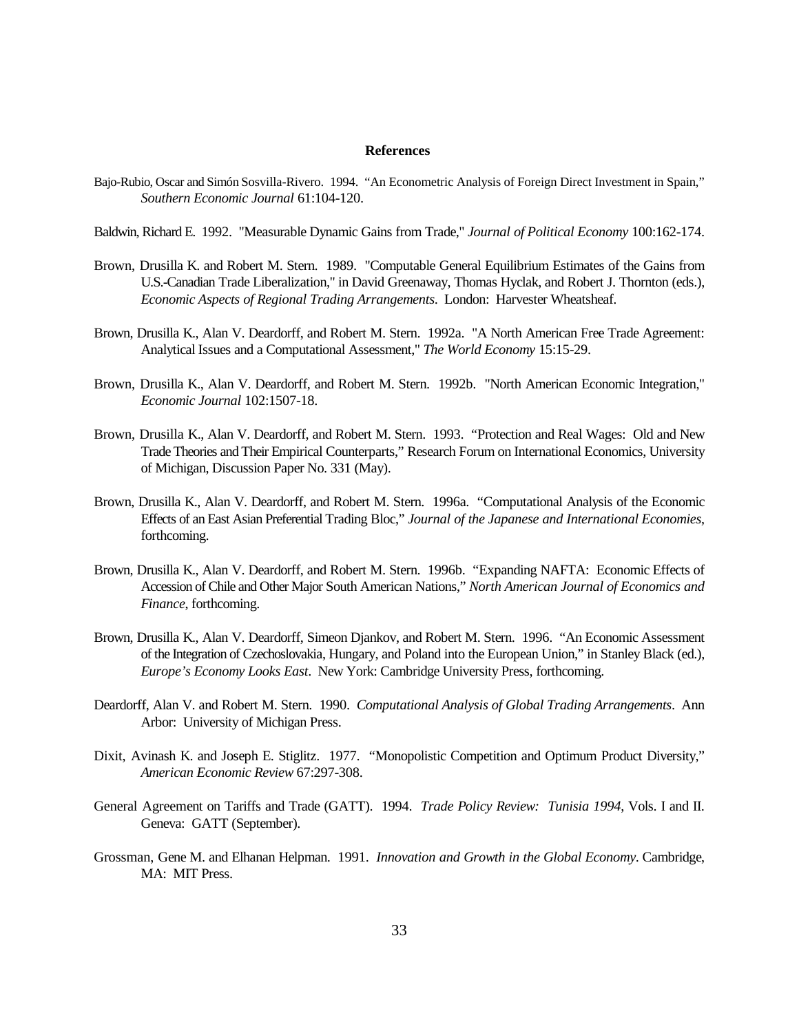## References

Bajo-Rubio, Oscar and Simón Sosvilla-Rivero. 1994. "An Econometric Analysis of Foreign Direct Investment in Spain," *Southern Economic Journal* 61:104-120.

Baldwin, Richard E. 1992. "Measurable Dynamic Gains from Trade," *Journal of Political Economy* 100:162-174.

Brown, Drusilla K. and Robert M. Stern. 1989. "Computable General Equilibrium Estimates of the Gains from U.S.-Canadian Trade Liberalization," in David Greenaway, Thomas Hyclak, and Robert J. Thornton (eds.), *Economic Aspects of Regional Trading Arrangements*. London: Harvester Wheatsheaf.

Brown, Drusilla K., Alan V. Deardorff, and Robert M. Stern. 1992a. "A North American Free Trade Agreement: Analytical Issues and a Computational Assessment," *The World Economy* 15:15-29.

Brown, Drusilla K., Alan V. Deardorff, and Robert M. Stern. 1992b. "North American Economic Integration," *Economic Journal* 102:1507-18.

Brown, Drusilla K., Alan V. Deardorff, and Robert M. Stern. 1993. "Protection and Real Wages: Old and New Trade Theories and Their Empirical Counterparts," Research Forum on International Economics, University of Michigan, Discussion Paper No. 331 (May).

Brown, Drusilla K., Alan V. Deardorff, and Robert M. Stern. 1996a. "Computational Analysis of the Economic Effects of an East Asian Preferential Trading Bloc," *Journal of the Japanese and International Economies*, forthcoming.

Brown, Drusilla K., Alan V. Deardorff, and Robert M. Stern. 1996b. "Expanding NAFTA: Economic Effects of Accession of Chile and Other Major South American Nations," *North American Journal of Economics and Finance*, forthcoming.

Brown, Drusilla K., Alan V. Deardorff, Simeon Djankov, and Robert M. Stern. 1996. "An Economic Assessment of the Integration of Czechoslovakia, Hungary, and Poland into the European Union," in Stanley Black (ed.), *Europe's Economy Looks East*. New York: Cambridge University Press, forthcoming.

Deardorff, Alan V. and Robert M. Stern. 1990. *Computational Analysis of Global Trading Arrangements*. Ann Arbor: University of Michigan Press.

Dixit, Avinash K. and Joseph E. Stiglitz. 1977. "Monopolistic Competition and Optimum Product Diversity," *American Economic Review* 67:297-308.

General Agreement on Tariffs and Trade (GATT). 1994. *Trade Policy Review: Tunisia 1994*, Vols. I and II. Geneva: GATT (September).

Grossman, Gene M. and Elhanan Helpman. 1991. *Innovation and Growth in the Global Economy*. Cambridge, MA: MIT Press.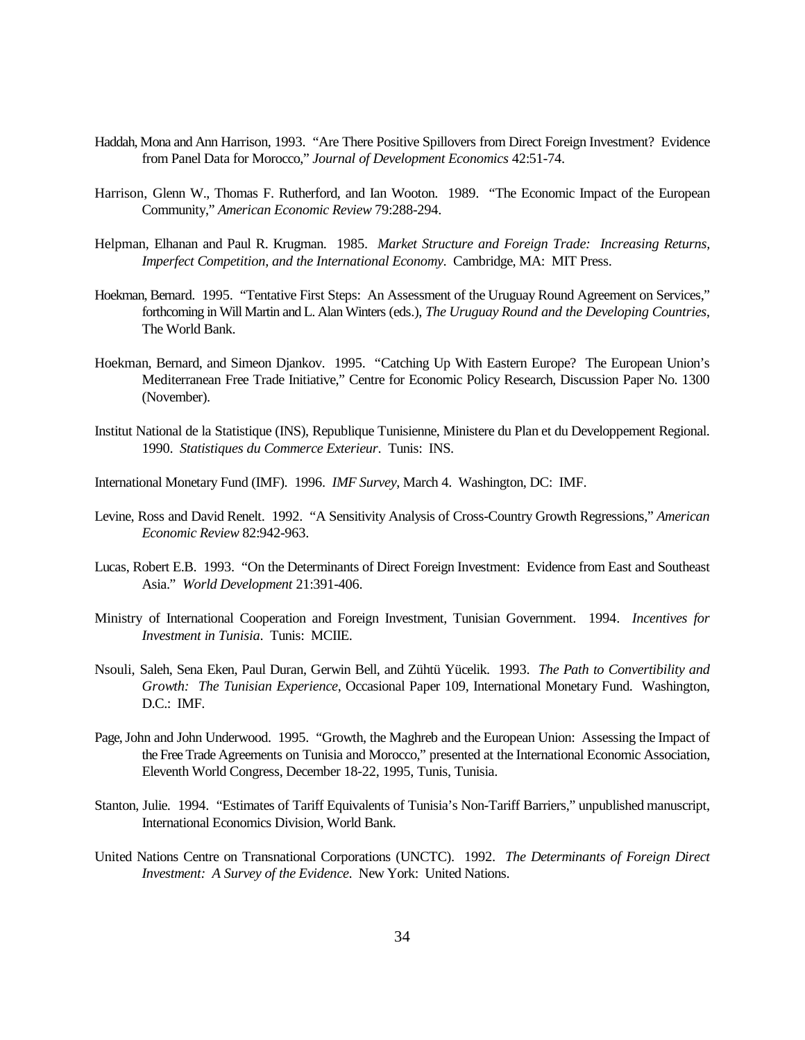Haddah, Mona and Ann Harrison, 1993. "Are There Positive Spillovers from Direct Foreign Investment? Evidence from Panel Data for Morocco," *Journal of Development Economics* 42:51-74.

Harrison, Glenn W., Thomas F. Rutherford, and Ian Wooton. 1989. "The Economic Impact of the European Community," *American Economic Review* 79:288-294.

Helpman, Elhanan and Paul R. Krugman. 1985. *Market Structure and Foreign Trade: Increasing Returns, Imperfect Competition, and the International Economy*. Cambridge, MA: MIT Press.

Hoekman, Bernard. 1995. "Tentative First Steps: An Assessment of the Uruguay Round Agreement on Services," forthcoming in Will Martin and L. Alan Winters (eds.), *The Uruguay Round and the Developing Countries*, The World Bank.

Hoekman, Bernard, and Simeon Djankov. 1995. "Catching Up With Eastern Europe? The European Union's Mediterranean Free Trade Initiative," Centre for Economic Policy Research, Discussion Paper No. 1300 (November).

Institut National de la Statistique (INS), Republique Tunisienne, Ministere du Plan et du Developpement Regional. 1990. *Statistiques du Commerce Exterieur*. Tunis: INS.

International Monetary Fund (IMF). 1996. *IMF Survey*, March 4. Washington, DC: IMF.

Levine, Ross and David Renelt. 1992. "A Sensitivity Analysis of Cross-Country Growth Regressions," *American Economic Review* 82:942-963.

Lucas, Robert E.B. 1993. "On the Determinants of Direct Foreign Investment: Evidence from East and Southeast Asia." *World Development* 21:391-406.

Ministry of International Cooperation and Foreign Investment, Tunisian Government. 1994. *Incentives for Investment in Tunisia*. Tunis: MCIIE.

Nsouli, Saleh, Sena Eken, Paul Duran, Gerwin Bell, and Zühtü Yücelik. 1993. *The Path to Convertibility and Growth: The Tunisian Experience*, Occasional Paper 109, International Monetary Fund. Washington, D.C.: IMF.

Page, John and John Underwood. 1995. "Growth, the Maghreb and the European Union: Assessing the Impact of the Free Trade Agreements on Tunisia and Morocco," presented at the International Economic Association, Eleventh World Congress, December 18-22, 1995, Tunis, Tunisia.

Stanton, Julie. 1994. "Estimates of Tariff Equivalents of Tunisia's Non-Tariff Barriers," unpublished manuscript, International Economics Division, World Bank.

United Nations Centre on Transnational Corporations (UNCTC). 1992. *The Determinants of Foreign Direct Investment: A Survey of the Evidence*. New York: United Nations.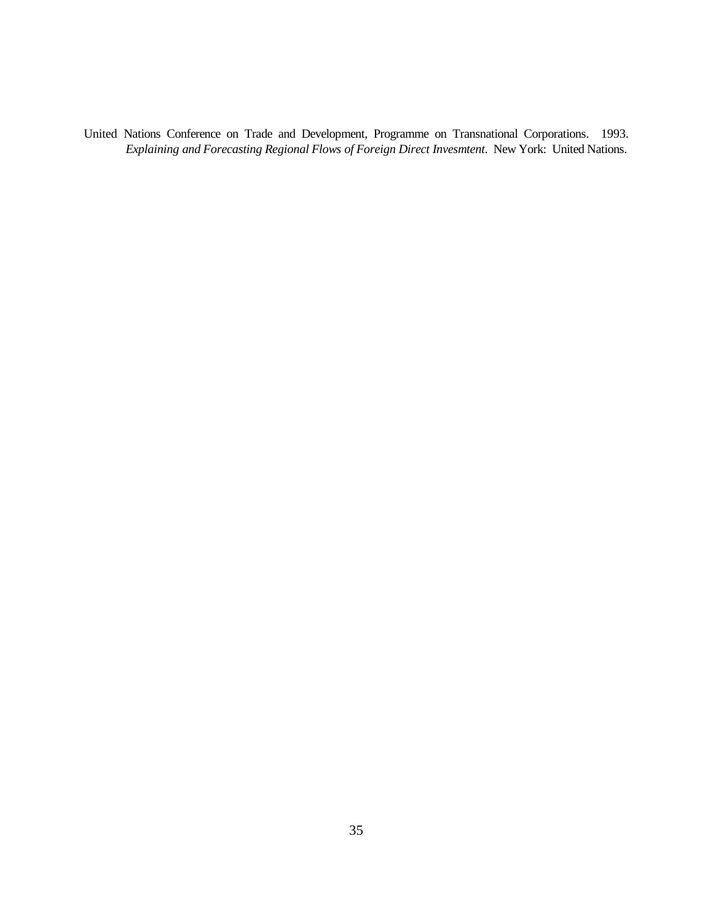United Nations Conference on Trade and Development, Programme on Transnational Corporations. 1993. *Explaining and Forecasting Regional Flows of Foreign Direct Invesmtent.* New York: United Nations.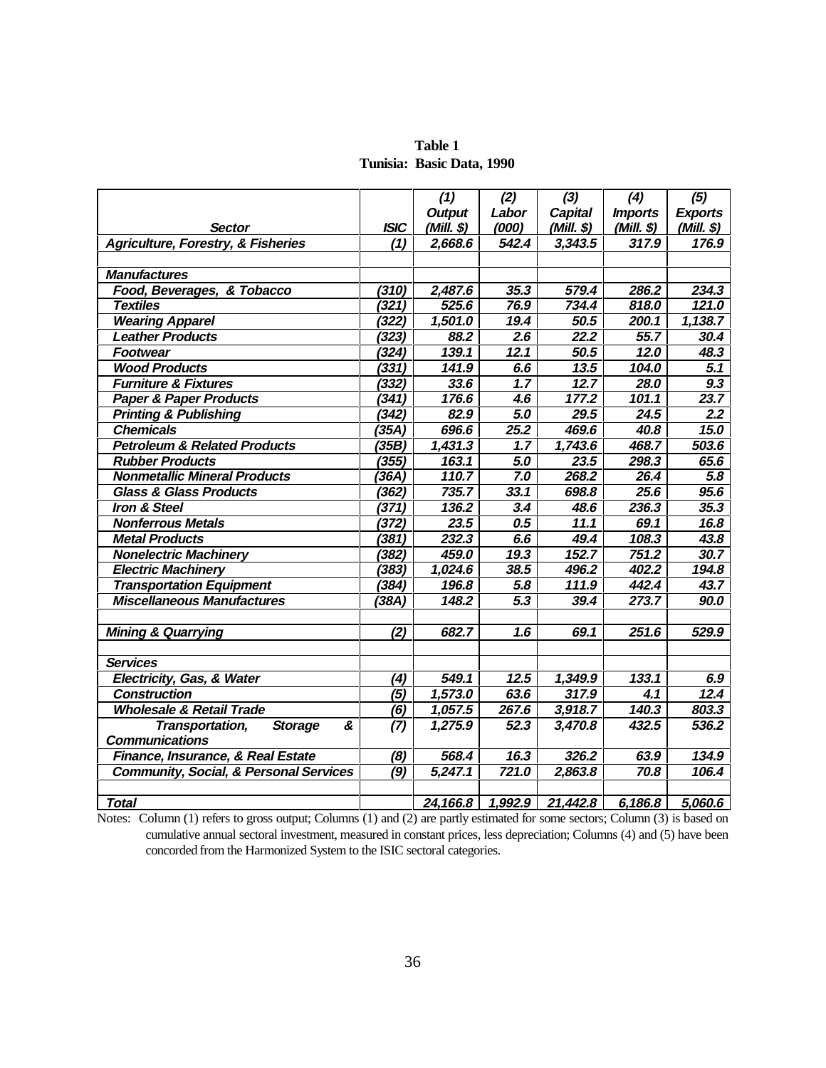**Table 1**
**Tunisia: Basic Data, 1990**

| Sector | ISIC | (1) Output (Mill. $) | (2) Labor (000) | (3) Capital (Mill. $) | (4) Imports (Mill. $) | (5) Exports (Mill. $) |
|---|---|---|---|---|---|---|
| *Agriculture, Forestry, & Fisheries* | (1) | 2,668.6 | 542.4 | 3,343.5 | 317.9 | 176.9 |
| | | | | | | |
| *Manufactures* | | | | | | |
| Food, Beverages, & Tobacco | (310) | 2,487.6 | 35.3 | 579.4 | 286.2 | 234.3 |
| Textiles | (321) | 525.6 | 76.9 | 734.4 | 818.0 | 121.0 |
| Wearing Apparel | (322) | 1,501.0 | 19.4 | 50.5 | 200.1 | 1,138.7 |
| Leather Products | (323) | 88.2 | 2.6 | 22.2 | 55.7 | 30.4 |
| Footwear | (324) | 139.1 | 12.1 | 50.5 | 12.0 | 48.3 |
| Wood Products | (331) | 141.9 | 6.6 | 13.5 | 104.0 | 5.1 |
| Furniture & Fixtures | (332) | 33.6 | 1.7 | 12.7 | 28.0 | 9.3 |
| Paper & Paper Products | (341) | 176.6 | 4.6 | 177.2 | 101.1 | 23.7 |
| Printing & Publishing | (342) | 82.9 | 5.0 | 29.5 | 24.5 | 2.2 |
| Chemicals | (35A) | 696.6 | 25.2 | 469.6 | 40.8 | 15.0 |
| Petroleum & Related Products | (35B) | 1,431.3 | 1.7 | 1,743.6 | 468.7 | 503.6 |
| Rubber Products | (355) | 163.1 | 5.0 | 23.5 | 298.3 | 65.6 |
| Nonmetallic Mineral Products | (36A) | 110.7 | 7.0 | 268.2 | 26.4 | 5.8 |
| Glass & Glass Products | (362) | 735.7 | 33.1 | 698.8 | 25.6 | 95.6 |
| Iron & Steel | (371) | 136.2 | 3.4 | 48.6 | 236.3 | 35.3 |
| Nonferrous Metals | (372) | 23.5 | 0.5 | 11.1 | 69.1 | 16.8 |
| Metal Products | (381) | 232.3 | 6.6 | 49.4 | 108.3 | 43.8 |
| Nonelectric Machinery | (382) | 459.0 | 19.3 | 152.7 | 751.2 | 30.7 |
| Electric Machinery | (383) | 1,024.6 | 38.5 | 496.2 | 402.2 | 194.8 |
| Transportation Equipment | (384) | 196.8 | 5.8 | 111.9 | 442.4 | 43.7 |
| Miscellaneous Manufactures | (38A) | 148.2 | 5.3 | 39.4 | 273.7 | 90.0 |
| | | | | | | |
| *Mining & Quarrying* | (2) | 682.7 | 1.6 | 69.1 | 251.6 | 529.9 |
| | | | | | | |
| *Services* | | | | | | |
| Electricity, Gas, & Water | (4) | 549.1 | 12.5 | 1,349.9 | 133.1 | 6.9 |
| Construction | (5) | 1,573.0 | 63.6 | 317.9 | 4.1 | 12.4 |
| Wholesale & Retail Trade | (6) | 1,057.5 | 267.6 | 3,918.7 | 140.3 | 803.3 |
| Transportation, Storage & Communications | (7) | 1,275.9 | 52.3 | 3,470.8 | 432.5 | 536.2 |
| Finance, Insurance, & Real Estate | (8) | 568.4 | 16.3 | 326.2 | 63.9 | 134.9 |
| Community, Social, & Personal Services | (9) | 5,247.1 | 721.0 | 2,863.8 | 70.8 | 106.4 |
| | | | | | | |
| *Total* | | 24,166.8 | 1,992.9 | 21,442.8 | 6,186.8 | 5,060.6 |

Notes: Column (1) refers to gross output; Columns (1) and (2) are partly estimated for some sectors; Column (3) is based on cumulative annual sectoral investment, measured in constant prices, less depreciation; Columns (4) and (5) have been concorded from the Harmonized System to the ISIC sectoral categories.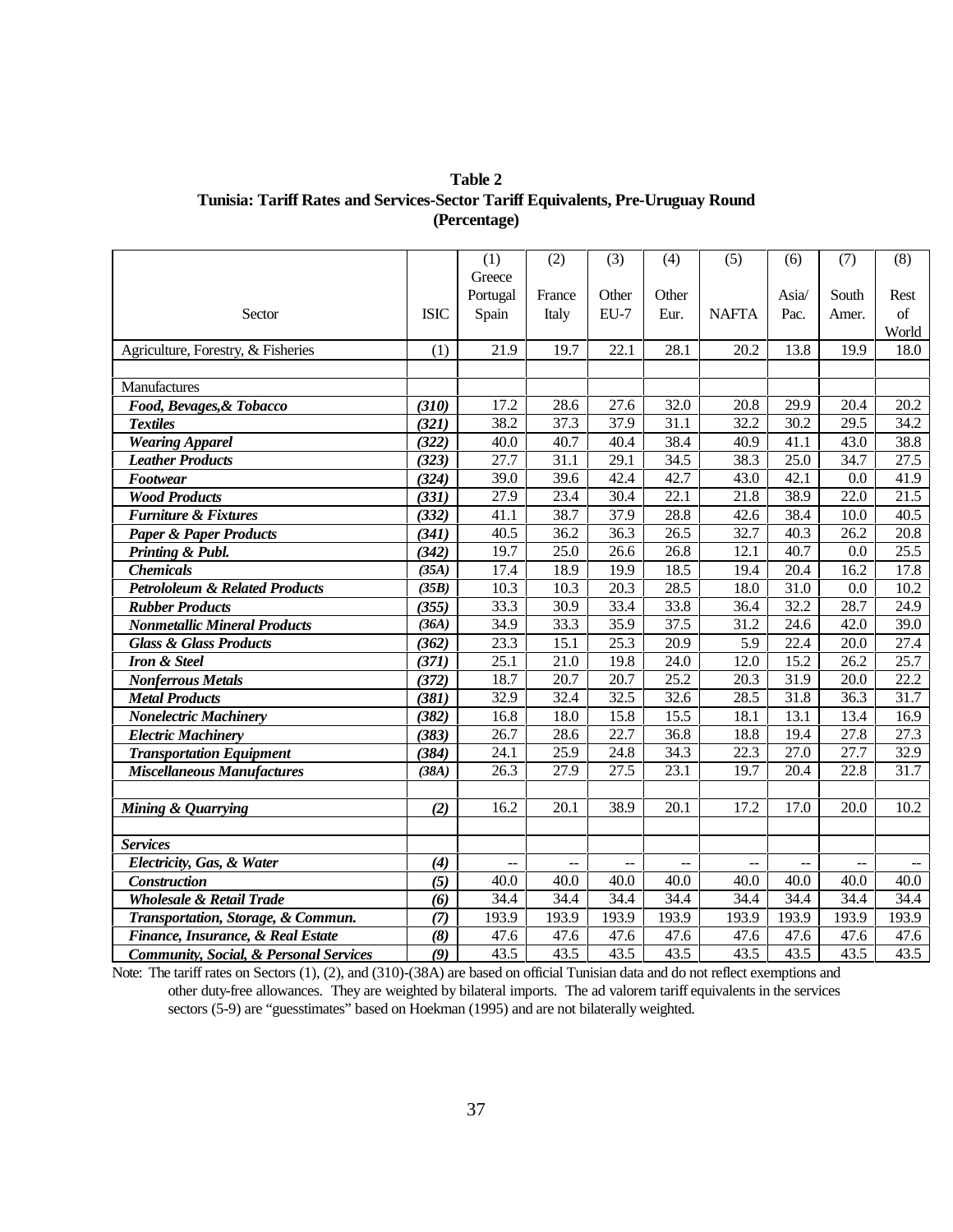**Table 2**
**Tunisia: Tariff Rates and Services-Sector Tariff Equivalents, Pre-Uruguay Round**
**(Percentage)**

| Sector | ISIC | (1) Greece Portugal Spain | (2) France Italy | (3) Other EU-7 | (4) Other Eur. | (5) NAFTA | (6) Asia/ Pac. | (7) South Amer. | (8) Rest of World |
|---|---|---|---|---|---|---|---|---|---|
| Agriculture, Forestry, & Fisheries | (1) | 21.9 | 19.7 | 22.1 | 28.1 | 20.2 | 13.8 | 19.9 | 18.0 |
| | | | | | | | | | |
| Manufactures | | | | | | | | | |
| ***Food, Bevages,& Tobacco*** | ***(310)*** | 17.2 | 28.6 | 27.6 | 32.0 | 20.8 | 29.9 | 20.4 | 20.2 |
| ***Textiles*** | ***(321)*** | 38.2 | 37.3 | 37.9 | 31.1 | 32.2 | 30.2 | 29.5 | 34.2 |
| ***Wearing Apparel*** | ***(322)*** | 40.0 | 40.7 | 40.4 | 38.4 | 40.9 | 41.1 | 43.0 | 38.8 |
| ***Leather Products*** | ***(323)*** | 27.7 | 31.1 | 29.1 | 34.5 | 38.3 | 25.0 | 34.7 | 27.5 |
| ***Footwear*** | ***(324)*** | 39.0 | 39.6 | 42.4 | 42.7 | 43.0 | 42.1 | 0.0 | 41.9 |
| ***Wood Products*** | ***(331)*** | 27.9 | 23.4 | 30.4 | 22.1 | 21.8 | 38.9 | 22.0 | 21.5 |
| ***Furniture & Fixtures*** | ***(332)*** | 41.1 | 38.7 | 37.9 | 28.8 | 42.6 | 38.4 | 10.0 | 40.5 |
| ***Paper & Paper Products*** | ***(341)*** | 40.5 | 36.2 | 36.3 | 26.5 | 32.7 | 40.3 | 26.2 | 20.8 |
| ***Printing & Publ.*** | ***(342)*** | 19.7 | 25.0 | 26.6 | 26.8 | 12.1 | 40.7 | 0.0 | 25.5 |
| ***Chemicals*** | ***(35A)*** | 17.4 | 18.9 | 19.9 | 18.5 | 19.4 | 20.4 | 16.2 | 17.8 |
| ***Petrololeum & Related Products*** | ***(35B)*** | 10.3 | 10.3 | 20.3 | 28.5 | 18.0 | 31.0 | 0.0 | 10.2 |
| ***Rubber Products*** | ***(355)*** | 33.3 | 30.9 | 33.4 | 33.8 | 36.4 | 32.2 | 28.7 | 24.9 |
| ***Nonmetallic Mineral Products*** | ***(36A)*** | 34.9 | 33.3 | 35.9 | 37.5 | 31.2 | 24.6 | 42.0 | 39.0 |
| ***Glass & Glass Products*** | ***(362)*** | 23.3 | 15.1 | 25.3 | 20.9 | 5.9 | 22.4 | 20.0 | 27.4 |
| ***Iron & Steel*** | ***(371)*** | 25.1 | 21.0 | 19.8 | 24.0 | 12.0 | 15.2 | 26.2 | 25.7 |
| ***Nonferrous Metals*** | ***(372)*** | 18.7 | 20.7 | 20.7 | 25.2 | 20.3 | 31.9 | 20.0 | 22.2 |
| ***Metal Products*** | ***(381)*** | 32.9 | 32.4 | 32.5 | 32.6 | 28.5 | 31.8 | 36.3 | 31.7 |
| ***Nonelectric Machinery*** | ***(382)*** | 16.8 | 18.0 | 15.8 | 15.5 | 18.1 | 13.1 | 13.4 | 16.9 |
| ***Electric Machinery*** | ***(383)*** | 26.7 | 28.6 | 22.7 | 36.8 | 18.8 | 19.4 | 27.8 | 27.3 |
| ***Transportation Equipment*** | ***(384)*** | 24.1 | 25.9 | 24.8 | 34.3 | 22.3 | 27.0 | 27.7 | 32.9 |
| ***Miscellaneous Manufactures*** | ***(38A)*** | 26.3 | 27.9 | 27.5 | 23.1 | 19.7 | 20.4 | 22.8 | 31.7 |
| | | | | | | | | | |
| ***Mining & Quarrying*** | ***(2)*** | 16.2 | 20.1 | 38.9 | 20.1 | 17.2 | 17.0 | 20.0 | 10.2 |
| | | | | | | | | | |
| ***Services*** | | | | | | | | | |
| ***Electricity, Gas, & Water*** | ***(4)*** | -- | -- | -- | -- | -- | -- | -- | -- |
| ***Construction*** | ***(5)*** | 40.0 | 40.0 | 40.0 | 40.0 | 40.0 | 40.0 | 40.0 | 40.0 |
| ***Wholesale & Retail Trade*** | ***(6)*** | 34.4 | 34.4 | 34.4 | 34.4 | 34.4 | 34.4 | 34.4 | 34.4 |
| ***Transportation, Storage, & Commun.*** | ***(7)*** | 193.9 | 193.9 | 193.9 | 193.9 | 193.9 | 193.9 | 193.9 | 193.9 |
| ***Finance, Insurance, & Real Estate*** | ***(8)*** | 47.6 | 47.6 | 47.6 | 47.6 | 47.6 | 47.6 | 47.6 | 47.6 |
| ***Community, Social, & Personal Services*** | ***(9)*** | 43.5 | 43.5 | 43.5 | 43.5 | 43.5 | 43.5 | 43.5 | 43.5 |

Note: The tariff rates on Sectors (1), (2), and (310)-(38A) are based on official Tunisian data and do not reflect exemptions and other duty-free allowances. They are weighted by bilateral imports. The ad valorem tariff equivalents in the services sectors (5-9) are "guesstimates" based on Hoekman (1995) and are not bilaterally weighted.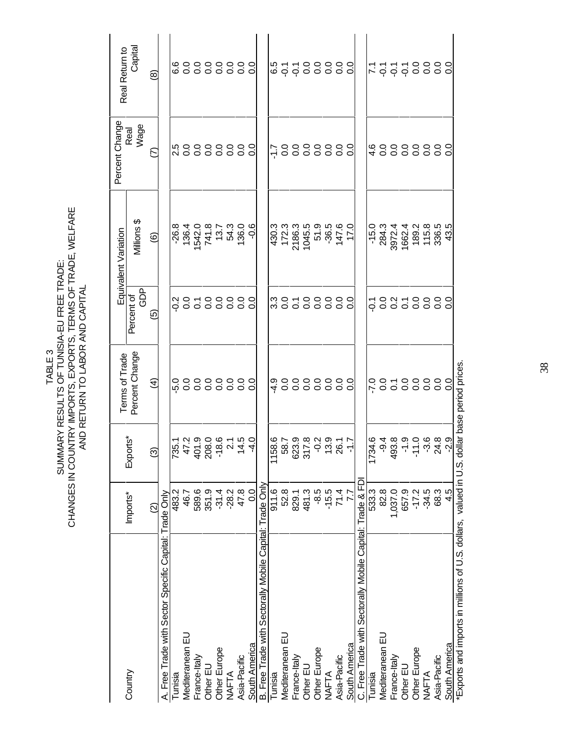TABLE 3
SUMMARY RESULTS OF TUNISIA-EU FREE TRADE:
CHANGES IN COUNTRY IMPORTS, EXPORTS, TERMS OF TRADE, WELFARE
AND RETURN TO LABOR AND CAPITAL

| Country | Imports* | Exports* | Terms of Trade Percent Change | Equivalent Variation | | Percent Change Real Wage | Real Return to Capital |
|---|---|---|---|---|---|---|---|
| | | | | Percent of GDP | Millions $ | | |
| | (2) | (3) | (4) | (5) | (6) | (7) | (8) |
| A. Free Trade with Sector Specific Capital: Trade Only | | | | | | | |
| Tunisia | 483.2 | 735.1 | -5.0 | -0.2 | -26.8 | 2.5 | 6.6 |
| Mediteranean EU | 46.7 | 47.2 | 0.0 | 0.0 | 136.4 | 0.0 | 0.0 |
| France-Italy | 589.6 | 401.9 | 0.0 | 0.1 | 1542.0 | 0.0 | 0.0 |
| Other EU | 351.9 | 208.0 | 0.0 | 0.0 | 741.8 | 0.0 | 0.0 |
| Other Europe | -31.4 | -18.6 | 0.0 | 0.0 | 13.7 | 0.0 | 0.0 |
| NAFTA | -28.2 | 2.1 | 0.0 | 0.0 | 54.3 | 0.0 | 0.0 |
| Asia-Pacific | 47.8 | 14.5 | 0.0 | 0.0 | 136.0 | 0.0 | 0.0 |
| South America | 0.0 | -4.0 | 0.0 | 0.0 | -0.6 | 0.0 | 0.0 |
| B. Free Trade with Sectorally Mobile Capital: Trade Only | | | | | | | |
| Tunisia | 911.6 | 1158.6 | -4.9 | 3.3 | 430.3 | -1.7 | 6.5 |
| Mediteranean EU | 52.8 | 58.7 | 0.0 | 0.0 | 172.3 | 0.0 | -0.1 |
| France-Italy | 829.1 | 623.9 | 0.0 | 0.1 | 2186.3 | 0.0 | -0.1 |
| Other EU | 481.3 | 317.8 | 0.0 | 0.0 | 1045.5 | 0.0 | 0.0 |
| Other Europe | -8.5 | -0.2 | 0.0 | 0.0 | 51.9 | 0.0 | 0.0 |
| NAFTA | -15.5 | 13.9 | 0.0 | 0.0 | -36.5 | 0.0 | 0.0 |
| Asia-Pacific | 71.4 | 26.1 | 0.0 | 0.0 | 147.6 | 0.0 | 0.0 |
| South America | 7.7 | -1.7 | 0.0 | 0.0 | 17.0 | 0.0 | 0.0 |
| C. Free Trade with Sectorally Mobile Capital: Trade & FDI | | | | | | | |
| Tunisia | 533.3 | 1734.6 | -7.0 | -0.1 | -15.0 | 4.6 | 7.1 |
| Mediteranean EU | 82.8 | -9.4 | 0.0 | 0.0 | 284.3 | 0.0 | -0.1 |
| France-Italy | 1,037.0 | 493.8 | 0.1 | 0.2 | 3972.4 | 0.0 | -0.1 |
| Other EU | 657.9 | -1.9 | 0.0 | 0.1 | 1662.4 | 0.0 | -0.1 |
| Other Europe | -17.2 | -11.0 | 0.0 | 0.0 | 189.2 | 0.0 | 0.0 |
| NAFTA | -34.5 | -3.6 | 0.0 | 0.0 | 115.8 | 0.0 | 0.0 |
| Asia-Pacific | 68.3 | 24.8 | 0.0 | 0.0 | 336.5 | 0.0 | 0.0 |
| South America | 4.5 | -2.9 | 0.0 | 0.0 | 43.5 | 0.0 | 0.0 |

*Exports and imports in millions of U.S. dollars, valued in U.S. dollar base period prices.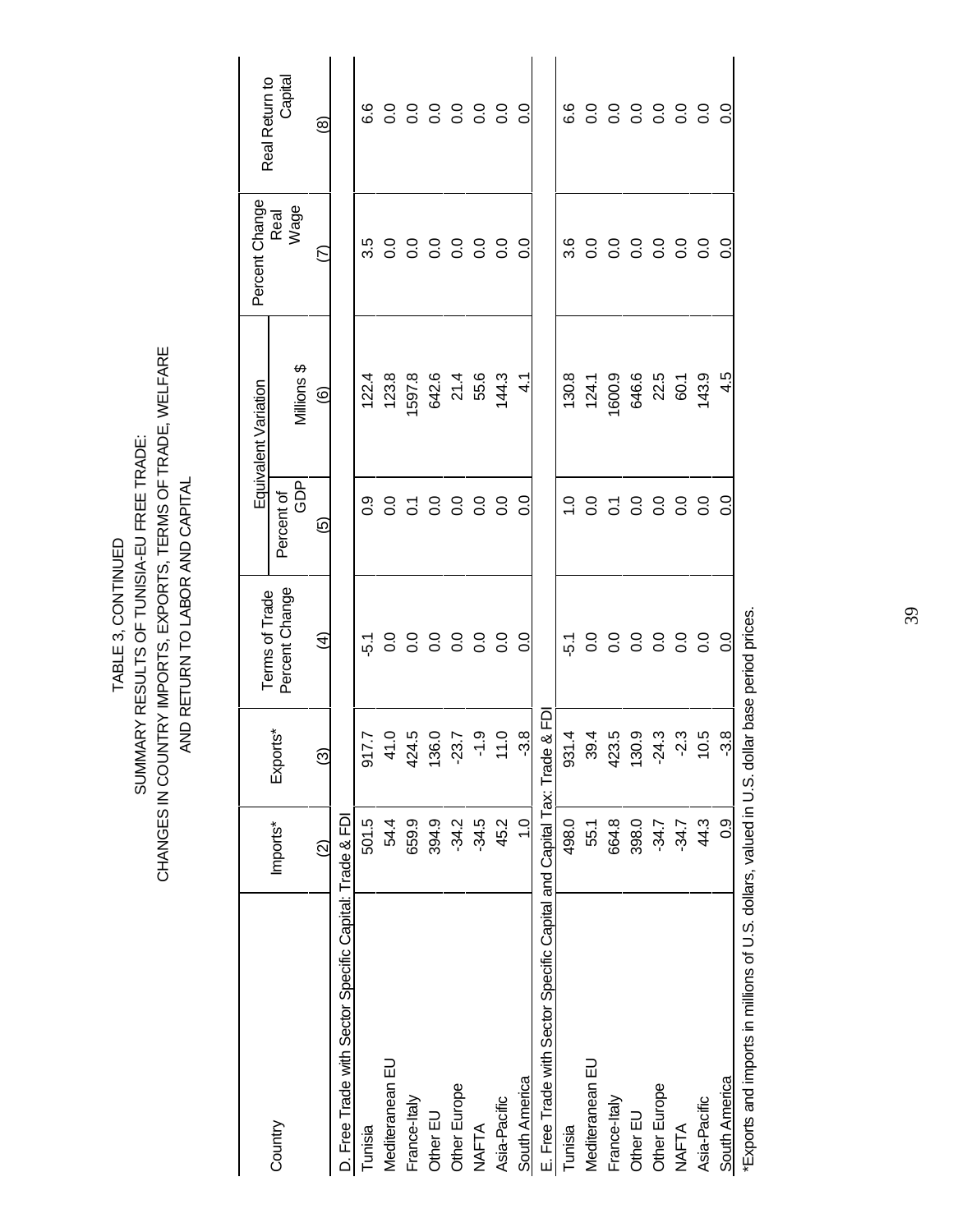# TABLE 3, CONTINUED
## SUMMARY RESULTS OF TUNISIA-EU FREE TRADE: CHANGES IN COUNTRY IMPORTS, EXPORTS, TERMS OF TRADE, WELFARE AND RETURN TO LABOR AND CAPITAL

| Country | Imports* | Exports* | Terms of Trade Percent Change | Equivalent Variation | | Percent Change Real Wage | Real Return to Capital |
|---|---|---|---|---|---|---|---|
| | | | | Percent of GDP | Millions $ | | |
| | (2) | (3) | (4) | (5) | (6) | (7) | (8) |
| D. Free Trade with Sector Specific Capital: Trade & FDI | | | | | | | |
| Tunisia | 501.5 | 917.7 | -5.1 | 0.9 | 122.4 | 3.5 | 6.6 |
| Mediteranean EU | 54.4 | 41.0 | 0.0 | 0.0 | 123.8 | 0.0 | 0.0 |
| France-Italy | 659.9 | 424.5 | 0.0 | 0.1 | 1597.8 | 0.0 | 0.0 |
| Other EU | 394.9 | 136.0 | 0.0 | 0.0 | 642.6 | 0.0 | 0.0 |
| Other Europe | -34.2 | -23.7 | 0.0 | 0.0 | 21.4 | 0.0 | 0.0 |
| NAFTA | -34.5 | -1.9 | 0.0 | 0.0 | 55.6 | 0.0 | 0.0 |
| Asia-Pacific | 45.2 | 11.0 | 0.0 | 0.0 | 144.3 | 0.0 | 0.0 |
| South America | 1.0 | -3.8 | 0.0 | 0.0 | 4.1 | 0.0 | 0.0 |
| E. Free Trade with Sector Specific Capital and Capital Tax: Trade & FDI | | | | | | | |
| Tunisia | 498.0 | 931.4 | -5.1 | 1.0 | 130.8 | 3.6 | 6.6 |
| Mediteranean EU | 55.1 | 39.4 | 0.0 | 0.0 | 124.1 | 0.0 | 0.0 |
| France-Italy | 664.8 | 423.5 | 0.0 | 0.1 | 1600.9 | 0.0 | 0.0 |
| Other EU | 398.0 | 130.9 | 0.0 | 0.0 | 646.6 | 0.0 | 0.0 |
| Other Europe | -34.7 | -24.3 | 0.0 | 0.0 | 22.5 | 0.0 | 0.0 |
| NAFTA | -34.7 | -2.3 | 0.0 | 0.0 | 60.1 | 0.0 | 0.0 |
| Asia-Pacific | 44.3 | 10.5 | 0.0 | 0.0 | 143.9 | 0.0 | 0.0 |
| South America | 0.9 | -3.8 | 0.0 | 0.0 | 4.5 | 0.0 | 0.0 |

*Exports and imports in millions of U.S. dollars, valued in U.S. dollar base period prices.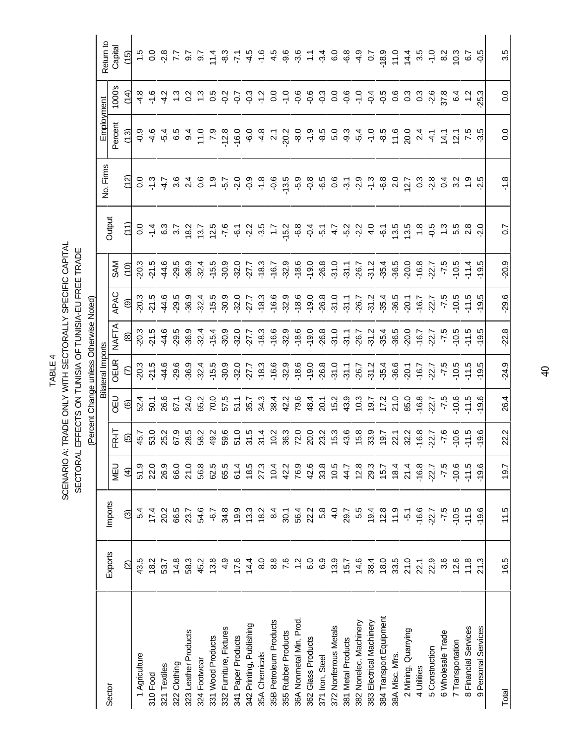# TABLE 4

## SCENARIO A: TRADE ONLY WITH SECTORALLY SPECIFIC CAPITAL
## SECTORAL EFFECTS ON TUNISIA OF TUNISIA-EU FREE TRADE
(Percent Change unless Otherwise Noted)

| Sector | Exports | Imports | Bilateral Imports | | | | | | | Output | No. Firms | Employment | | Return to Capital |
|---|---|---|---|---|---|---|---|---|---|---|---|---|---|---|
| | | | MEU | FR-IT | OEU | OEUR | NAFTA | APAC | SAM | | | Percent | 1000's | |
| | (2) | (3) | (4) | (5) | (6) | (7) | (8) | (9) | (10) | (11) | (12) | (13) | (14) | (15) |
| 1 Agriculture | 43.5 | 5.4 | 51.9 | 45.7 | 52.4 | -20.3 | -20.3 | -20.3 | -20.3 | 0.0 | 0.0 | -0.9 | -4.8 | 1.5 |
| 310 Food | 18.2 | 17.4 | 22.0 | 53.0 | 50.1 | -21.5 | -21.5 | -21.5 | -21.5 | -1.4 | -1.3 | -4.6 | -1.6 | 0.0 |
| 321 Textiles | 53.7 | 20.2 | 26.9 | 25.2 | 26.6 | -44.6 | -44.6 | -44.6 | -44.6 | 6.3 | -4.7 | -5.4 | -4.2 | -2.8 |
| 322 Clothing | 14.8 | 66.5 | 66.0 | 67.9 | 67.1 | -29.6 | -29.5 | -29.5 | -29.5 | 3.7 | 3.6 | 6.5 | 1.3 | 7.7 |
| 323 Leather Products | 58.3 | 23.7 | 21.0 | 28.5 | 24.0 | -36.9 | -36.9 | -36.9 | -36.9 | 18.2 | 2.4 | 9.4 | 0.2 | 9.7 |
| 324 Footwear | 45.2 | 54.6 | 56.8 | 58.2 | 65.2 | -32.4 | -32.4 | -32.4 | -32.4 | 13.7 | 0.6 | 11.0 | 1.3 | 9.7 |
| 331 Wood Products | 13.8 | -6.7 | 62.5 | 49.2 | 70.0 | -15.5 | -15.4 | -15.5 | -15.5 | 12.5 | 1.9 | 7.9 | 0.5 | 11.4 |
| 332 Furniture, Fixtures | 4.9 | 34.8 | 65.5 | 59.6 | 57.5 | -30.9 | -30.9 | -30.9 | -30.9 | -7.6 | -5.7 | -12.8 | -0.2 | -8.3 |
| 341 Paper Products | 17.6 | 19.9 | 61.4 | 51.0 | 51.1 | -32.0 | -32.0 | -32.0 | -32.0 | -6.1 | -2.0 | -16.0 | -0.7 | -7.1 |
| 342 Printing, Publishing | 14.4 | 13.3 | 18.5 | 31.5 | 35.7 | -27.7 | -27.7 | -27.7 | -27.7 | -2.2 | -0.9 | -6.0 | -0.3 | -4.5 |
| 35A Chemicals | 8.0 | 18.2 | 27.3 | 31.4 | 34.3 | -18.3 | -18.3 | -18.3 | -18.3 | -3.5 | -1.8 | -4.8 | -1.2 | -1.6 |
| 35B Petroleum Products | 8.8 | 8.4 | 10.4 | 10.2 | 38.4 | -16.6 | -16.6 | -16.6 | -16.7 | 1.7 | -0.6 | 2.1 | 0.0 | 4.5 |
| 355 Rubber Products | 7.6 | 30.1 | 42.2 | 36.3 | 42.2 | -32.9 | -32.9 | -32.9 | -32.9 | -15.2 | -13.5 | -20.2 | -1.0 | -9.6 |
| 36A Nonmetal Min. Prod. | 1.2 | 56.4 | 76.9 | 72.0 | 79.6 | -18.6 | -18.6 | -18.6 | -18.6 | -6.8 | -5.9 | -8.0 | -0.6 | -3.6 |
| 362 Glass Products | 6.0 | 22.2 | 42.6 | 20.0 | 48.4 | -19.0 | -19.0 | -19.0 | -19.0 | -0.4 | -0.8 | -1.9 | -0.6 | 1.1 |
| 371 Iron, Steel | 6.9 | 5.8 | 33.8 | 23.2 | 20.1 | -26.8 | -26.8 | -26.8 | -26.8 | -5.1 | -6.5 | -8.5 | -0.3 | -3.4 |
| 372 Nonferrous Metals | 13.9 | 4.0 | 10.5 | 15.3 | 15.2 | -31.0 | -31.0 | -31.0 | -31.0 | 4.7 | 0.6 | 5.0 | 0.0 | 6.0 |
| 381 Metal Products | 15.7 | 29.7 | 44.7 | 43.6 | 43.9 | -31.1 | -31.1 | -31.1 | -31.1 | -5.2 | -3.1 | -9.3 | -0.6 | -6.8 |
| 382 Nonelec. Machinery | 14.6 | 5.5 | 12.8 | 15.8 | 10.3 | -26.7 | -26.7 | -26.7 | -26.7 | -2.2 | -2.9 | -5.4 | -1.0 | -4.9 |
| 383 Electrical Machinery | 38.4 | 19.4 | 29.3 | 33.9 | 19.7 | -31.2 | -31.2 | -31.2 | -31.2 | 4.0 | -1.3 | -1.0 | -0.4 | 0.7 |
| 384 Transport Equipment | 18.0 | 12.8 | 15.7 | 19.7 | 17.2 | -35.4 | -35.4 | -35.4 | -35.4 | -6.1 | -6.8 | -8.5 | -0.5 | -18.9 |
| 38A Misc. Mfrs. | 33.5 | 11.9 | 18.4 | 22.1 | 21.0 | -36.6 | -36.5 | -36.5 | -36.5 | 13.5 | 2.0 | 11.6 | 0.6 | 11.0 |
| 2 Mining, Quarrying | 21.0 | -5.1 | 21.4 | 32.2 | 85.0 | -20.1 | -20.0 | -20.1 | -20.0 | 13.5 | 12.7 | 20.0 | 0.3 | 14.4 |
| 4 Utilities | 22.1 | -16.6 | -16.8 | -16.8 | -16.8 | -16.7 | -16.7 | -16.7 | -16.8 | 1.8 | 0.3 | 2.4 | 0.3 | 3.5 |
| 5 Construction | 22.9 | -22.7 | -22.7 | -22.7 | -22.7 | -22.7 | -22.7 | -22.7 | -22.7 | -0.5 | -2.8 | -4.1 | -2.6 | -1.0 |
| 6 Wholesale Trade | 3.6 | -7.5 | -7.5 | -7.6 | -7.5 | -7.5 | -7.5 | -7.5 | -7.5 | 1.3 | 0.4 | 14.1 | 37.8 | 8.2 |
| 7 Transportation | 12.6 | -10.5 | -10.6 | -10.6 | -10.6 | -10.5 | -10.5 | -10.5 | -10.5 | 5.5 | 3.2 | 12.1 | 6.4 | 10.3 |
| 8 Financial Services | 11.8 | -11.5 | -11.5 | -11.5 | -11.5 | -11.5 | -11.5 | -11.5 | -11.4 | 2.8 | 1.9 | 7.5 | 1.2 | 6.7 |
| 9 Personal Services | 21.3 | -19.6 | -19.6 | -19.6 | -19.6 | -19.5 | -19.5 | -19.5 | -19.5 | -2.0 | -2.5 | -3.5 | -25.3 | -0.5 |
| Total | 16.5 | 11.5 | 19.7 | 22.2 | 26.4 | -24.9 | -22.8 | -29.6 | -20.9 | 0.7 | -1.8 | 0.0 | 0.0 | 3.5 |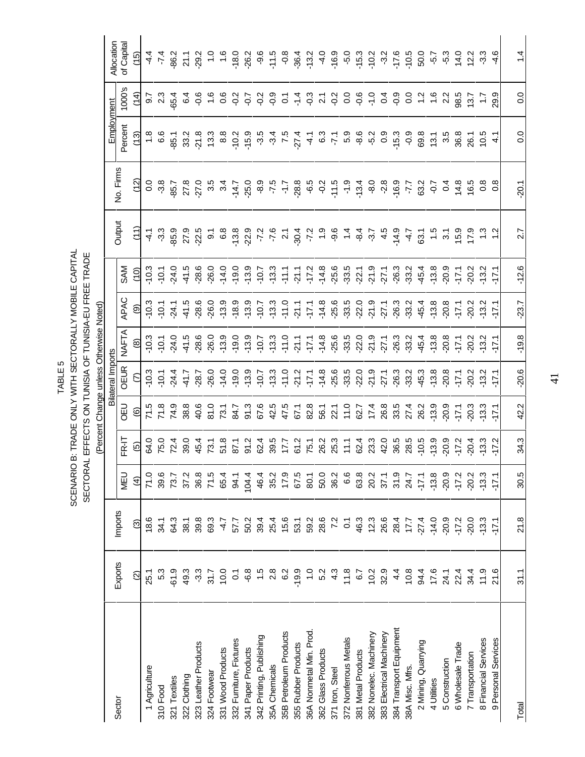TABLE 5
SCENARIO B: TRADE ONLY WITH SECTORALLY MOBILE CAPITAL
SECTORAL EFFECTS ON TUNISIA OF TUNISIA-EU FREE TRADE
(Percent Change unless Otherwise Noted)

| Sector | Exports | Imports | Bilateral Imports | | | | | | | Output | No. Firms | Employment | | Allocation of Capital |
|---|---|---|---|---|---|---|---|---|---|---|---|---|---|---|
| | | | MEU | FR-IT | OEU | OEUR | NAFTA | APAC | SAM | | | Percent | 1000's | |
| | (2) | (3) | (4) | (5) | (6) | (7) | (8) | (9) | (10) | (11) | (12) | (13) | (14) | (15) |
| 1 Agriculture | 25.1 | 18.6 | 71.0 | 64.0 | 71.5 | -10.3 | -10.3 | -10.3 | -10.3 | -4.1 | 0.0 | 1.8 | 9.7 | -4.4 |
| 310 Food | 5.3 | 34.1 | 39.6 | 75.0 | 71.8 | -10.1 | -10.1 | -10.1 | -10.1 | -3.3 | -3.8 | 6.6 | 2.3 | -7.4 |
| 321 Textiles | -61.9 | 64.3 | 73.7 | 72.4 | 74.9 | -24.4 | -24.0 | -24.1 | -24.0 | -85.9 | -85.7 | -85.1 | -65.4 | -86.2 |
| 322 Clothing | 49.3 | 38.1 | 37.2 | 39.0 | 38.8 | -41.7 | -41.5 | -41.5 | -41.5 | 27.9 | 27.8 | 33.2 | 6.4 | 21.1 |
| 323 Leather Products | -3.3 | 39.8 | 36.8 | 45.4 | 40.6 | -28.7 | -28.6 | -28.6 | -28.6 | -22.5 | -27.0 | -21.8 | -0.6 | -29.2 |
| 324 Footwear | 31.7 | 69.3 | 71.5 | 73.1 | 81.0 | -26.0 | -26.0 | -26.0 | -26.0 | 9.1 | 3.5 | 13.3 | 1.6 | 1.0 |
| 331 Wood Products | 10.0 | -4.7 | 65.4 | 51.8 | 73.1 | -14.0 | -13.9 | -13.9 | -14.0 | 6.8 | 3.4 | 8.8 | 0.6 | 1.6 |
| 332 Furniture, Fixtures | 0.1 | 57.7 | 94.1 | 87.1 | 84.7 | -19.0 | -19.0 | -18.9 | -19.0 | -13.8 | -14.7 | -10.2 | -0.2 | -18.0 |
| 341 Paper Products | -6.8 | 50.2 | 104.4 | 91.2 | 91.3 | -13.9 | -13.9 | -13.9 | -13.9 | -22.9 | -25.0 | -15.9 | -0.7 | -26.2 |
| 342 Printing, Publishing | 1.5 | 39.4 | 46.4 | 62.4 | 67.6 | -10.7 | -10.7 | -10.7 | -10.7 | -7.2 | -8.9 | -3.5 | -0.2 | -9.6 |
| 35A Chemicals | 2.8 | 25.4 | 35.2 | 39.5 | 42.5 | -13.3 | -13.3 | -13.3 | -13.3 | -7.6 | -7.5 | -3.4 | -0.9 | -11.5 |
| 35B Petroleum Products | 6.2 | 15.6 | 17.9 | 17.7 | 47.5 | -11.0 | -11.0 | -11.0 | -11.1 | 2.1 | -1.7 | 7.5 | 0.1 | -0.8 |
| 355 Rubber Products | -19.9 | 53.1 | 67.5 | 61.2 | 67.1 | -21.2 | -21.1 | -21.1 | -21.1 | -30.4 | -28.8 | -27.4 | -1.4 | -36.4 |
| 36A Nonmetal Min. Prod. | 1.0 | 59.2 | 80.1 | 75.1 | 82.8 | -17.1 | -17.1 | -17.1 | -17.2 | -7.2 | -6.5 | -4.1 | -0.3 | -13.2 |
| 362 Glass Products | 5.2 | 28.6 | 50.0 | 26.2 | 56.1 | -14.8 | -14.8 | -14.8 | -14.8 | 1.9 | -0.2 | 6.3 | 2.1 | -4.0 |
| 371 Iron, Steel | 4.3 | 7.2 | 36.2 | 25.3 | 22.1 | -25.6 | -25.6 | -25.6 | -25.6 | -9.6 | -11.5 | -7.1 | -0.2 | -16.9 |
| 372 Nonferrous Metals | 11.8 | 0.1 | 6.6 | 11.1 | 11.0 | -33.5 | -33.5 | -33.5 | -33.5 | 1.4 | -1.9 | 5.9 | 0.0 | -5.0 |
| 381 Metal Products | 6.7 | 46.3 | 63.8 | 62.4 | 62.7 | -22.0 | -22.0 | -22.0 | -22.1 | -8.4 | -13.4 | -8.6 | -0.6 | -15.3 |
| 382 Nonelec. Machinery | 10.2 | 12.3 | 20.2 | 23.3 | 17.4 | -21.9 | -21.9 | -21.9 | -21.9 | -3.7 | -8.0 | -5.2 | -1.0 | -10.2 |
| 383 Electrical Machinery | 32.9 | 26.6 | 37.1 | 42.0 | 26.8 | -27.1 | -27.1 | -27.1 | -27.1 | 4.5 | -2.8 | 0.9 | 0.4 | -3.2 |
| 384 Transport Equipment | 4.4 | 28.4 | 31.9 | 36.5 | 33.5 | -26.3 | -26.3 | -26.3 | -26.3 | -14.9 | -16.9 | -15.3 | -0.9 | -17.6 |
| 38A Misc. Mfrs. | 10.8 | 17.7 | 24.7 | 28.5 | 27.4 | -33.2 | -33.2 | -33.2 | -33.2 | -4.7 | -7.7 | -0.9 | 0.0 | -10.5 |
| 2 Mining, Quarrying | 94.4 | -27.4 | -17.1 | -10.5 | 26.2 | -45.3 | -45.4 | -45.4 | -45.4 | 63.1 | 63.2 | 69.8 | 1.2 | 50.0 |
| 4 Utilities | 17.6 | -14.0 | -13.8 | -13.9 | -13.9 | -13.8 | -13.8 | -13.8 | -13.8 | 1.5 | -0.7 | 13.1 | 1.6 | -5.7 |
| 5 Construction | 24.1 | -20.9 | -20.9 | -20.9 | -20.9 | -20.8 | -20.8 | -20.8 | -20.9 | 3.1 | 0.4 | 3.5 | 2.2 | -5.3 |
| 6 Wholesale Trade | 22.4 | -17.2 | -17.2 | -17.2 | -17.1 | -17.1 | -17.1 | -17.1 | -17.1 | 15.9 | 14.8 | 36.8 | 98.5 | 14.0 |
| 7 Transportation | 34.4 | -20.0 | -20.2 | -20.4 | -20.3 | -20.2 | -20.2 | -20.2 | -20.2 | 17.9 | 16.5 | 26.1 | 13.7 | 12.2 |
| 8 Financial Services | 11.9 | -13.3 | -13.3 | -13.3 | -13.3 | -13.2 | -13.2 | -13.2 | -13.2 | 1.3 | 0.8 | 10.5 | 1.7 | -3.3 |
| 9 Personal Services | 21.6 | -17.1 | -17.1 | -17.2 | -17.1 | -17.1 | -17.1 | -17.1 | -17.1 | 1.2 | 0.8 | 4.1 | 29.9 | -4.6 |
| Total | 31.1 | 21.8 | 30.5 | 34.3 | 42.2 | -20.6 | -19.8 | -23.7 | -12.6 | 2.7 | -20.1 | 0.0 | 0.0 | 1.4 |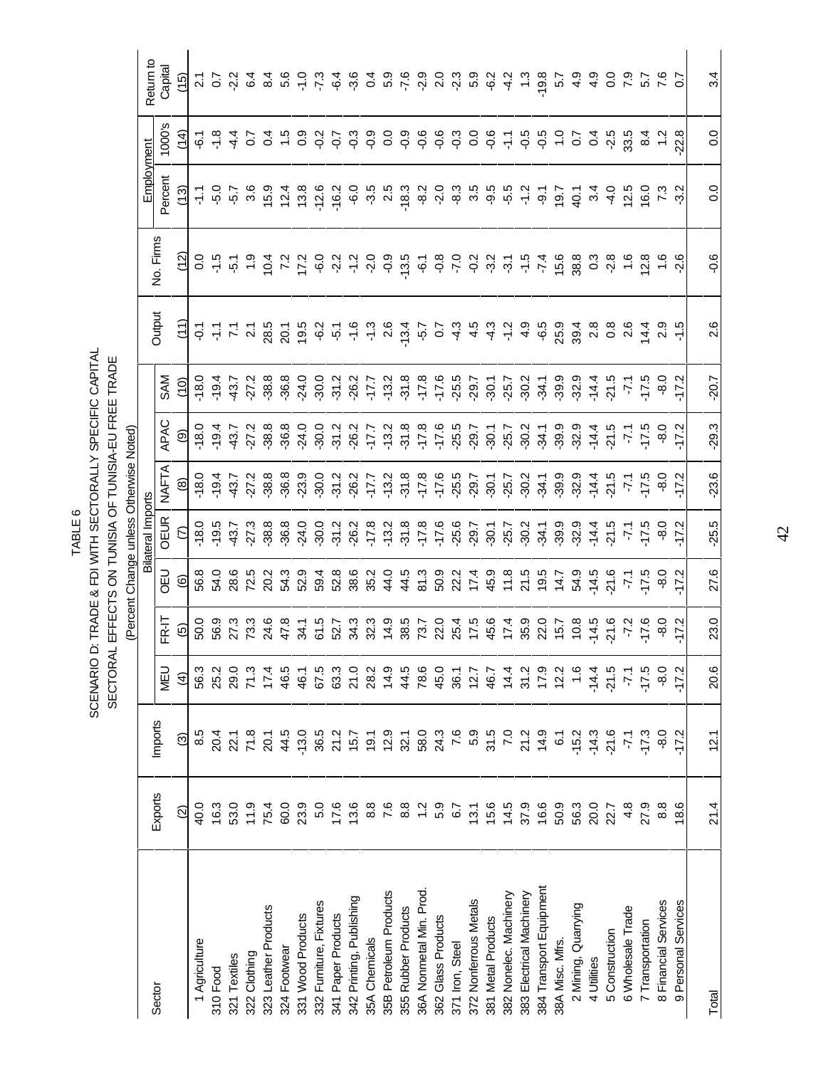TABLE 6
SCENARIO D: TRADE & FDI WITH SECTORALLY SPECIFIC CAPITAL
SECTORAL EFFECTS ON TUNISIA OF TUNISIA-EU FREE TRADE
(Percent Change unless Otherwise Noted)

| Sector | Exports | Imports | Bilateral Imports | | | | | | | Output | No. Firms | Employment | | Return to Capital |
|---|---|---|---|---|---|---|---|---|---|---|---|---|---|---|
| | | | MEU | FR-IT | OEU | OEUR | NAFTA | APAC | SAM | | | Percent | 1000's | |
| | (2) | (3) | (4) | (5) | (6) | (7) | (8) | (9) | (10) | (11) | (12) | (13) | (14) | (15) |
| 1 Agriculture | 40.0 | 8.5 | 56.3 | 50.0 | 56.8 | -18.0 | -18.0 | -18.0 | -18.0 | -0.1 | 0.0 | -1.1 | -6.1 | 2.1 |
| 310 Food | 16.3 | 20.4 | 25.2 | 56.9 | 54.0 | -19.5 | -19.4 | -19.4 | -19.4 | -1.1 | -1.5 | -5.0 | -1.8 | 0.7 |
| 321 Textiles | 53.0 | 22.1 | 29.0 | 27.3 | 28.6 | -43.7 | -43.7 | -43.7 | -43.7 | 7.1 | -5.1 | -5.7 | -4.4 | -2.2 |
| 322 Clothing | 11.9 | 71.8 | 71.3 | 73.3 | 72.5 | -27.3 | -27.2 | -27.2 | -27.2 | 2.1 | 1.9 | 3.6 | 0.7 | 6.4 |
| 323 Leather Products | 75.4 | 20.1 | 17.4 | 24.6 | 20.2 | -38.8 | -38.8 | -38.8 | -38.8 | 28.5 | 10.4 | 15.9 | 0.4 | 8.4 |
| 324 Footwear | 60.0 | 44.5 | 46.5 | 47.8 | 54.3 | -36.8 | -36.8 | -36.8 | -36.8 | 20.1 | 7.2 | 12.4 | 1.5 | 5.6 |
| 331 Wood Products | 23.9 | -13.0 | 46.1 | 34.1 | 52.9 | -24.0 | -23.9 | -24.0 | -24.0 | 19.5 | 17.2 | 13.8 | 0.9 | -1.0 |
| 332 Furniture, Fixtures | 5.0 | 36.5 | 67.5 | 61.5 | 59.4 | -30.0 | -30.0 | -30.0 | -30.0 | -6.2 | -6.0 | -12.6 | -0.2 | -7.3 |
| 341 Paper Products | 17.6 | 21.2 | 63.3 | 52.7 | 52.8 | -31.2 | -31.2 | -31.2 | -31.2 | -5.1 | -2.2 | -16.2 | -0.7 | -6.4 |
| 342 Printing, Publishing | 13.6 | 15.7 | 21.0 | 34.3 | 38.6 | -26.2 | -26.2 | -26.2 | -26.2 | -1.6 | -1.2 | -6.0 | -0.3 | -3.6 |
| 35A Chemicals | 8.8 | 19.1 | 28.2 | 32.3 | 35.2 | -17.8 | -17.7 | -17.7 | -17.7 | -1.3 | -2.0 | -3.5 | -0.9 | 0.4 |
| 35B Petroleum Products | 7.6 | 12.9 | 14.9 | 14.9 | 44.0 | -13.2 | -13.2 | -13.2 | -13.2 | 2.6 | -0.9 | 2.5 | 0.0 | 5.9 |
| 355 Rubber Products | 8.8 | 32.1 | 44.5 | 38.5 | 44.5 | -31.8 | -31.8 | -31.8 | -31.8 | -13.4 | -13.5 | -18.3 | -0.9 | -7.6 |
| 36A Nonmetal Min. Prod. | 1.2 | 58.0 | 78.6 | 73.7 | 81.3 | -17.8 | -17.8 | -17.8 | -17.8 | -5.7 | -6.1 | -8.2 | -0.6 | -2.9 |
| 362 Glass Products | 5.9 | 24.3 | 45.0 | 22.0 | 50.9 | -17.6 | -17.6 | -17.6 | -17.6 | 0.7 | -0.8 | -2.0 | -0.6 | 2.0 |
| 371 Iron, Steel | 6.7 | 7.6 | 36.1 | 25.4 | 22.2 | -25.6 | -25.5 | -25.5 | -25.5 | -4.3 | -7.0 | -8.3 | -0.3 | -2.3 |
| 372 Nonferrous Metals | 13.1 | 5.9 | 12.7 | 17.5 | 17.4 | -29.7 | -29.7 | -29.7 | -29.7 | 4.5 | -0.2 | 3.5 | 0.0 | 5.9 |
| 381 Metal Products | 15.6 | 31.5 | 46.7 | 45.6 | 45.9 | -30.1 | -30.1 | -30.1 | -30.1 | -4.3 | -3.2 | -9.5 | -0.6 | -6.2 |
| 382 Nonelec. Machinery | 14.5 | 7.0 | 14.4 | 17.4 | 11.8 | -25.7 | -25.7 | -25.7 | -25.7 | -1.2 | -3.1 | -5.5 | -1.1 | -4.2 |
| 383 Electrical Machinery | 37.9 | 21.2 | 31.2 | 35.9 | 21.5 | -30.2 | -30.2 | -30.2 | -30.2 | 4.9 | -1.5 | -1.2 | -0.5 | 1.3 |
| 384 Transport Equipment | 16.6 | 14.9 | 17.9 | 22.0 | 19.5 | -34.1 | -34.1 | -34.1 | -34.1 | -6.5 | -7.4 | -9.1 | -0.5 | -19.8 |
| 38A Misc. Mfrs. | 50.9 | 6.1 | 12.2 | 15.7 | 14.7 | -39.9 | -39.9 | -39.9 | -39.9 | 25.9 | 15.6 | 19.7 | 1.0 | 5.7 |
| 2 Mining, Quarrying | 56.3 | -15.2 | 1.6 | 10.8 | 54.9 | -32.9 | -32.9 | -32.9 | -32.9 | 39.4 | 38.8 | 40.1 | 0.7 | 4.9 |
| 4 Utilities | 20.0 | -14.3 | -14.4 | -14.5 | -14.5 | -14.4 | -14.4 | -14.4 | -14.4 | 2.8 | 0.3 | 3.4 | 0.4 | 4.9 |
| 5 Construction | 22.7 | -21.6 | -21.5 | -21.6 | -21.6 | -21.5 | -21.5 | -21.5 | -21.5 | 0.8 | -2.8 | -4.0 | -2.5 | 0.0 |
| 6 Wholesale Trade | 4.8 | -7.1 | -7.1 | -7.2 | -7.1 | -7.1 | -7.1 | -7.1 | -7.1 | 2.6 | 1.6 | 12.5 | 33.5 | 7.9 |
| 7 Transportation | 27.9 | -17.3 | -17.5 | -17.6 | -17.5 | -17.5 | -17.5 | -17.5 | -17.5 | 14.4 | 12.8 | 16.0 | 8.4 | 5.7 |
| 8 Financial Services | 8.8 | -8.0 | -8.0 | -8.0 | -8.0 | -8.0 | -8.0 | -8.0 | -8.0 | 2.9 | 1.6 | 7.3 | 1.2 | 7.6 |
| 9 Personal Services | 18.6 | -17.2 | -17.2 | -17.2 | -17.2 | -17.2 | -17.2 | -17.2 | -17.2 | -1.5 | -2.6 | -3.2 | -22.8 | 0.7 |
| Total | 21.4 | 12.1 | 20.6 | 23.0 | 27.6 | -25.5 | -23.6 | -29.3 | -20.7 | 2.6 | -0.6 | 0.0 | 0.0 | 3.4 |